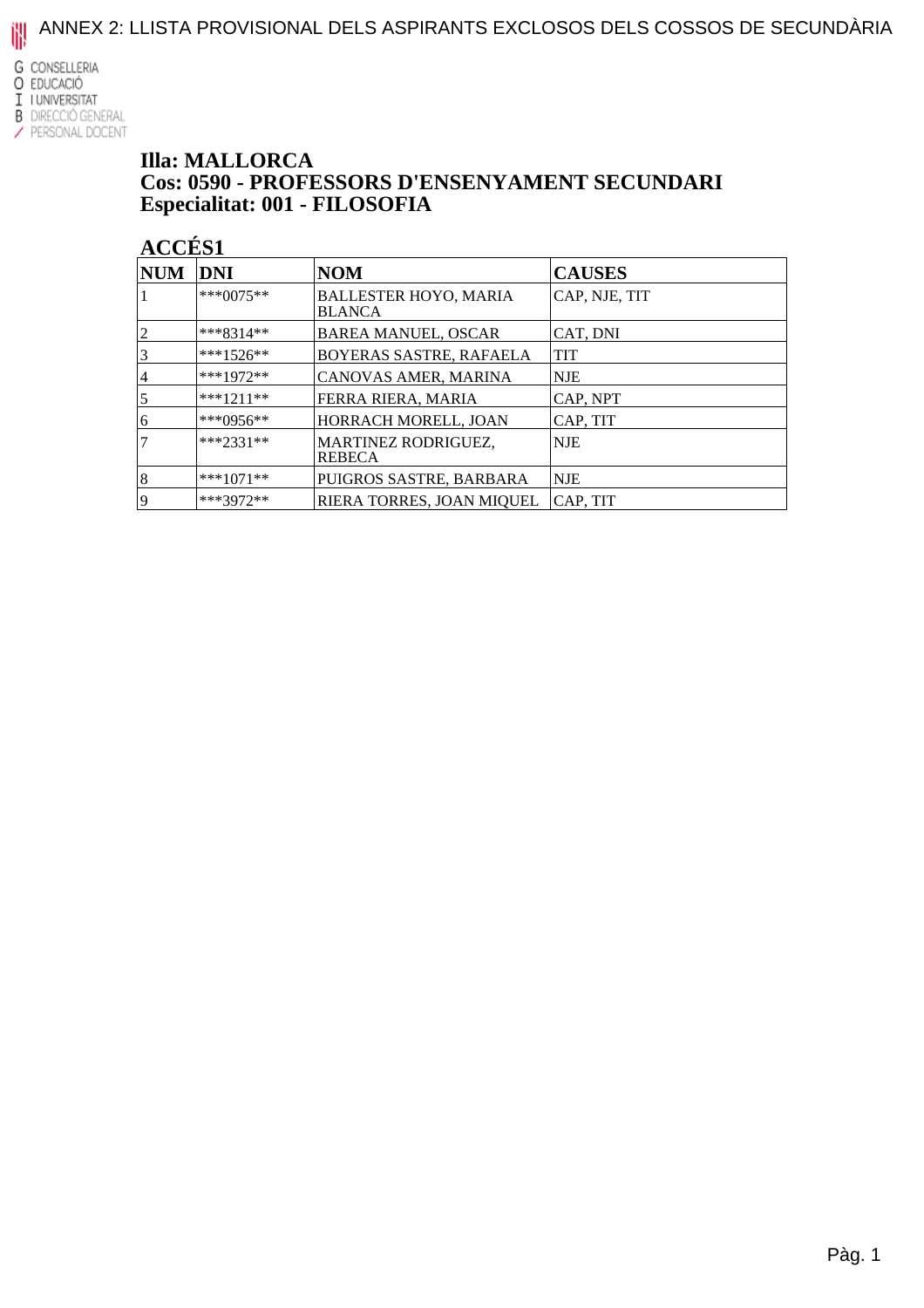# ANNEX 2: LLISTA PROVISIONAL DELS ASPIRANTS EXCLOSOS DELS COSSOS DE SECUNDÀRIA

G CONSELLERIA
O EDUCACIÓ
I I UNIVERSITAT
B DIRECCIÓ GENERAL
/ PERSONAL DOCENT

## Illa: MALLORCA
## Cos: 0590 - PROFESSORS D'ENSENYAMENT SECUNDARI
## Especialitat: 001 - FILOSOFIA

### ACCÉS1

| NUM | DNI | NOM | CAUSES |
|---|---|---|---|
| 1 | ***0075** | BALLESTER HOYO, MARIA BLANCA | CAP, NJE, TIT |
| 2 | ***8314** | BAREA MANUEL, OSCAR | CAT, DNI |
| 3 | ***1526** | BOYERAS SASTRE, RAFAELA | TIT |
| 4 | ***1972** | CANOVAS AMER, MARINA | NJE |
| 5 | ***1211** | FERRA RIERA, MARIA | CAP, NPT |
| 6 | ***0956** | HORRACH MORELL, JOAN | CAP, TIT |
| 7 | ***2331** | MARTINEZ RODRIGUEZ, REBECA | NJE |
| 8 | ***1071** | PUIGROS SASTRE, BARBARA | NJE |
| 9 | ***3972** | RIERA TORRES, JOAN MIQUEL | CAP, TIT |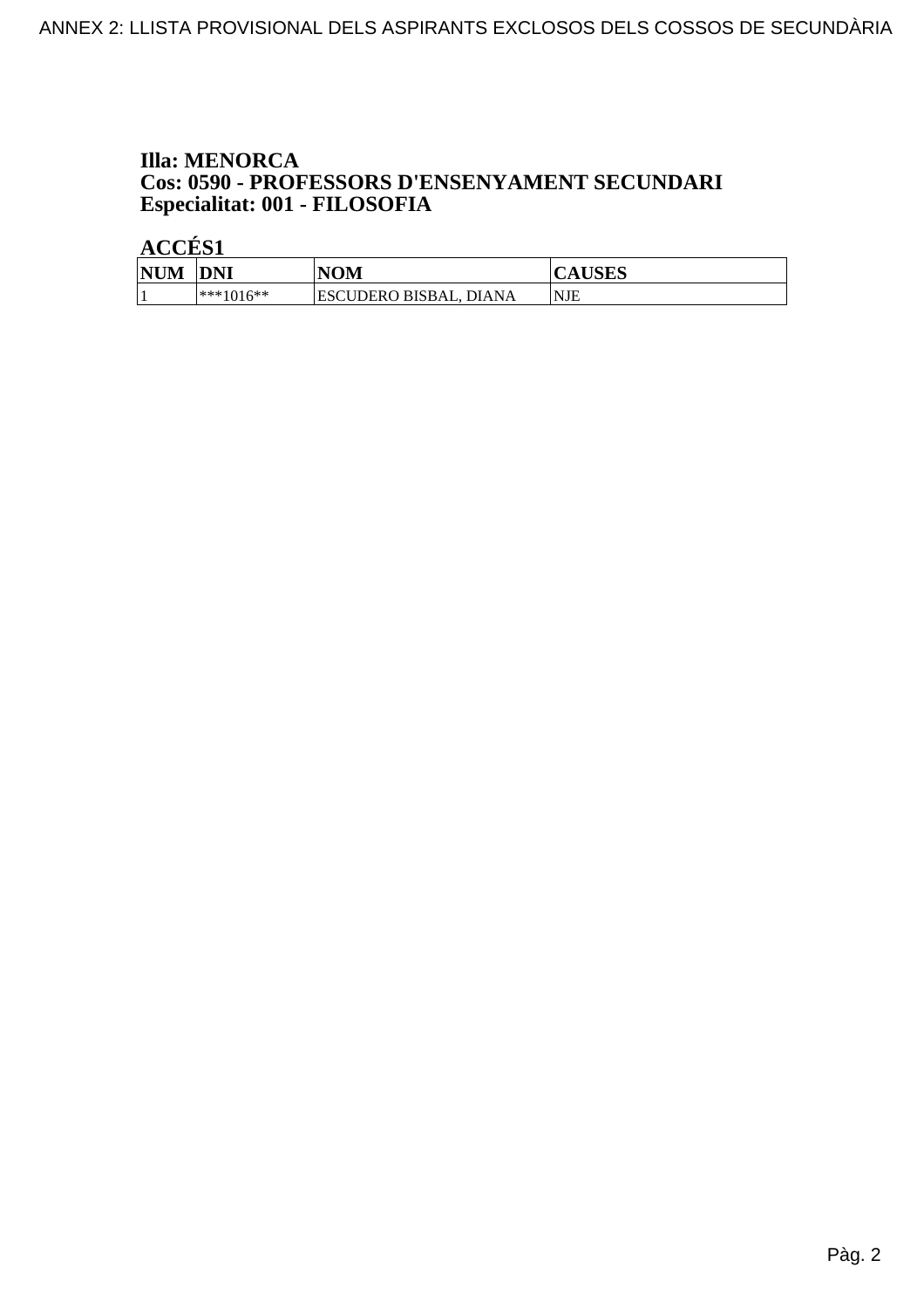**Illa: MENORCA**
**Cos: 0590 - PROFESSORS D'ENSENYAMENT SECUNDARI**
**Especialitat: 001 - FILOSOFIA**

**ACCÉS1**

| NUM | DNI | NOM | CAUSES |
|---|---|---|---|
| 1 | ***1016** | ESCUDERO BISBAL, DIANA | NJE |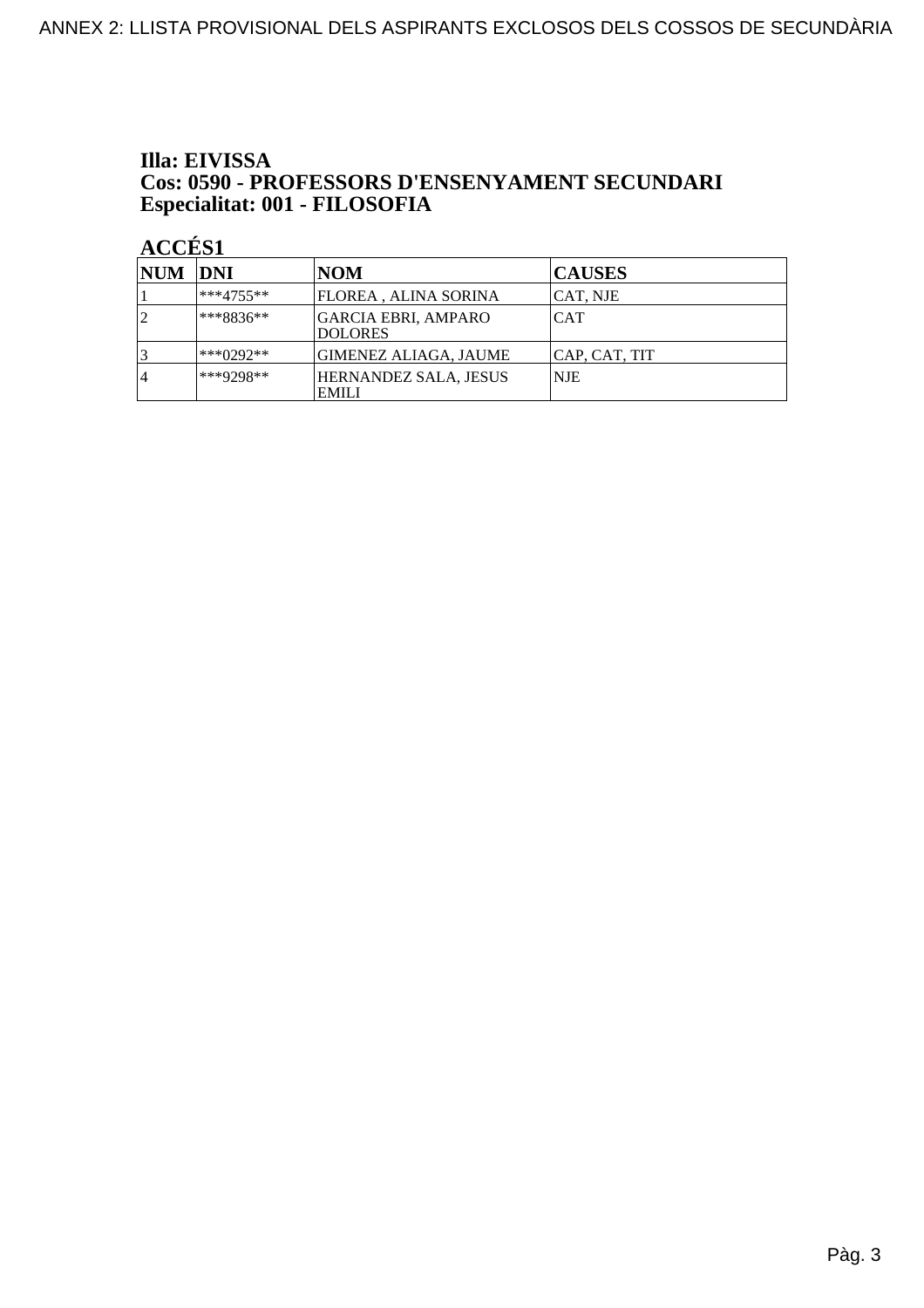**Illa: EIVISSA**
**Cos: 0590 - PROFESSORS D'ENSENYAMENT SECUNDARI**
**Especialitat: 001 - FILOSOFIA**

**ACCÉS1**

| NUM | DNI | NOM | CAUSES |
|---|---|---|---|
| 1 | ***4755** | FLOREA , ALINA SORINA | CAT, NJE |
| 2 | ***8836** | GARCIA EBRI, AMPARO DOLORES | CAT |
| 3 | ***0292** | GIMENEZ ALIAGA, JAUME | CAP, CAT, TIT |
| 4 | ***9298** | HERNANDEZ SALA, JESUS EMILI | NJE |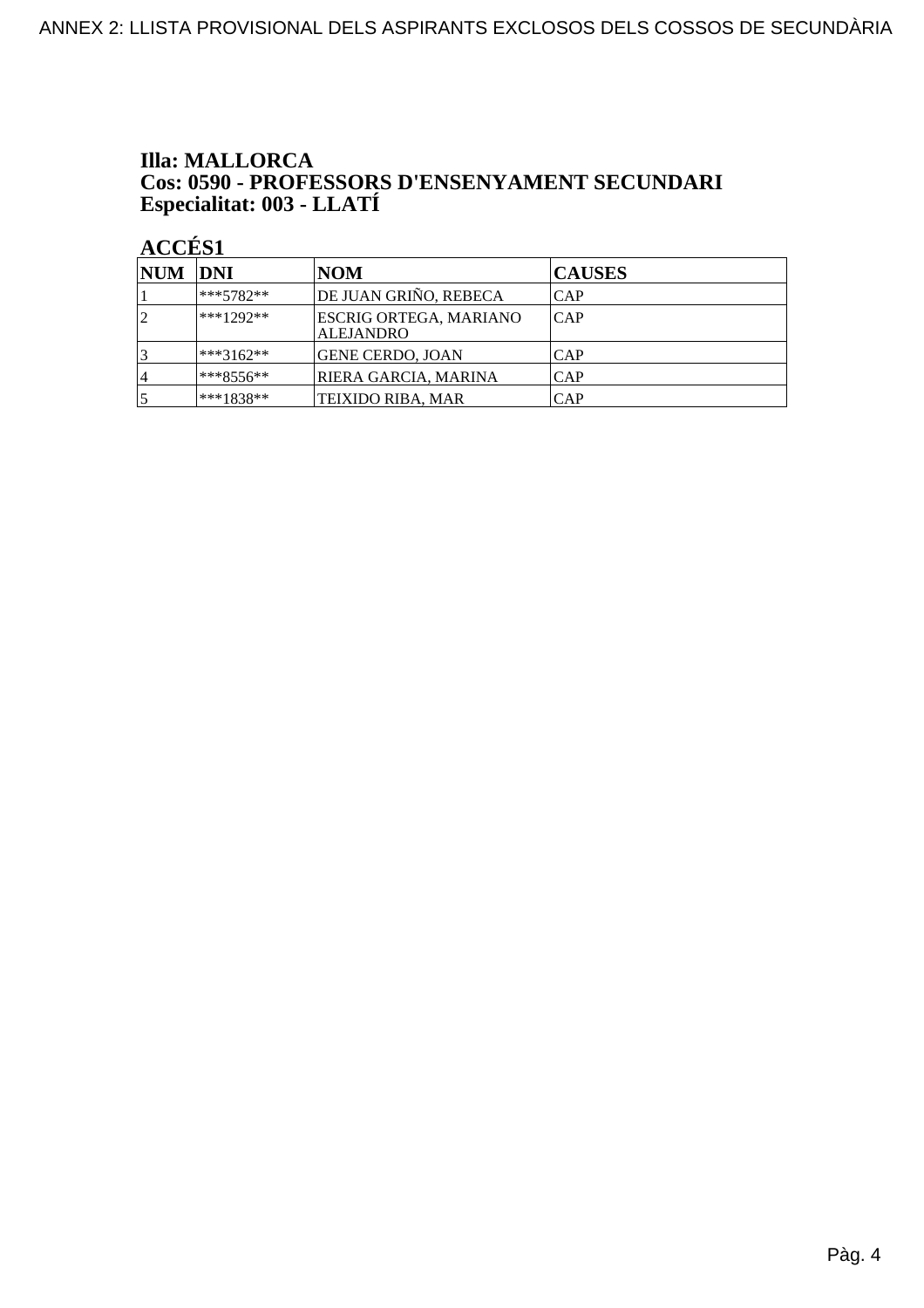# ANNEX 2: LLISTA PROVISIONAL DELS ASPIRANTS EXCLOSOS DELS COSSOS DE SECUNDÀRIA

## Illa: MALLORCA
## Cos: 0590 - PROFESSORS D'ENSENYAMENT SECUNDARI
## Especialitat: 003 - LLATÍ

### ACCÉS1

| NUM | DNI | NOM | CAUSES |
|---|---|---|---|
| 1 | ***5782** | DE JUAN GRIÑO, REBECA | CAP |
| 2 | ***1292** | ESCRIG ORTEGA, MARIANO ALEJANDRO | CAP |
| 3 | ***3162** | GENE CERDO, JOAN | CAP |
| 4 | ***8556** | RIERA GARCIA, MARINA | CAP |
| 5 | ***1838** | TEIXIDO RIBA, MAR | CAP |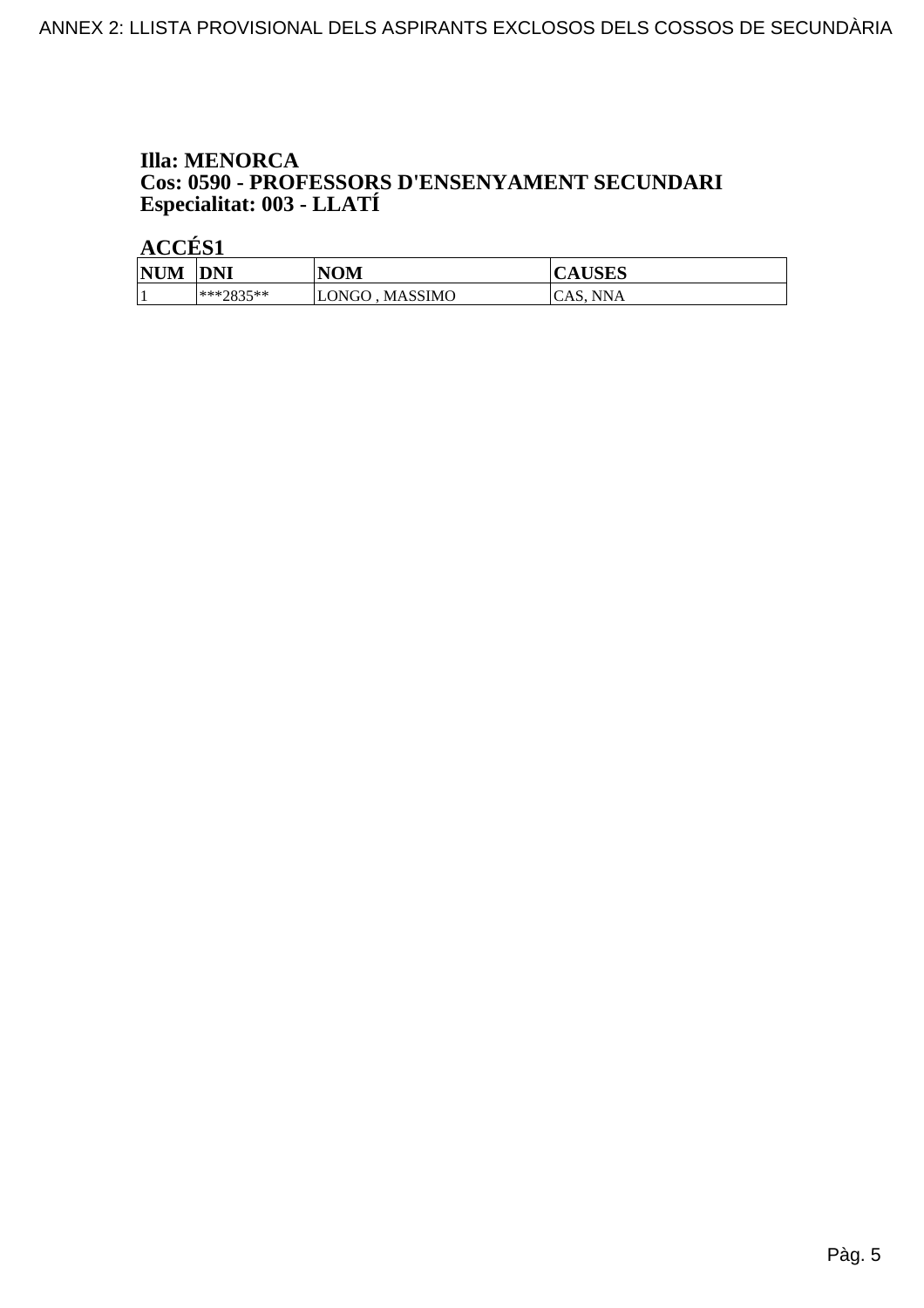**Illa: MENORCA**
**Cos: 0590 - PROFESSORS D'ENSENYAMENT SECUNDARI**
**Especialitat: 003 - LLATÍ**

**ACCÉS1**

| NUM | DNI | NOM | CAUSES |
|---|---|---|---|
| 1 | ***2835** | LONGO , MASSIMO | CAS, NNA |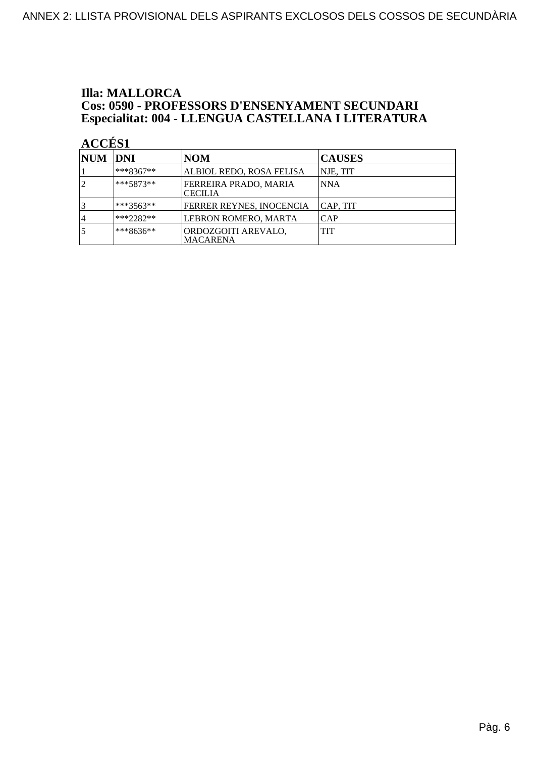# Illa: MALLORCA
## Cos: 0590 - PROFESSORS D'ENSENYAMENT SECUNDARI
## Especialitat: 004 - LLENGUA CASTELLANA I LITERATURA

### ACCÉS1

| NUM | DNI | NOM | CAUSES |
|---|---|---|---|
| 1 | ***8367** | ALBIOL REDO, ROSA FELISA | NJE, TIT |
| 2 | ***5873** | FERREIRA PRADO, MARIA CECILIA | NNA |
| 3 | ***3563** | FERRER REYNES, INOCENCIA | CAP, TIT |
| 4 | ***2282** | LEBRON ROMERO, MARTA | CAP |
| 5 | ***8636** | ORDOZGOITI AREVALO, MACARENA | TIT |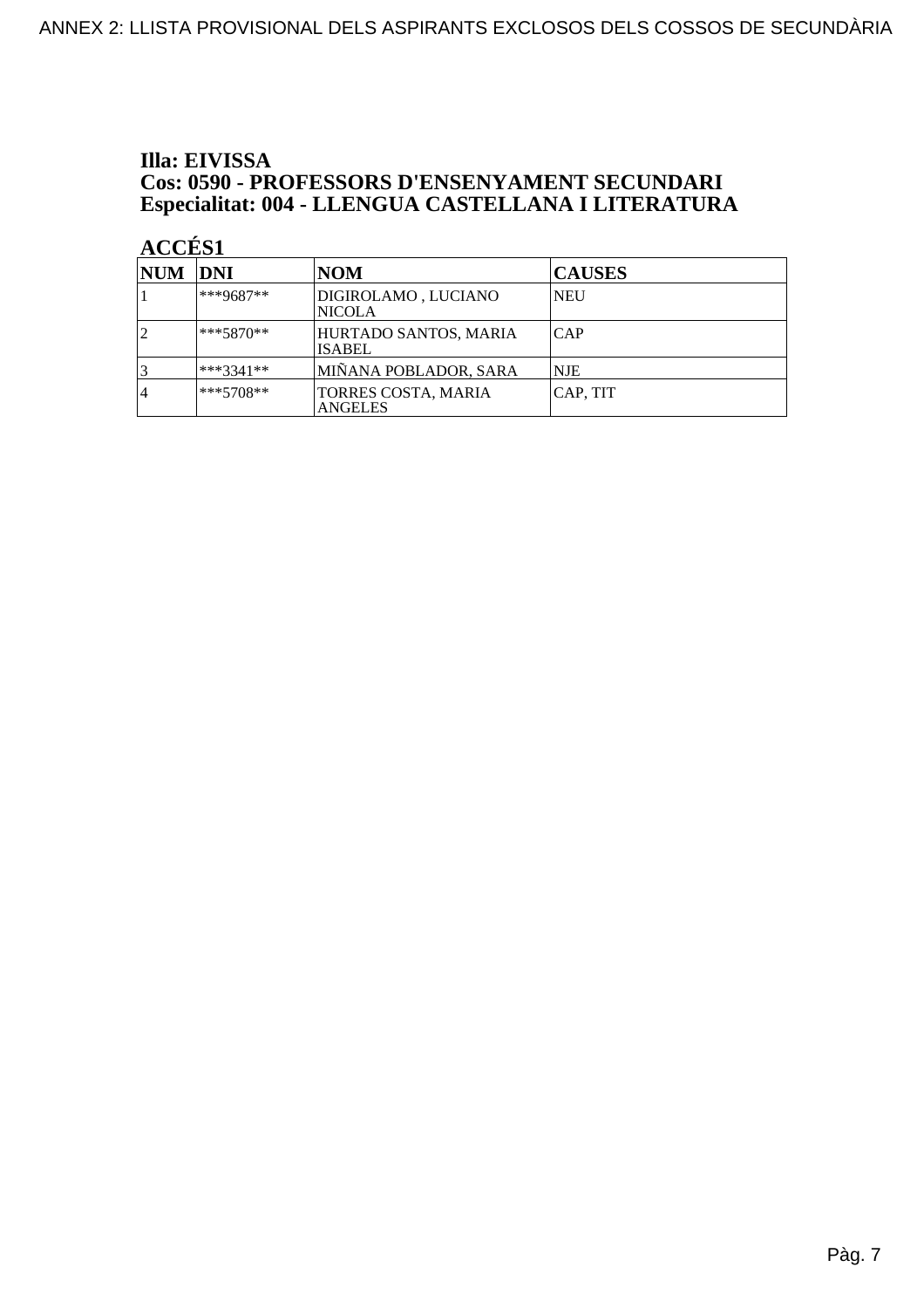### Illa: EIVISSA
### Cos: 0590 - PROFESSORS D'ENSENYAMENT SECUNDARI
### Especialitat: 004 - LLENGUA CASTELLANA I LITERATURA

**ACCÉS1**

| NUM | DNI | NOM | CAUSES |
|---|---|---|---|
| 1 | ***9687** | DIGIROLAMO , LUCIANO NICOLA | NEU |
| 2 | ***5870** | HURTADO SANTOS, MARIA ISABEL | CAP |
| 3 | ***3341** | MIÑANA POBLADOR, SARA | NJE |
| 4 | ***5708** | TORRES COSTA, MARIA ANGELES | CAP, TIT |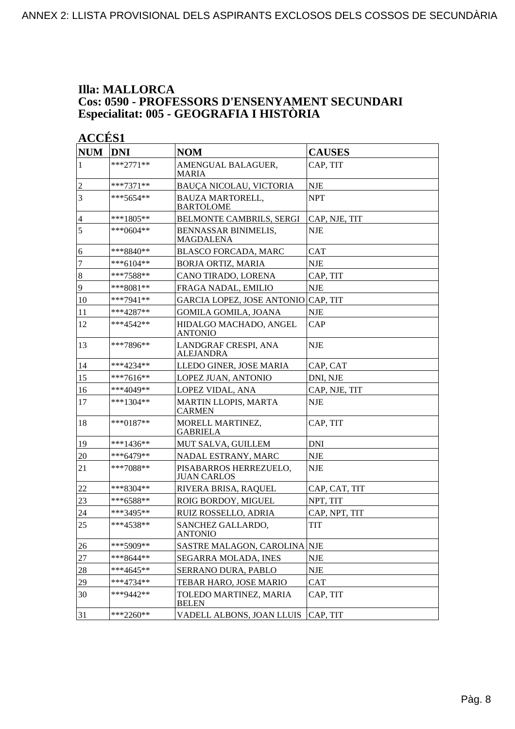### Illa: MALLORCA
### Cos: 0590 - PROFESSORS D'ENSENYAMENT SECUNDARI
### Especialitat: 005 - GEOGRAFIA I HISTÒRIA

**ACCÉS1**

| NUM | DNI | NOM | CAUSES |
|---|---|---|---|
| 1 | ***2771** | AMENGUAL BALAGUER, MARIA | CAP, TIT |
| 2 | ***7371** | BAUÇA NICOLAU, VICTORIA | NJE |
| 3 | ***5654** | BAUZA MARTORELL, BARTOLOME | NPT |
| 4 | ***1805** | BELMONTE CAMBRILS, SERGI | CAP, NJE, TIT |
| 5 | ***0604** | BENNASSAR BINIMELIS, MAGDALENA | NJE |
| 6 | ***8840** | BLASCO FORCADA, MARC | CAT |
| 7 | ***6104** | BORJA ORTIZ, MARIA | NJE |
| 8 | ***7588** | CANO TIRADO, LORENA | CAP, TIT |
| 9 | ***8081** | FRAGA NADAL, EMILIO | NJE |
| 10 | ***7941** | GARCIA LOPEZ, JOSE ANTONIO | CAP, TIT |
| 11 | ***4287** | GOMILA GOMILA, JOANA | NJE |
| 12 | ***4542** | HIDALGO MACHADO, ANGEL ANTONIO | CAP |
| 13 | ***7896** | LANDGRAF CRESPI, ANA ALEJANDRA | NJE |
| 14 | ***4234** | LLEDO GINER, JOSE MARIA | CAP, CAT |
| 15 | ***7616** | LOPEZ JUAN, ANTONIO | DNI, NJE |
| 16 | ***4049** | LOPEZ VIDAL, ANA | CAP, NJE, TIT |
| 17 | ***1304** | MARTIN LLOPIS, MARTA CARMEN | NJE |
| 18 | ***0187** | MORELL MARTINEZ, GABRIELA | CAP, TIT |
| 19 | ***1436** | MUT SALVA, GUILLEM | DNI |
| 20 | ***6479** | NADAL ESTRANY, MARC | NJE |
| 21 | ***7088** | PISABARROS HERREZUELO, JUAN CARLOS | NJE |
| 22 | ***8304** | RIVERA BRISA, RAQUEL | CAP, CAT, TIT |
| 23 | ***6588** | ROIG BORDOY, MIGUEL | NPT, TIT |
| 24 | ***3495** | RUIZ ROSSELLO, ADRIA | CAP, NPT, TIT |
| 25 | ***4538** | SANCHEZ GALLARDO, ANTONIO | TIT |
| 26 | ***5909** | SASTRE MALAGON, CAROLINA | NJE |
| 27 | ***8644** | SEGARRA MOLADA, INES | NJE |
| 28 | ***4645** | SERRANO DURA, PABLO | NJE |
| 29 | ***4734** | TEBAR HARO, JOSE MARIO | CAT |
| 30 | ***9442** | TOLEDO MARTINEZ, MARIA BELEN | CAP, TIT |
| 31 | ***2260** | VADELL ALBONS, JOAN LLUIS | CAP, TIT |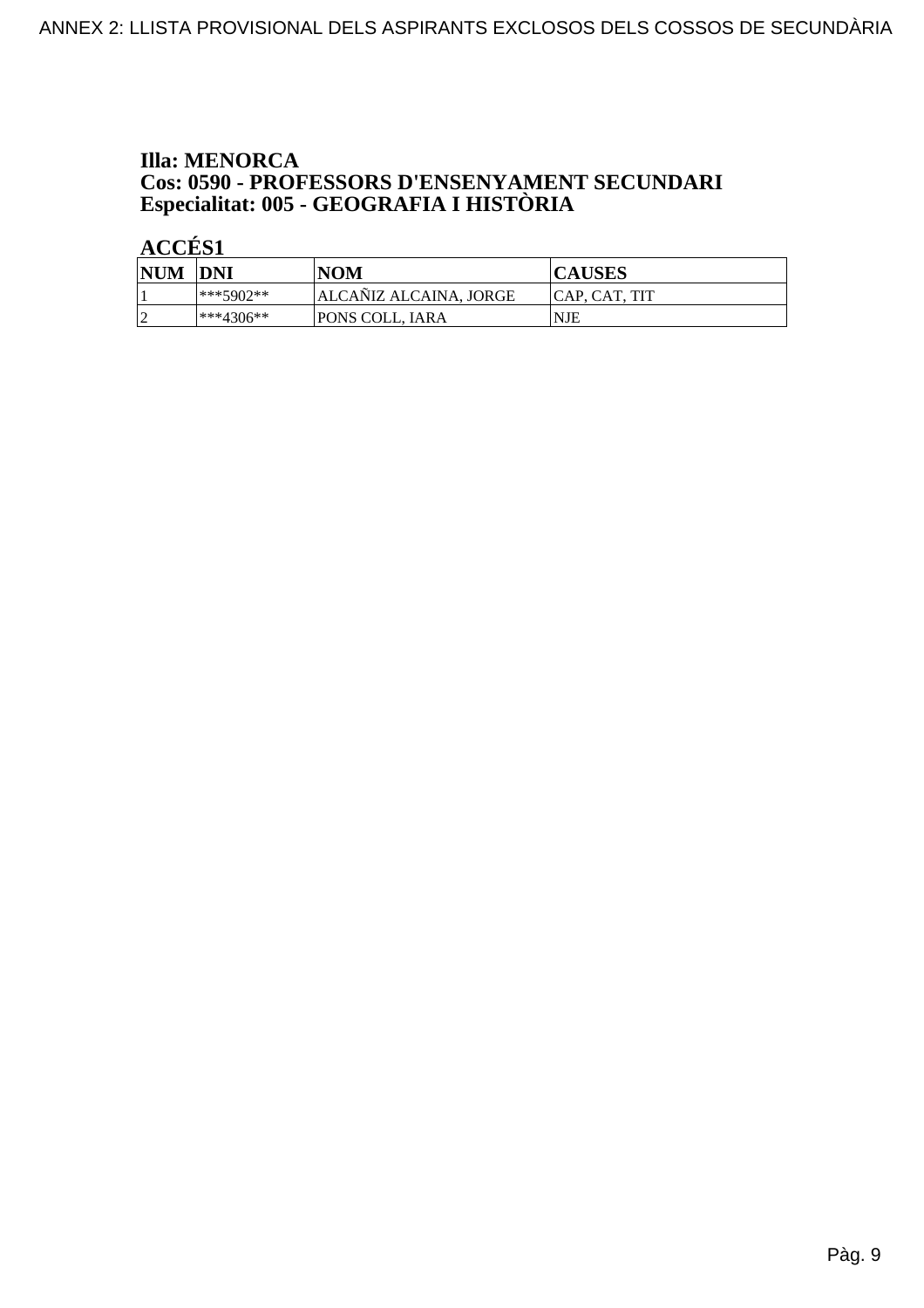**Illa: MENORCA**
**Cos: 0590 - PROFESSORS D'ENSENYAMENT SECUNDARI**
**Especialitat: 005 - GEOGRAFIA I HISTÒRIA**

**ACCÉS1**

| NUM | DNI | NOM | CAUSES |
|---|---|---|---|
| 1 | ***5902** | ALCAÑIZ ALCAINA, JORGE | CAP, CAT, TIT |
| 2 | ***4306** | PONS COLL, IARA | NJE |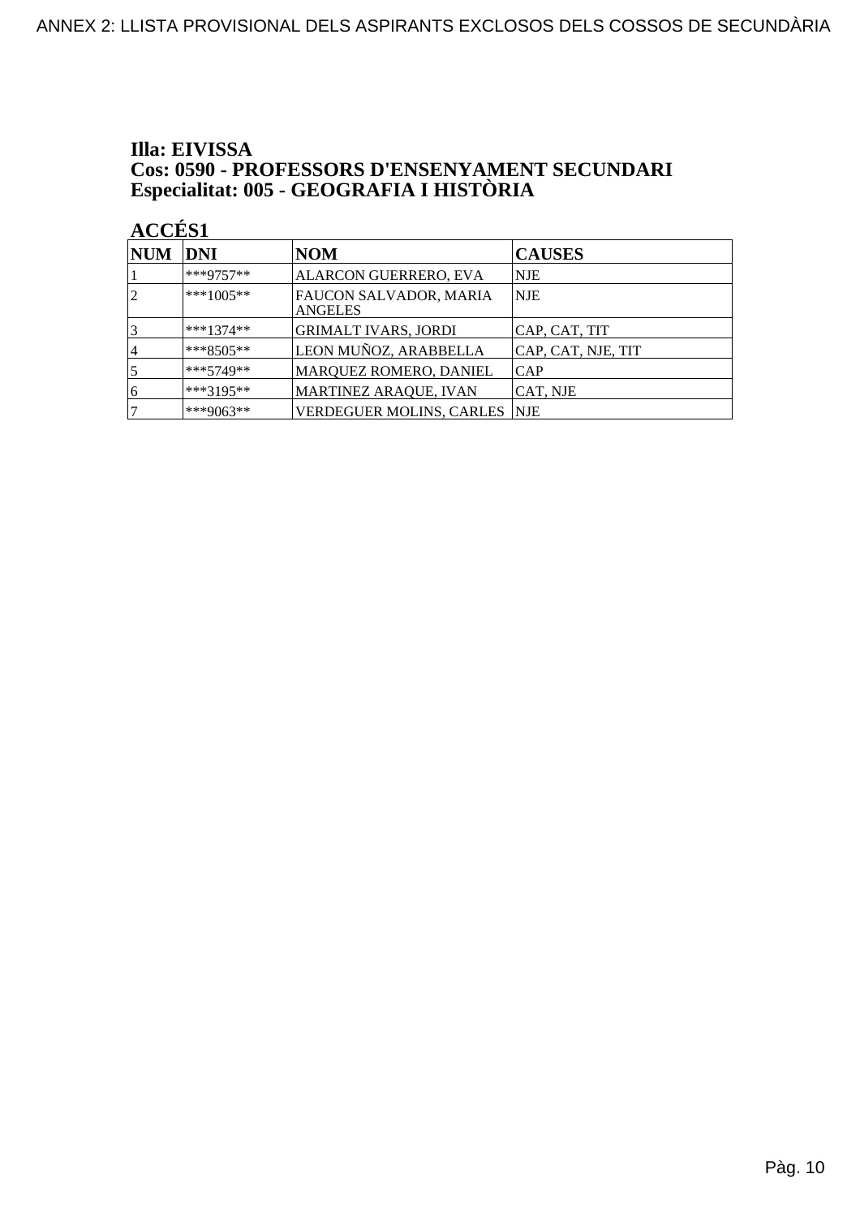**Illa: EIVISSA**
**Cos: 0590 - PROFESSORS D'ENSENYAMENT SECUNDARI**
**Especialitat: 005 - GEOGRAFIA I HISTÒRIA**

**ACCÉS1**

| NUM | DNI | NOM | CAUSES |
|---|---|---|---|
| 1 | ***9757** | ALARCON GUERRERO, EVA | NJE |
| 2 | ***1005** | FAUCON SALVADOR, MARIA ANGELES | NJE |
| 3 | ***1374** | GRIMALT IVARS, JORDI | CAP, CAT, TIT |
| 4 | ***8505** | LEON MUÑOZ, ARABBELLA | CAP, CAT, NJE, TIT |
| 5 | ***5749** | MARQUEZ ROMERO, DANIEL | CAP |
| 6 | ***3195** | MARTINEZ ARAQUE, IVAN | CAT, NJE |
| 7 | ***9063** | VERDEGUER MOLINS, CARLES | NJE |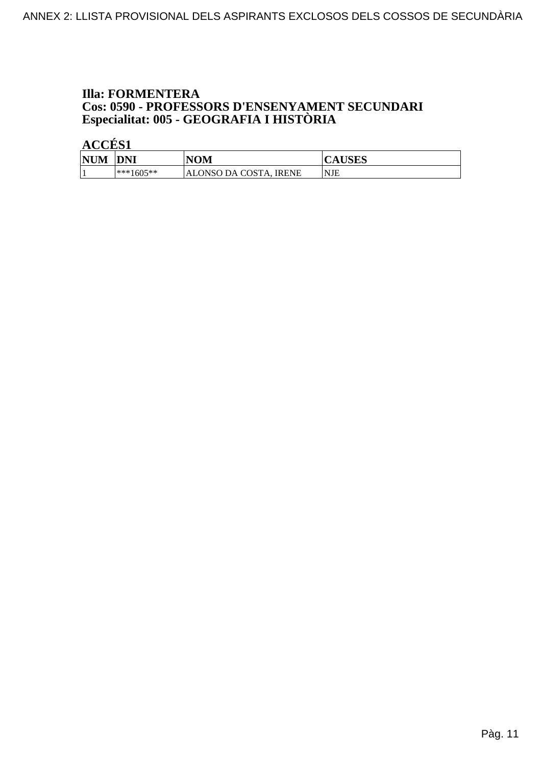**Illa: FORMENTERA**
**Cos: 0590 - PROFESSORS D'ENSENYAMENT SECUNDARI**
**Especialitat: 005 - GEOGRAFIA I HISTÒRIA**

**ACCÉS1**

| NUM | DNI | NOM | CAUSES |
| --- | --- | --- | --- |
| 1 | ***1605** | ALONSO DA COSTA, IRENE | NJE |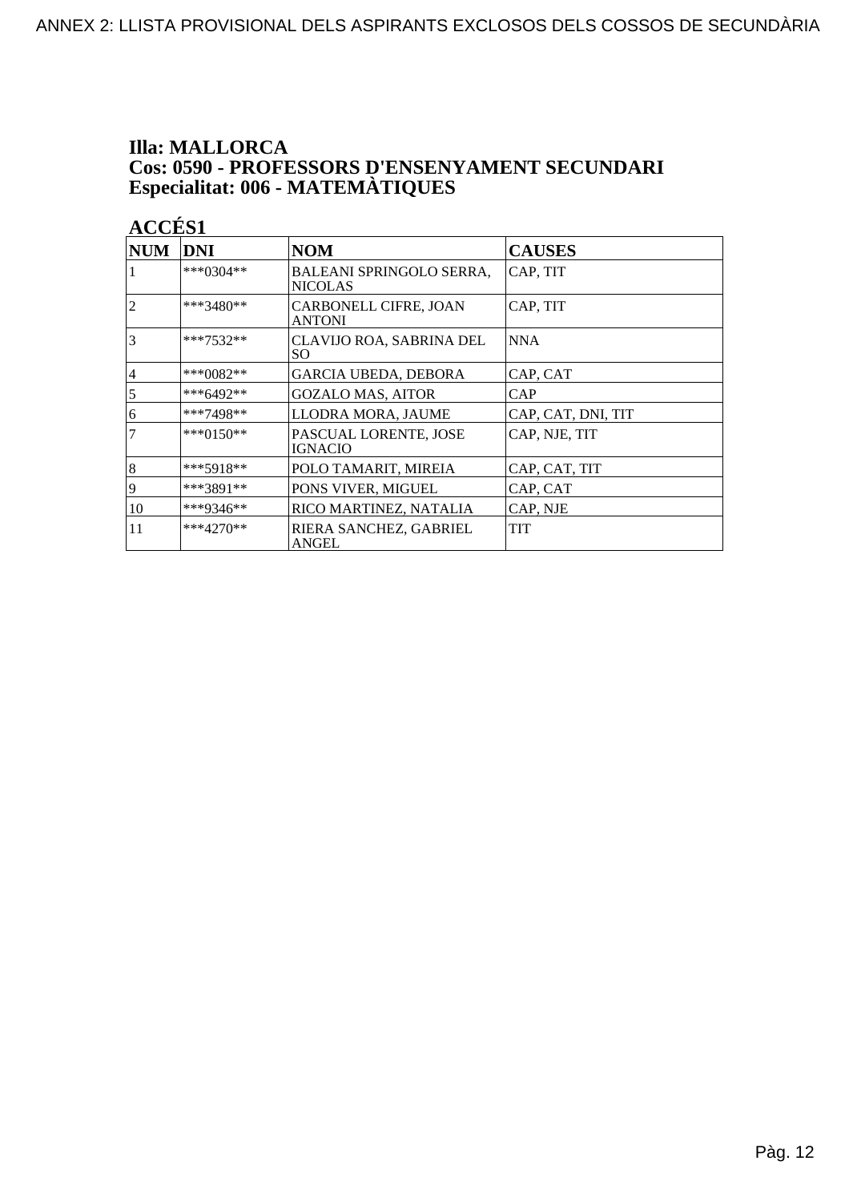**Illa: MALLORCA**
**Cos: 0590 - PROFESSORS D'ENSENYAMENT SECUNDARI**
**Especialitat: 006 - MATEMÀTIQUES**

**ACCÉS1**

| NUM | DNI | NOM | CAUSES |
|---|---|---|---|
| 1 | ***0304** | BALEANI SPRINGOLO SERRA, NICOLAS | CAP, TIT |
| 2 | ***3480** | CARBONELL CIFRE, JOAN ANTONI | CAP, TIT |
| 3 | ***7532** | CLAVIJO ROA, SABRINA DEL SO | NNA |
| 4 | ***0082** | GARCIA UBEDA, DEBORA | CAP, CAT |
| 5 | ***6492** | GOZALO MAS, AITOR | CAP |
| 6 | ***7498** | LLODRA MORA, JAUME | CAP, CAT, DNI, TIT |
| 7 | ***0150** | PASCUAL LORENTE, JOSE IGNACIO | CAP, NJE, TIT |
| 8 | ***5918** | POLO TAMARIT, MIREIA | CAP, CAT, TIT |
| 9 | ***3891** | PONS VIVER, MIGUEL | CAP, CAT |
| 10 | ***9346** | RICO MARTINEZ, NATALIA | CAP, NJE |
| 11 | ***4270** | RIERA SANCHEZ, GABRIEL ANGEL | TIT |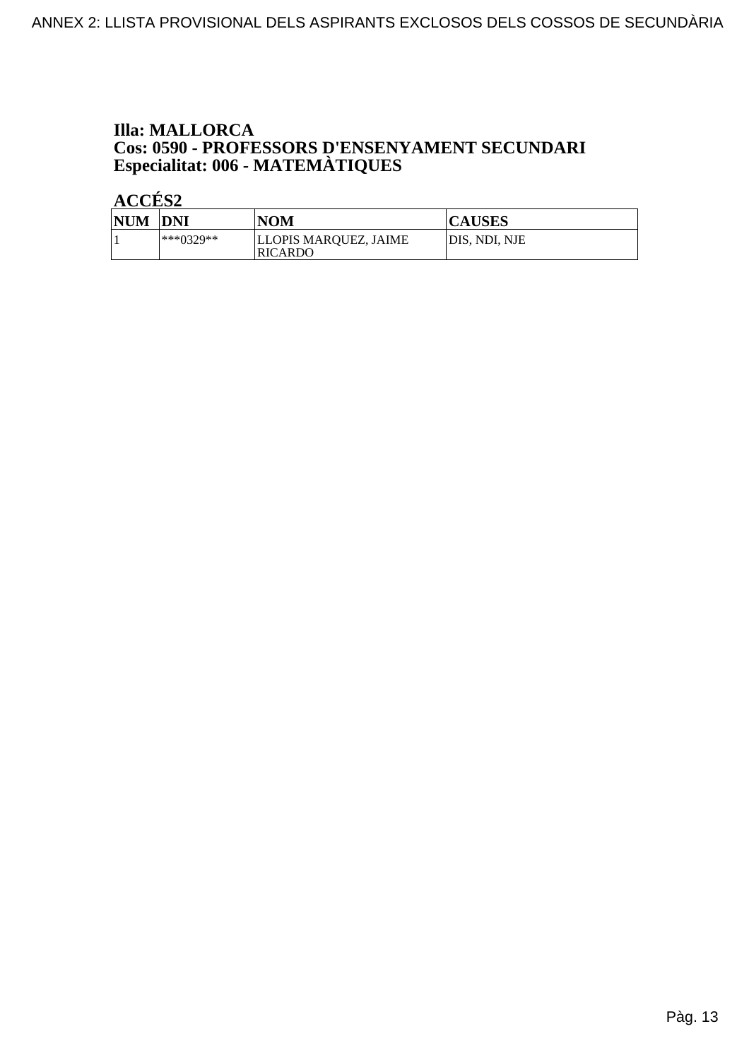**Illa: MALLORCA**
**Cos: 0590 - PROFESSORS D'ENSENYAMENT SECUNDARI**
**Especialitat: 006 - MATEMÀTIQUES**

**ACCÉS2**

| NUM | DNI | NOM | CAUSES |
|---|---|---|---|
| 1 | ***0329** | LLOPIS MARQUEZ, JAIME RICARDO | DIS, NDI, NJE |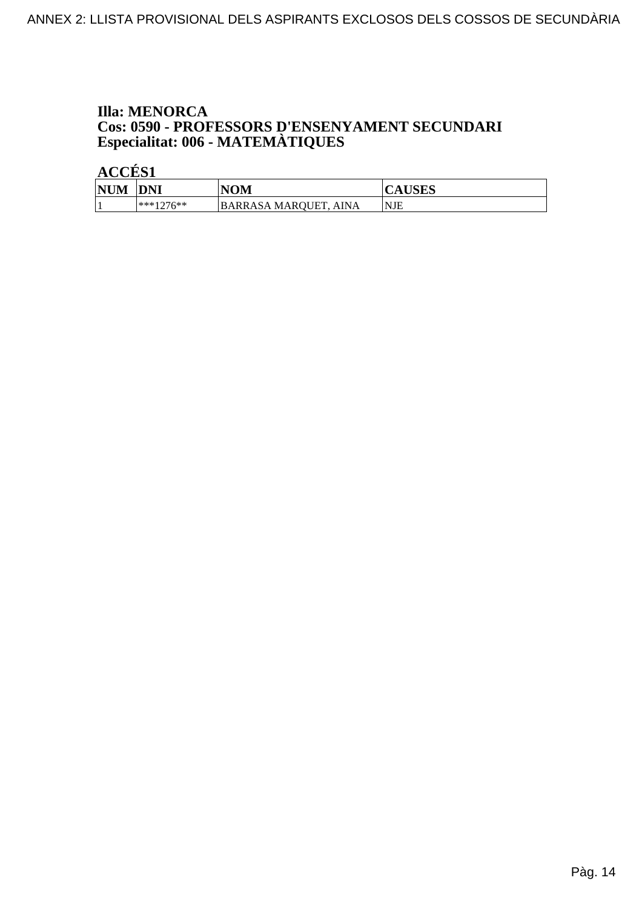**Illa: MENORCA**
**Cos: 0590 - PROFESSORS D'ENSENYAMENT SECUNDARI**
**Especialitat: 006 - MATEMÀTIQUES**

**ACCÉS1**

| NUM | DNI | NOM | CAUSES |
|---|---|---|---|
| 1 | ***1276** | BARRASA MARQUET, AINA | NJE |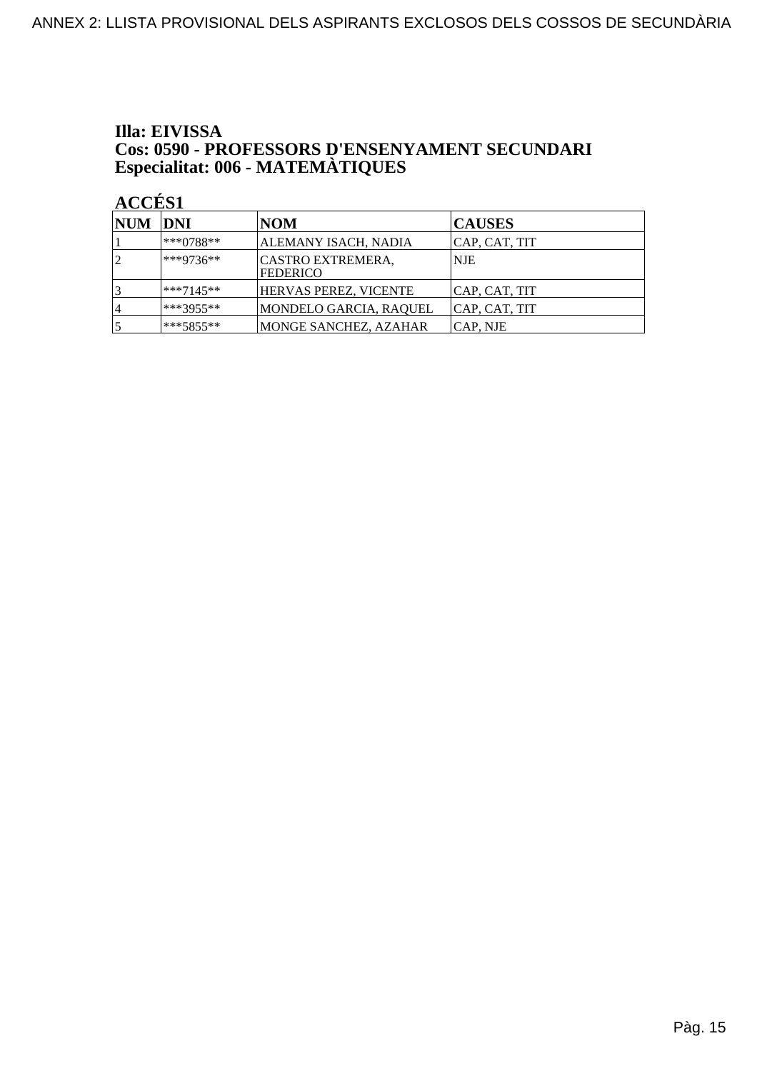**Illa: EIVISSA**
**Cos: 0590 - PROFESSORS D'ENSENYAMENT SECUNDARI**
**Especialitat: 006 - MATEMÀTIQUES**

**ACCÉS1**

| NUM | DNI | NOM | CAUSES |
|---|---|---|---|
| 1 | ***0788** | ALEMANY ISACH, NADIA | CAP, CAT, TIT |
| 2 | ***9736** | CASTRO EXTREMERA, FEDERICO | NJE |
| 3 | ***7145** | HERVAS PEREZ, VICENTE | CAP, CAT, TIT |
| 4 | ***3955** | MONDELO GARCIA, RAQUEL | CAP, CAT, TIT |
| 5 | ***5855** | MONGE SANCHEZ, AZAHAR | CAP, NJE |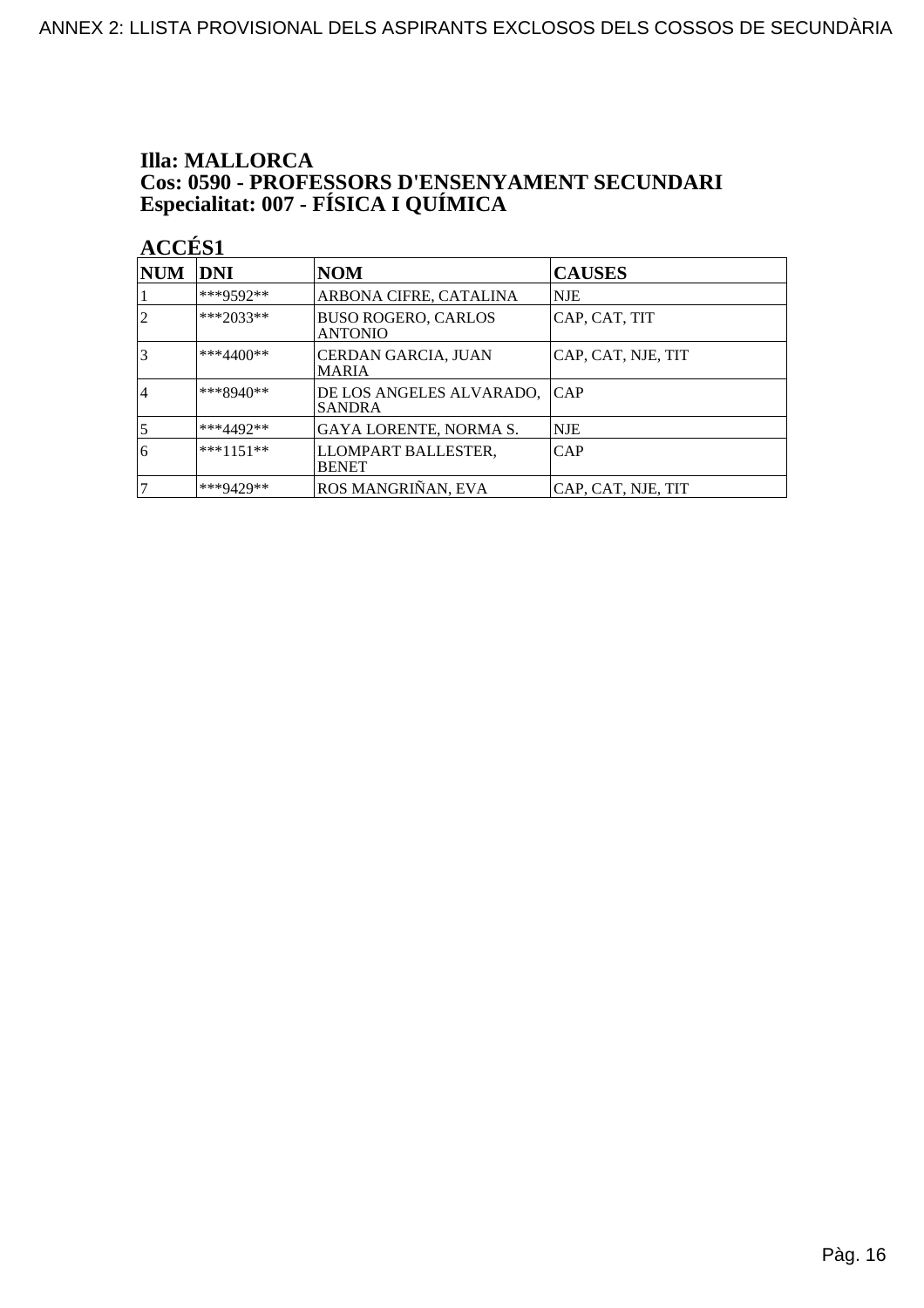**Illa: MALLORCA**
**Cos: 0590 - PROFESSORS D'ENSENYAMENT SECUNDARI**
**Especialitat: 007 - FÍSICA I QUÍMICA**

**ACCÉS1**

| NUM | DNI | NOM | CAUSES |
|---|---|---|---|
| 1 | ***9592** | ARBONA CIFRE, CATALINA | NJE |
| 2 | ***2033** | BUSO ROGERO, CARLOS ANTONIO | CAP, CAT, TIT |
| 3 | ***4400** | CERDAN GARCIA, JUAN MARIA | CAP, CAT, NJE, TIT |
| 4 | ***8940** | DE LOS ANGELES ALVARADO, SANDRA | CAP |
| 5 | ***4492** | GAYA LORENTE, NORMA S. | NJE |
| 6 | ***1151** | LLOMPART BALLESTER, BENET | CAP |
| 7 | ***9429** | ROS MANGRIÑAN, EVA | CAP, CAT, NJE, TIT |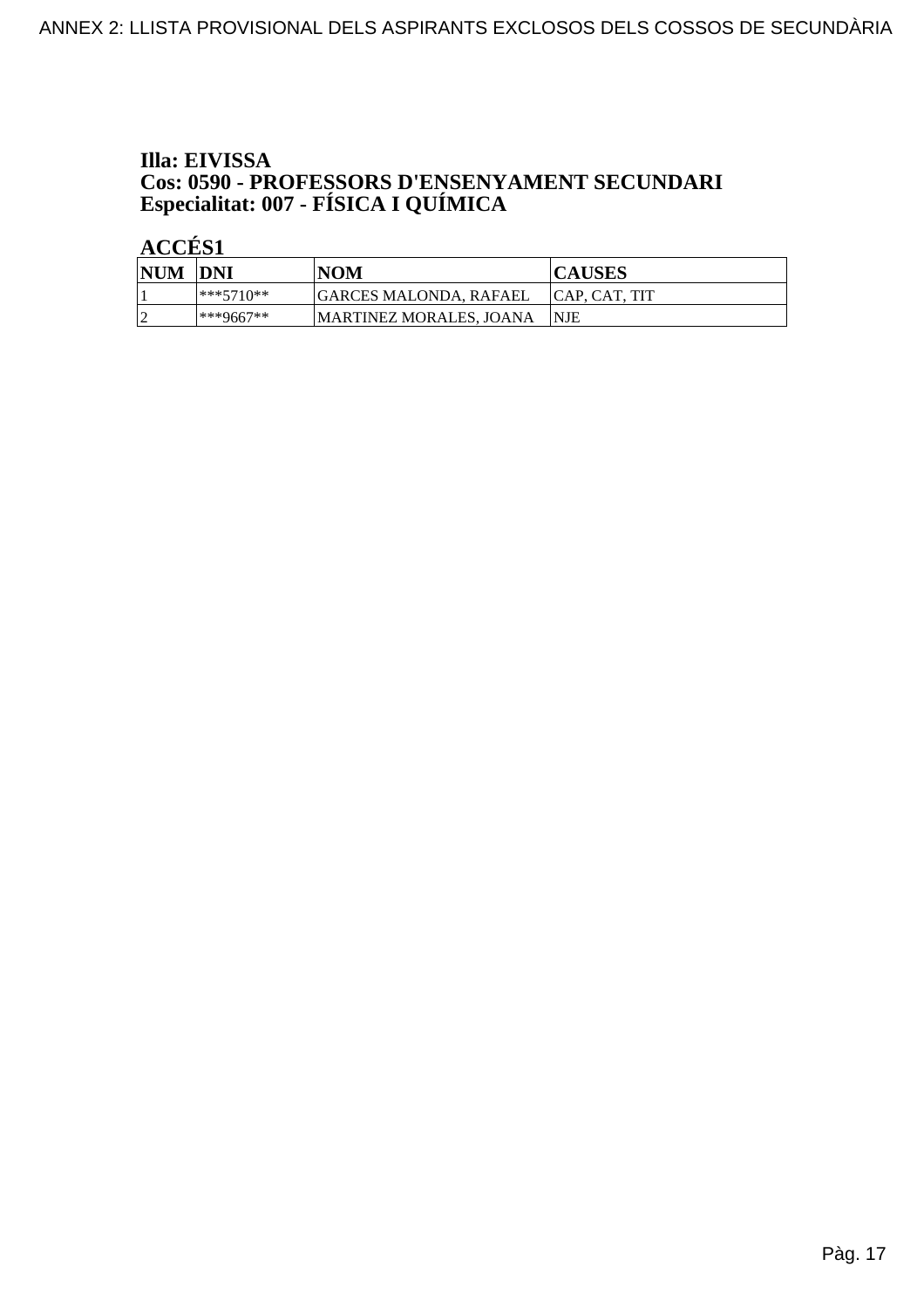**Illa: EIVISSA**
**Cos: 0590 - PROFESSORS D'ENSENYAMENT SECUNDARI**
**Especialitat: 007 - FÍSICA I QUÍMICA**

**ACCÉS1**

| NUM | DNI | NOM | CAUSES |
|---|---|---|---|
| 1 | ***5710** | GARCES MALONDA, RAFAEL | CAP, CAT, TIT |
| 2 | ***9667** | MARTINEZ MORALES, JOANA | NJE |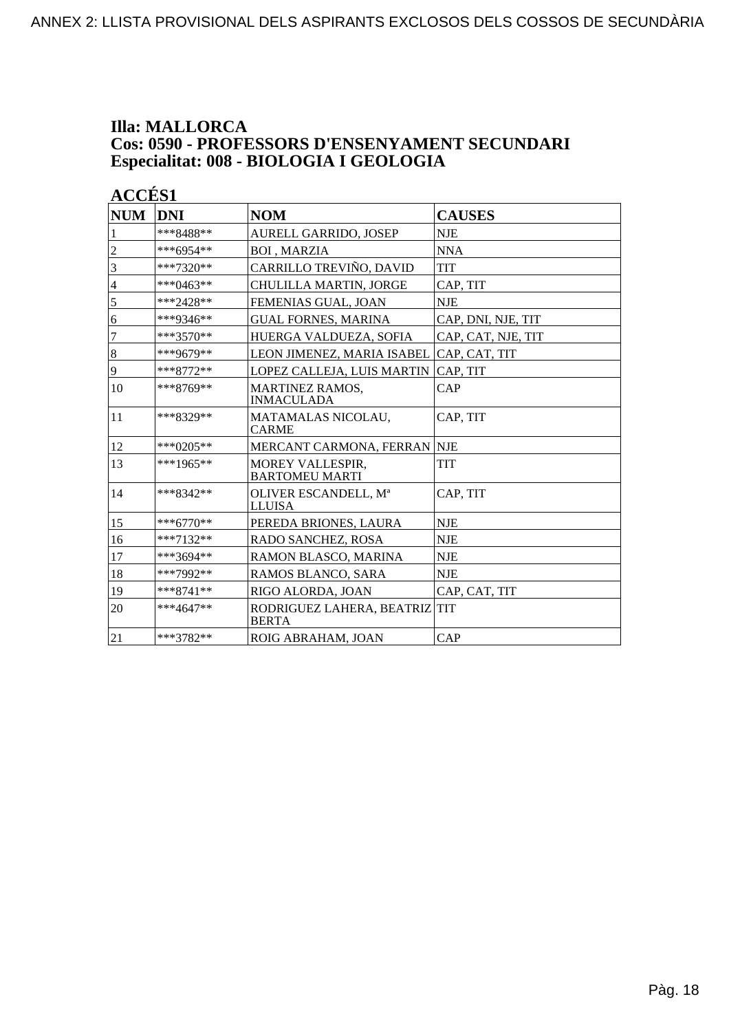## Illa: MALLORCA
## Cos: 0590 - PROFESSORS D'ENSENYAMENT SECUNDARI
## Especialitat: 008 - BIOLOGIA I GEOLOGIA

### ACCÉS1

| NUM | DNI | NOM | CAUSES |
|---|---|---|---|
| 1 | ***8488** | AURELL GARRIDO, JOSEP | NJE |
| 2 | ***6954** | BOI , MARZIA | NNA |
| 3 | ***7320** | CARRILLO TREVIÑO, DAVID | TIT |
| 4 | ***0463** | CHULILLA MARTIN, JORGE | CAP, TIT |
| 5 | ***2428** | FEMENIAS GUAL, JOAN | NJE |
| 6 | ***9346** | GUAL FORNES, MARINA | CAP, DNI, NJE, TIT |
| 7 | ***3570** | HUERGA VALDUEZA, SOFIA | CAP, CAT, NJE, TIT |
| 8 | ***9679** | LEON JIMENEZ, MARIA ISABEL | CAP, CAT, TIT |
| 9 | ***8772** | LOPEZ CALLEJA, LUIS MARTIN | CAP, TIT |
| 10 | ***8769** | MARTINEZ RAMOS, INMACULADA | CAP |
| 11 | ***8329** | MATAMALAS NICOLAU, CARME | CAP, TIT |
| 12 | ***0205** | MERCANT CARMONA, FERRAN | NJE |
| 13 | ***1965** | MOREY VALLESPIR, BARTOMEU MARTI | TIT |
| 14 | ***8342** | OLIVER ESCANDELL, Mª LLUISA | CAP, TIT |
| 15 | ***6770** | PEREDA BRIONES, LAURA | NJE |
| 16 | ***7132** | RADO SANCHEZ, ROSA | NJE |
| 17 | ***3694** | RAMON BLASCO, MARINA | NJE |
| 18 | ***7992** | RAMOS BLANCO, SARA | NJE |
| 19 | ***8741** | RIGO ALORDA, JOAN | CAP, CAT, TIT |
| 20 | ***4647** | RODRIGUEZ LAHERA, BEATRIZ BERTA | TIT |
| 21 | ***3782** | ROIG ABRAHAM, JOAN | CAP |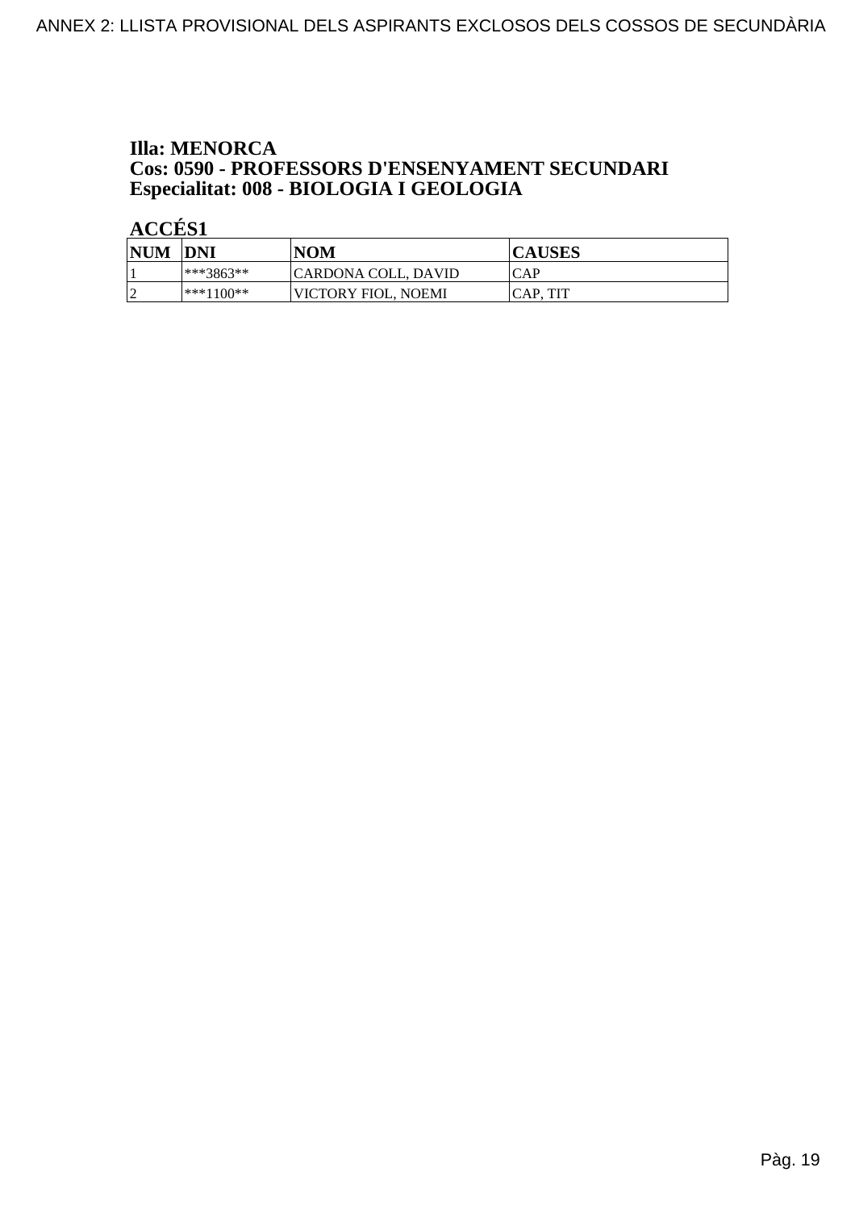**Illa: MENORCA**
**Cos: 0590 - PROFESSORS D'ENSENYAMENT SECUNDARI**
**Especialitat: 008 - BIOLOGIA I GEOLOGIA**

**ACCÉS1**

| NUM | DNI | NOM | CAUSES |
|---|---|---|---|
| 1 | ***3863** | CARDONA COLL, DAVID | CAP |
| 2 | ***1100** | VICTORY FIOL, NOEMI | CAP, TIT |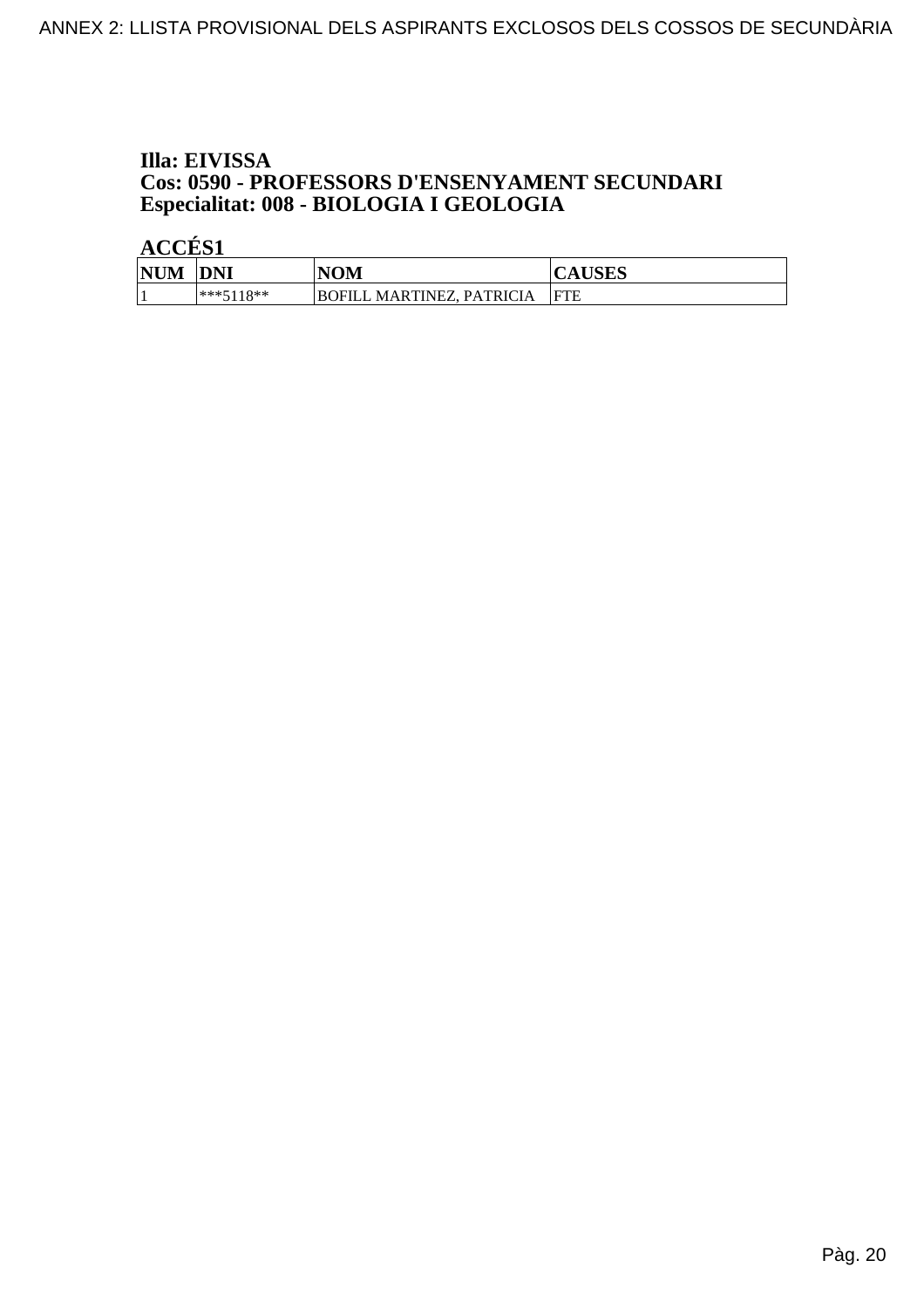**Illa: EIVISSA**
**Cos: 0590 - PROFESSORS D'ENSENYAMENT SECUNDARI**
**Especialitat: 008 - BIOLOGIA I GEOLOGIA**

**ACCÉS1**

| NUM | DNI | NOM | CAUSES |
|---|---|---|---|
| 1 | ***5118** | BOFILL MARTINEZ, PATRICIA | FTE |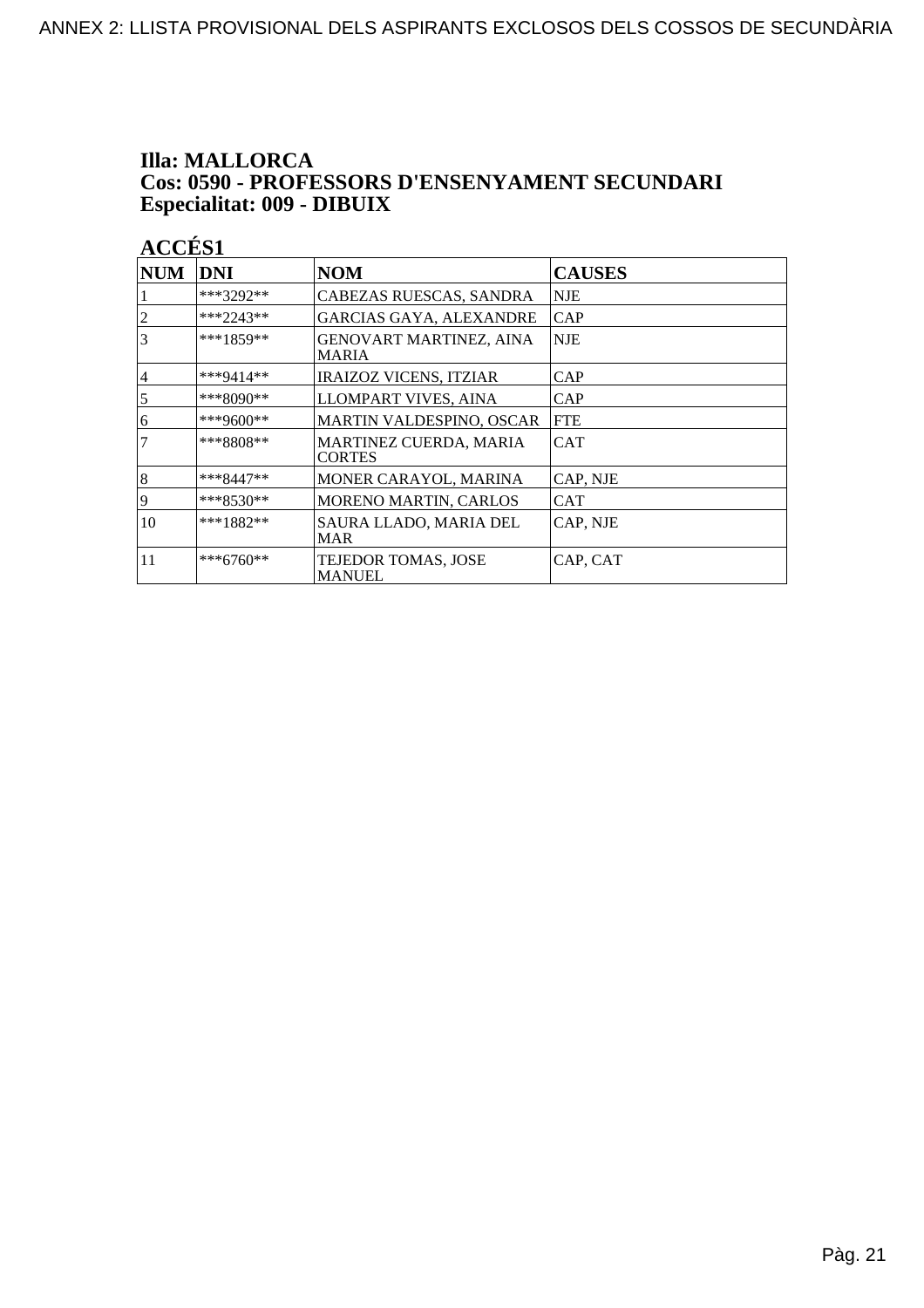**Illa: MALLORCA**
**Cos: 0590 - PROFESSORS D'ENSENYAMENT SECUNDARI**
**Especialitat: 009 - DIBUIX**

**ACCÉS1**

| NUM | DNI | NOM | CAUSES |
|---|---|---|---|
| 1 | ***3292** | CABEZAS RUESCAS, SANDRA | NJE |
| 2 | ***2243** | GARCIAS GAYA, ALEXANDRE | CAP |
| 3 | ***1859** | GENOVART MARTINEZ, AINA MARIA | NJE |
| 4 | ***9414** | IRAIZOZ VICENS, ITZIAR | CAP |
| 5 | ***8090** | LLOMPART VIVES, AINA | CAP |
| 6 | ***9600** | MARTIN VALDESPINO, OSCAR | FTE |
| 7 | ***8808** | MARTINEZ CUERDA, MARIA CORTES | CAT |
| 8 | ***8447** | MONER CARAYOL, MARINA | CAP, NJE |
| 9 | ***8530** | MORENO MARTIN, CARLOS | CAT |
| 10 | ***1882** | SAURA LLADO, MARIA DEL MAR | CAP, NJE |
| 11 | ***6760** | TEJEDOR TOMAS, JOSE MANUEL | CAP, CAT |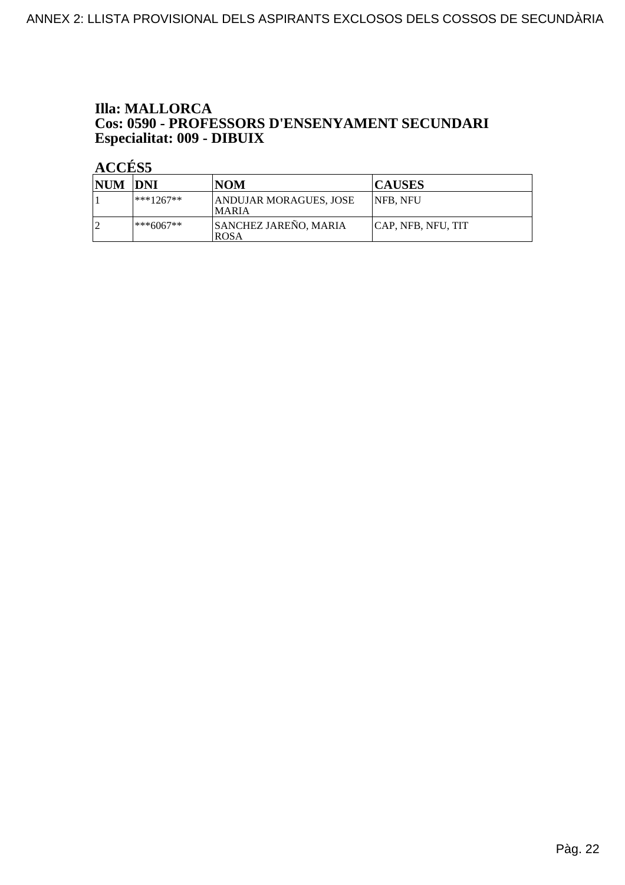**Illa: MALLORCA**
**Cos: 0590 - PROFESSORS D'ENSENYAMENT SECUNDARI**
**Especialitat: 009 - DIBUIX**

**ACCÉS5**

| NUM | DNI | NOM | CAUSES |
|---|---|---|---|
| 1 | ***1267** | ANDUJAR MORAGUES, JOSE MARIA | NFB, NFU |
| 2 | ***6067** | SANCHEZ JAREÑO, MARIA ROSA | CAP, NFB, NFU, TIT |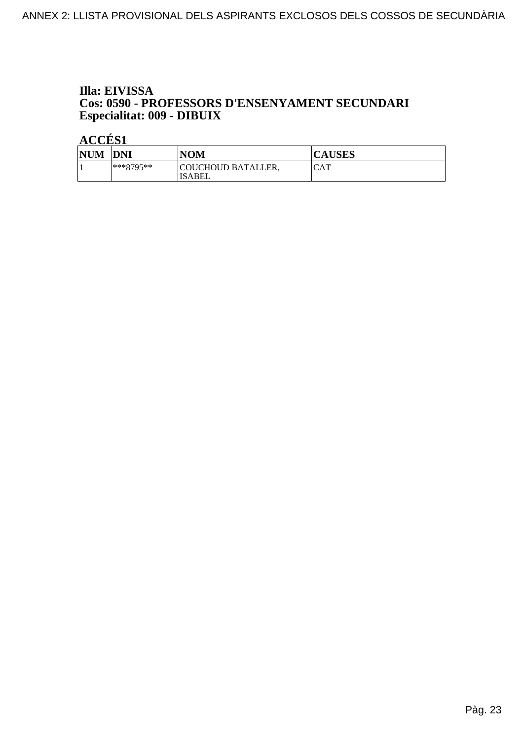**Illa: EIVISSA**
**Cos: 0590 - PROFESSORS D'ENSENYAMENT SECUNDARI**
**Especialitat: 009 - DIBUIX**

**ACCÉS1**

| NUM | DNI | NOM | CAUSES |
|---|---|---|---|
| 1 | ***8795** | COUCHOUD BATALLER, ISABEL | CAT |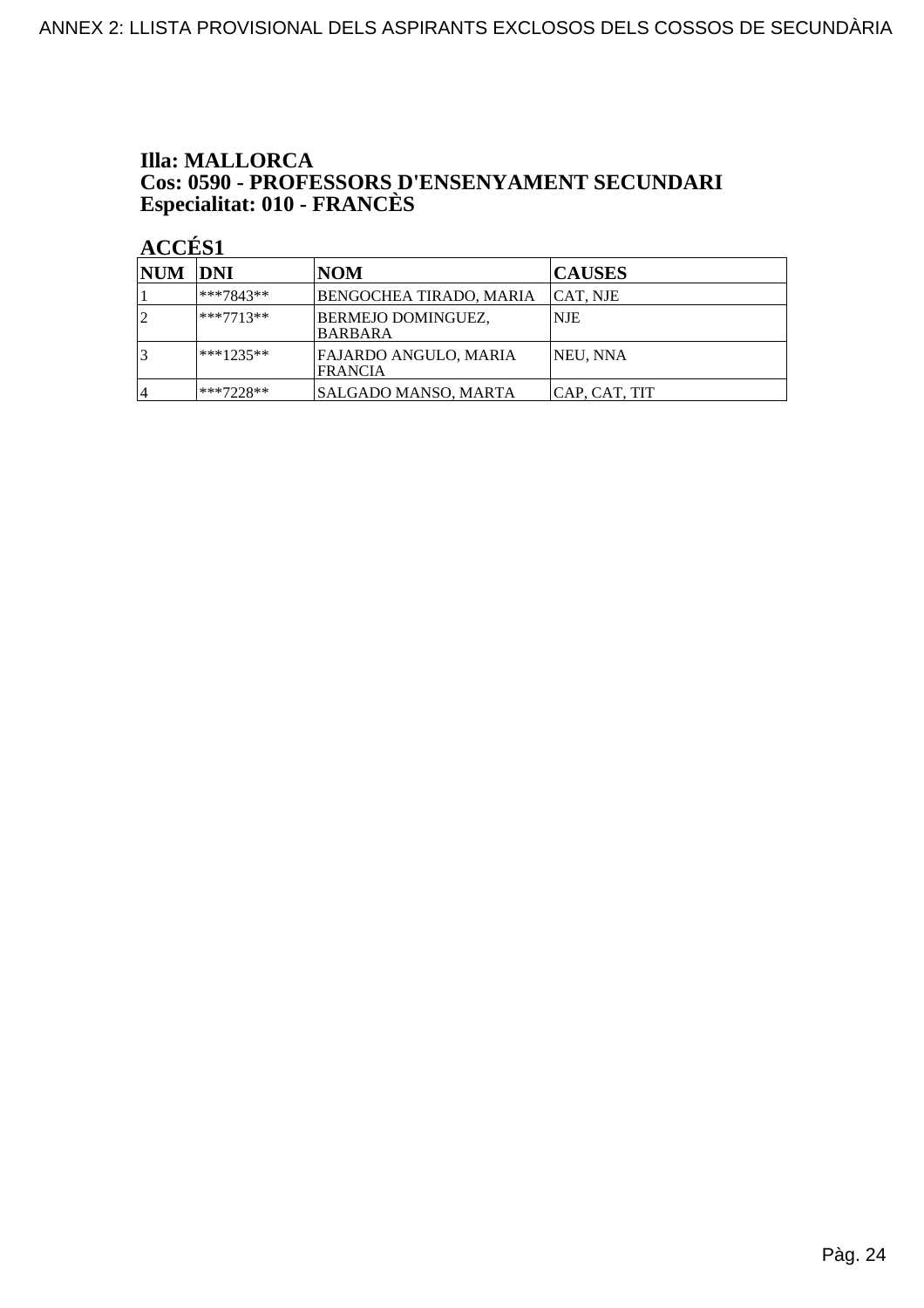# Illa: MALLORCA
# Cos: 0590 - PROFESSORS D'ENSENYAMENT SECUNDARI
# Especialitat: 010 - FRANCÈS

## ACCÉS1

| NUM | DNI | NOM | CAUSES |
|---|---|---|---|
| 1 | ***7843** | BENGOCHEA TIRADO, MARIA | CAT, NJE |
| 2 | ***7713** | BERMEJO DOMINGUEZ, BARBARA | NJE |
| 3 | ***1235** | FAJARDO ANGULO, MARIA FRANCIA | NEU, NNA |
| 4 | ***7228** | SALGADO MANSO, MARTA | CAP, CAT, TIT |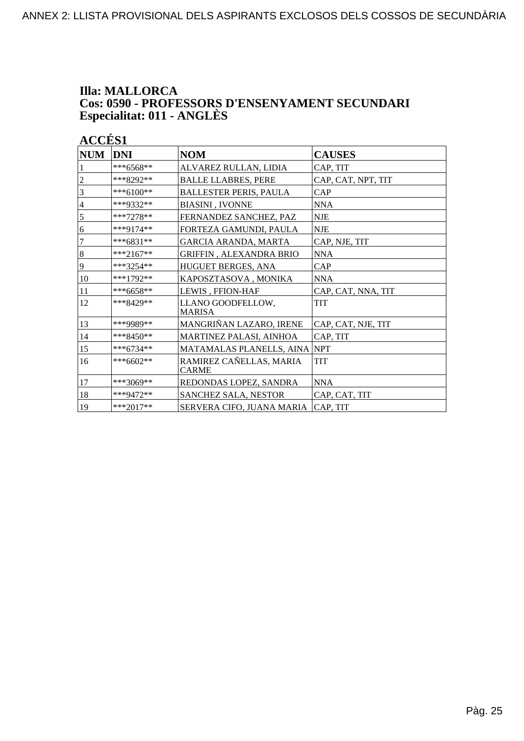# Illa: MALLORCA
# Cos: 0590 - PROFESSORS D'ENSENYAMENT SECUNDARI
# Especialitat: 011 - ANGLÈS

## ACCÉS1

| NUM | DNI | NOM | CAUSES |
|---|---|---|---|
| 1 | ***6568** | ALVAREZ RULLAN, LIDIA | CAP, TIT |
| 2 | ***8292** | BALLE LLABRES, PERE | CAP, CAT, NPT, TIT |
| 3 | ***6100** | BALLESTER PERIS, PAULA | CAP |
| 4 | ***9332** | BIASINI , IVONNE | NNA |
| 5 | ***7278** | FERNANDEZ SANCHEZ, PAZ | NJE |
| 6 | ***9174** | FORTEZA GAMUNDI, PAULA | NJE |
| 7 | ***6831** | GARCIA ARANDA, MARTA | CAP, NJE, TIT |
| 8 | ***2167** | GRIFFIN , ALEXANDRA BRIO | NNA |
| 9 | ***3254** | HUGUET BERGES, ANA | CAP |
| 10 | ***1792** | KAPOSZTASOVA , MONIKA | NNA |
| 11 | ***6658** | LEWIS , FFION-HAF | CAP, CAT, NNA, TIT |
| 12 | ***8429** | LLANO GOODFELLOW, MARISA | TIT |
| 13 | ***9989** | MANGRIÑAN LAZARO, IRENE | CAP, CAT, NJE, TIT |
| 14 | ***8450** | MARTINEZ PALASI, AINHOA | CAP, TIT |
| 15 | ***6734** | MATAMALAS PLANELLS, AINA | NPT |
| 16 | ***6602** | RAMIREZ CAÑELLAS, MARIA CARME | TIT |
| 17 | ***3069** | REDONDAS LOPEZ, SANDRA | NNA |
| 18 | ***9472** | SANCHEZ SALA, NESTOR | CAP, CAT, TIT |
| 19 | ***2017** | SERVERA CIFO, JUANA MARIA | CAP, TIT |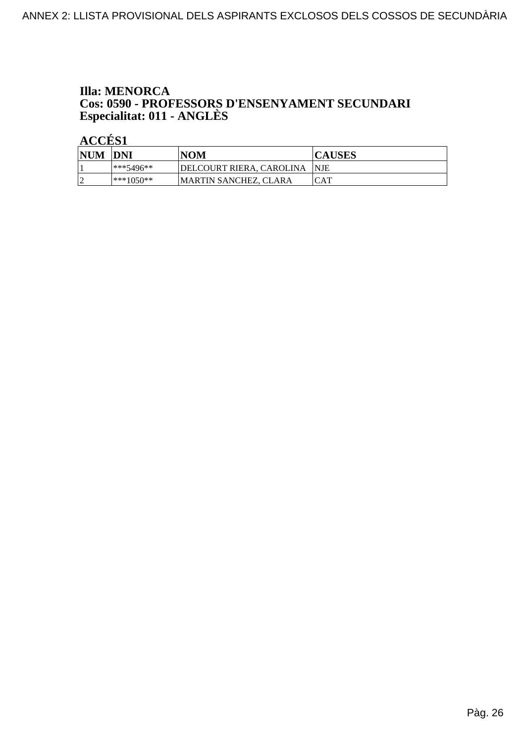**Illa: MENORCA**
**Cos: 0590 - PROFESSORS D'ENSENYAMENT SECUNDARI**
**Especialitat: 011 - ANGLÈS**

**ACCÉS1**

| NUM | DNI | NOM | CAUSES |
|---|---|---|---|
| 1 | ***5496** | DELCOURT RIERA, CAROLINA | NJE |
| 2 | ***1050** | MARTIN SANCHEZ, CLARA | CAT |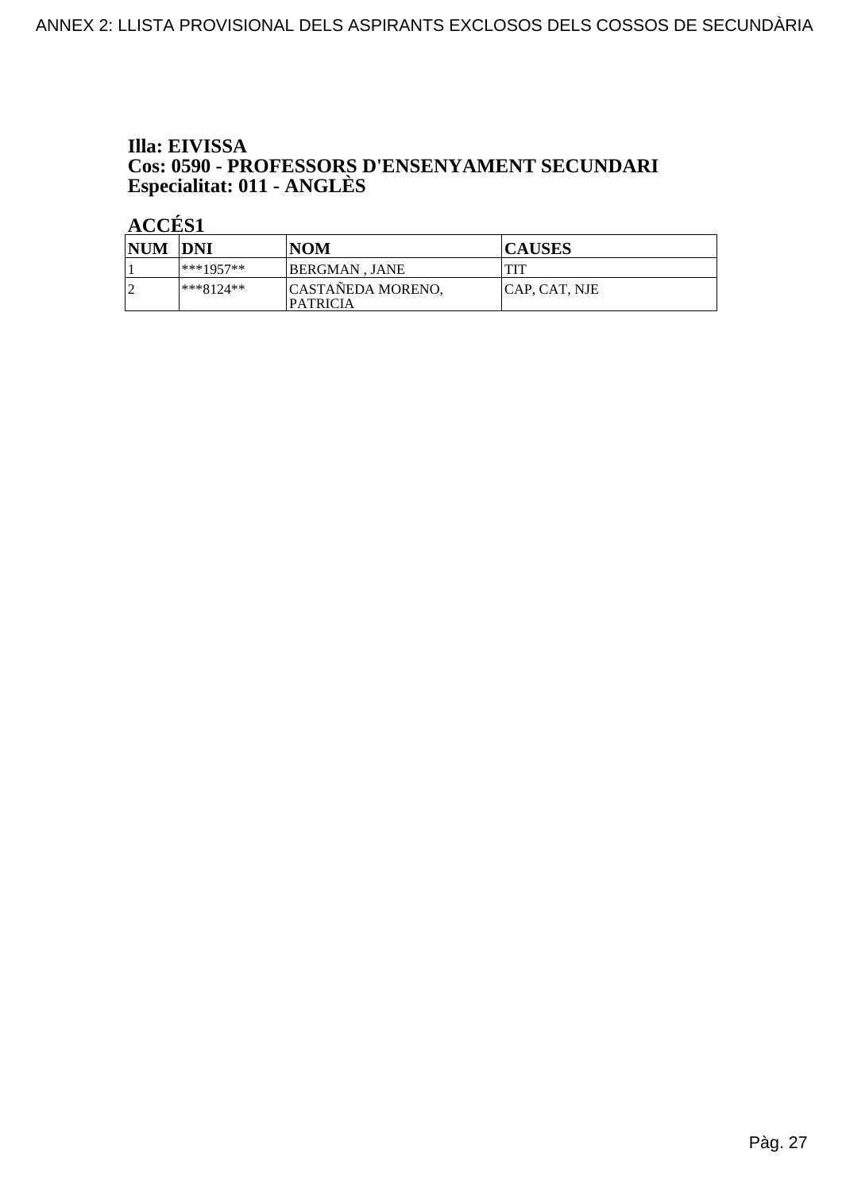**Illa: EIVISSA**
**Cos: 0590 - PROFESSORS D'ENSENYAMENT SECUNDARI**
**Especialitat: 011 - ANGLÈS**

**ACCÉS1**

| NUM | DNI | NOM | CAUSES |
|---|---|---|---|
| 1 | ***1957** | BERGMAN , JANE | TIT |
| 2 | ***8124** | CASTAÑEDA MORENO, PATRICIA | CAP, CAT, NJE |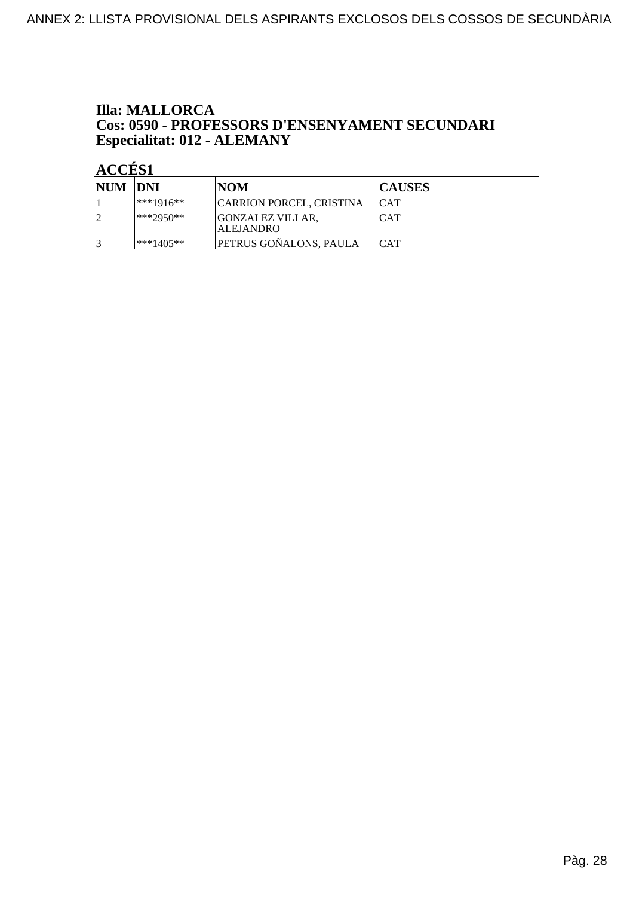**Illa: MALLORCA**
**Cos: 0590 - PROFESSORS D'ENSENYAMENT SECUNDARI**
**Especialitat: 012 - ALEMANY**

**ACCÉS1**

| NUM | DNI | NOM | CAUSES |
|---|---|---|---|
| 1 | ***1916** | CARRION PORCEL, CRISTINA | CAT |
| 2 | ***2950** | GONZALEZ VILLAR, ALEJANDRO | CAT |
| 3 | ***1405** | PETRUS GOÑALONS, PAULA | CAT |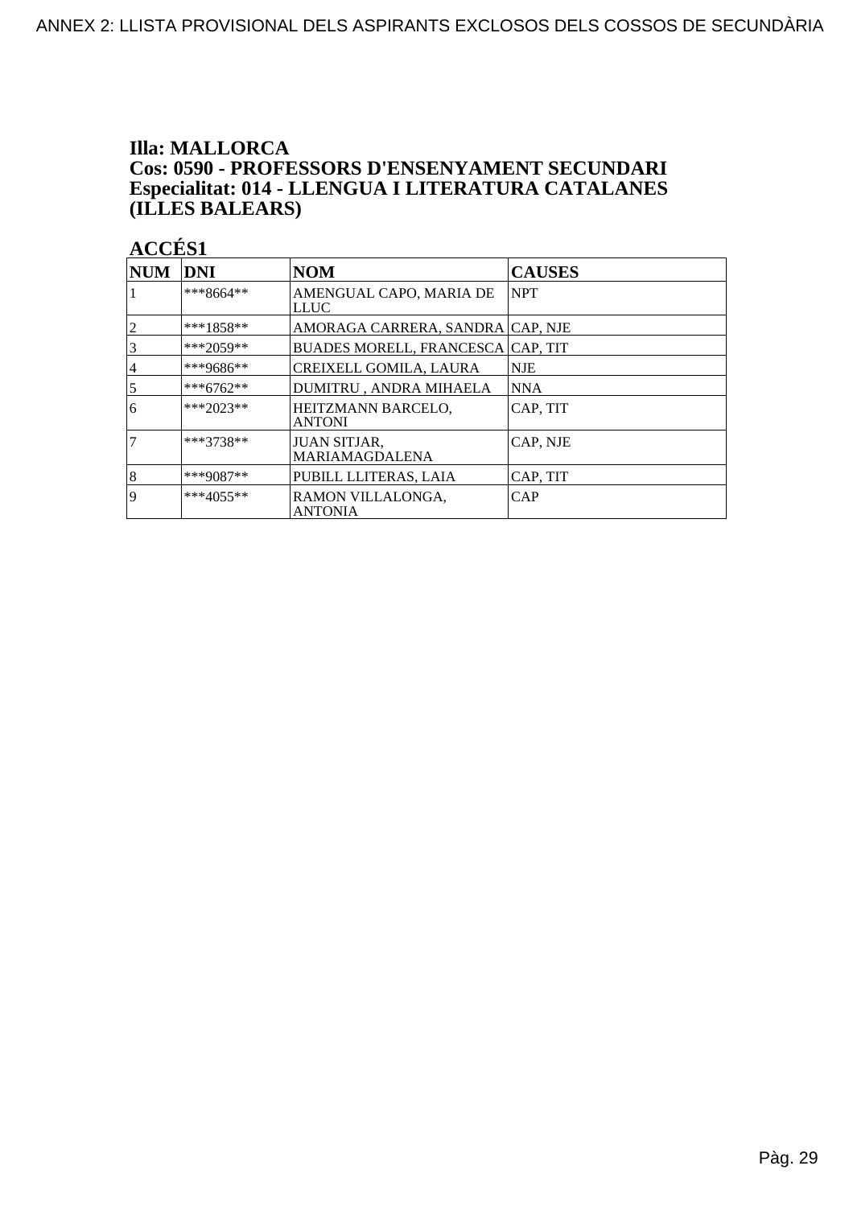**Illa: MALLORCA**
**Cos: 0590 - PROFESSORS D'ENSENYAMENT SECUNDARI**
**Especialitat: 014 - LLENGUA I LITERATURA CATALANES (ILLES BALEARS)**

**ACCÉS1**

| NUM | DNI | NOM | CAUSES |
|---|---|---|---|
| 1 | ***8664** | AMENGUAL CAPO, MARIA DE LLUC | NPT |
| 2 | ***1858** | AMORAGA CARRERA, SANDRA | CAP, NJE |
| 3 | ***2059** | BUADES MORELL, FRANCESCA | CAP, TIT |
| 4 | ***9686** | CREIXELL GOMILA, LAURA | NJE |
| 5 | ***6762** | DUMITRU , ANDRA MIHAELA | NNA |
| 6 | ***2023** | HEITZMANN BARCELO, ANTONI | CAP, TIT |
| 7 | ***3738** | JUAN SITJAR, MARIAMAGDALENA | CAP, NJE |
| 8 | ***9087** | PUBILL LLITERAS, LAIA | CAP, TIT |
| 9 | ***4055** | RAMON VILLALONGA, ANTONIA | CAP |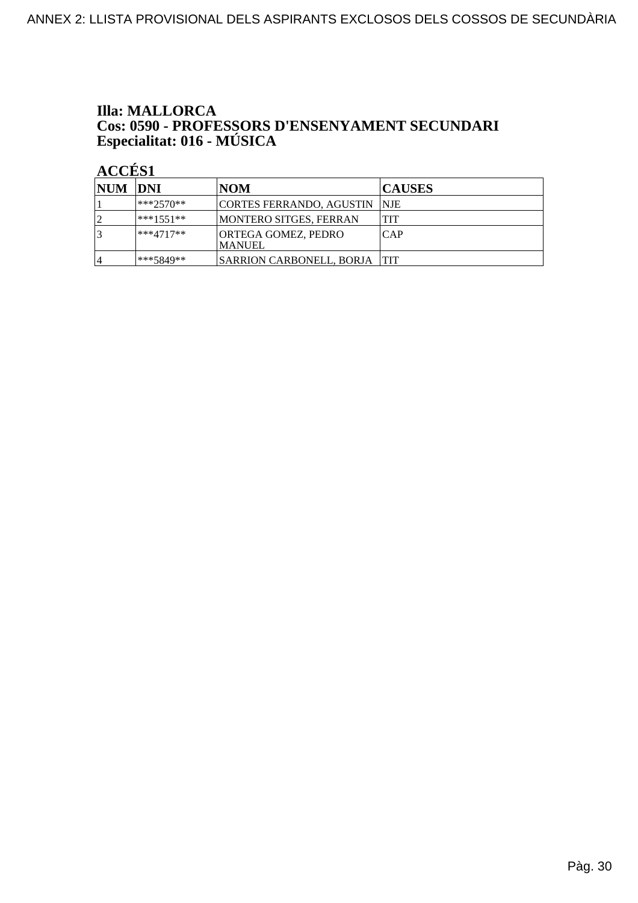**Illa: MALLORCA**
**Cos: 0590 - PROFESSORS D'ENSENYAMENT SECUNDARI**
**Especialitat: 016 - MÚSICA**

**ACCÉS1**

| NUM | DNI | NOM | CAUSES |
|---|---|---|---|
| 1 | ***2570** | CORTES FERRANDO, AGUSTIN | NJE |
| 2 | ***1551** | MONTERO SITGES, FERRAN | TIT |
| 3 | ***4717** | ORTEGA GOMEZ, PEDRO MANUEL | CAP |
| 4 | ***5849** | SARRION CARBONELL, BORJA | TIT |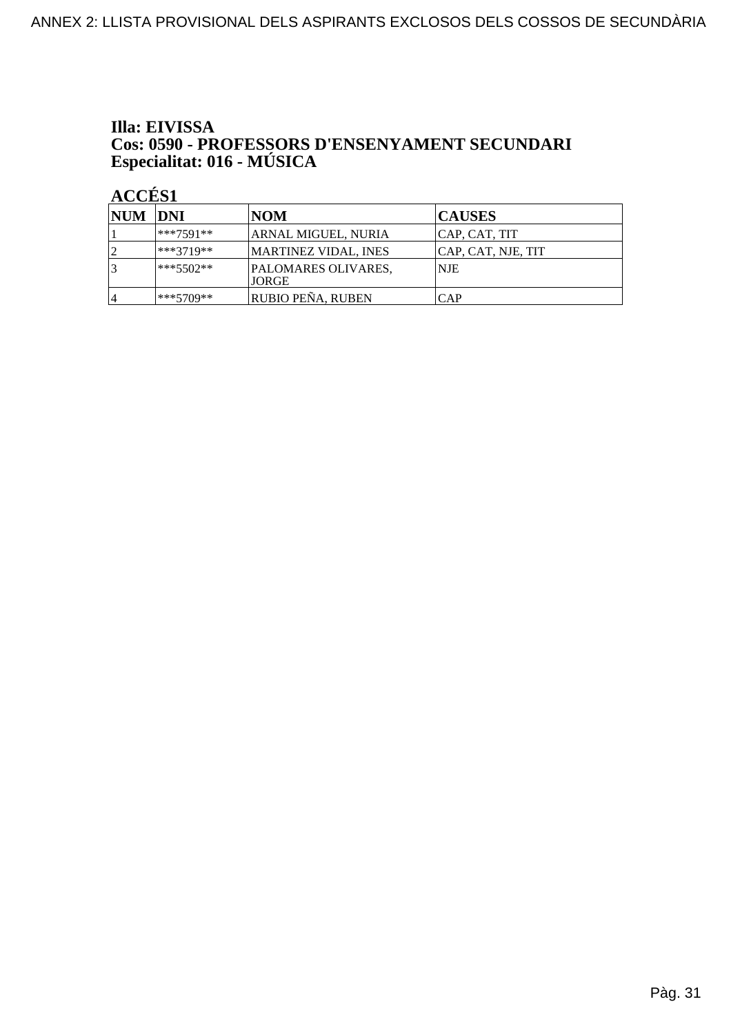**Illa: EIVISSA**
**Cos: 0590 - PROFESSORS D'ENSENYAMENT SECUNDARI**
**Especialitat: 016 - MÚSICA**

**ACCÉS1**

| NUM | DNI | NOM | CAUSES |
|---|---|---|---|
| 1 | ***7591** | ARNAL MIGUEL, NURIA | CAP, CAT, TIT |
| 2 | ***3719** | MARTINEZ VIDAL, INES | CAP, CAT, NJE, TIT |
| 3 | ***5502** | PALOMARES OLIVARES, JORGE | NJE |
| 4 | ***5709** | RUBIO PEÑA, RUBEN | CAP |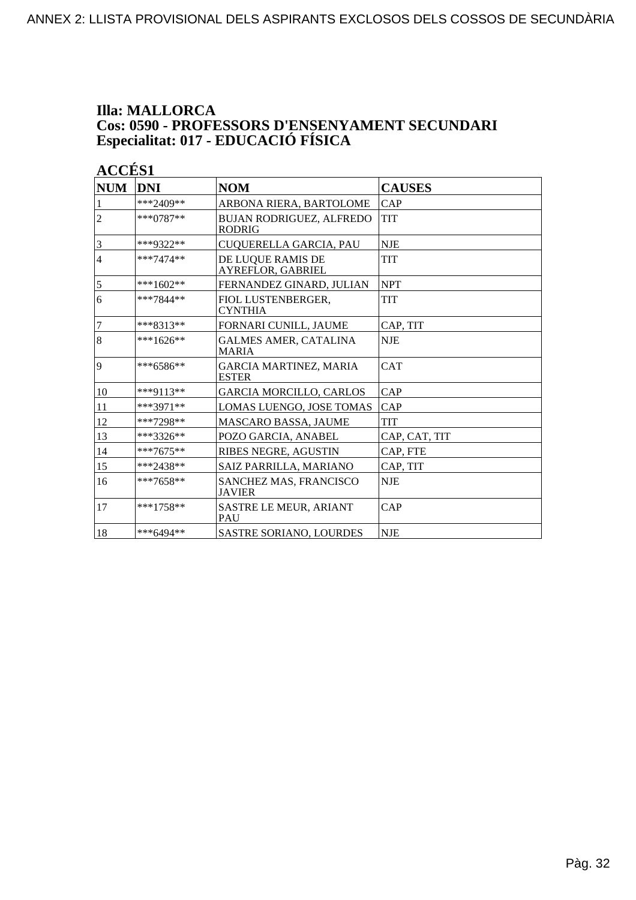ANNEX 2: LLISTA PROVISIONAL DELS ASPIRANTS EXCLOSOS DELS COSSOS DE SECUNDÀRIA

**Illa: MALLORCA**
**Cos: 0590 - PROFESSORS D'ENSENYAMENT SECUNDARI**
**Especialitat: 017 - EDUCACIÓ FÍSICA**

**ACCÉS1**

| NUM | DNI | NOM | CAUSES |
|---|---|---|---|
| 1 | ***2409** | ARBONA RIERA, BARTOLOME | CAP |
| 2 | ***0787** | BUJAN RODRIGUEZ, ALFREDO RODRIG | TIT |
| 3 | ***9322** | CUQUERELLA GARCIA, PAU | NJE |
| 4 | ***7474** | DE LUQUE RAMIS DE AYREFLOR, GABRIEL | TIT |
| 5 | ***1602** | FERNANDEZ GINARD, JULIAN | NPT |
| 6 | ***7844** | FIOL LUSTENBERGER, CYNTHIA | TIT |
| 7 | ***8313** | FORNARI CUNILL, JAUME | CAP, TIT |
| 8 | ***1626** | GALMES AMER, CATALINA MARIA | NJE |
| 9 | ***6586** | GARCIA MARTINEZ, MARIA ESTER | CAT |
| 10 | ***9113** | GARCIA MORCILLO, CARLOS | CAP |
| 11 | ***3971** | LOMAS LUENGO, JOSE TOMAS | CAP |
| 12 | ***7298** | MASCARO BASSA, JAUME | TIT |
| 13 | ***3326** | POZO GARCIA, ANABEL | CAP, CAT, TIT |
| 14 | ***7675** | RIBES NEGRE, AGUSTIN | CAP, FTE |
| 15 | ***2438** | SAIZ PARRILLA, MARIANO | CAP, TIT |
| 16 | ***7658** | SANCHEZ MAS, FRANCISCO JAVIER | NJE |
| 17 | ***1758** | SASTRE LE MEUR, ARIANT PAU | CAP |
| 18 | ***6494** | SASTRE SORIANO, LOURDES | NJE |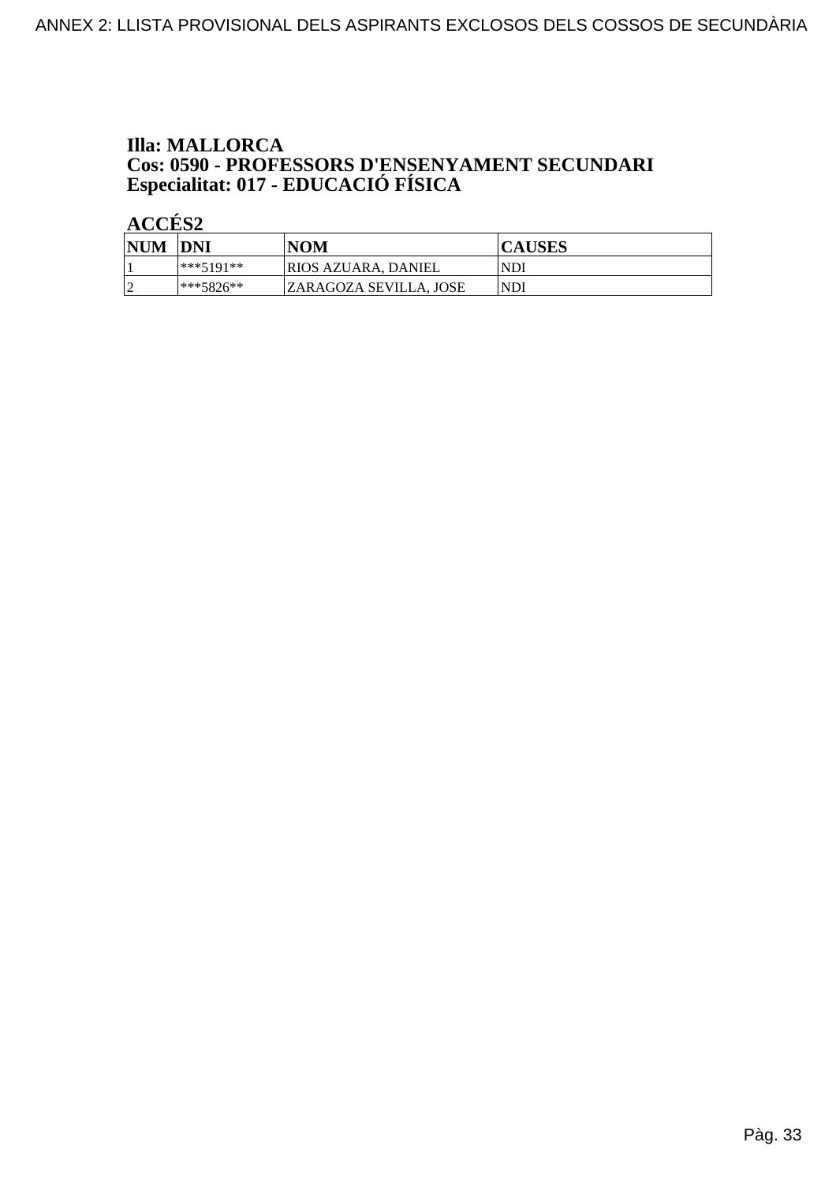**Illa: MALLORCA**
**Cos: 0590 - PROFESSORS D'ENSENYAMENT SECUNDARI**
**Especialitat: 017 - EDUCACIÓ FÍSICA**

**ACCÉS2**

| NUM | DNI | NOM | CAUSES |
|---|---|---|---|
| 1 | ***5191** | RIOS AZUARA, DANIEL | NDI |
| 2 | ***5826** | ZARAGOZA SEVILLA, JOSE | NDI |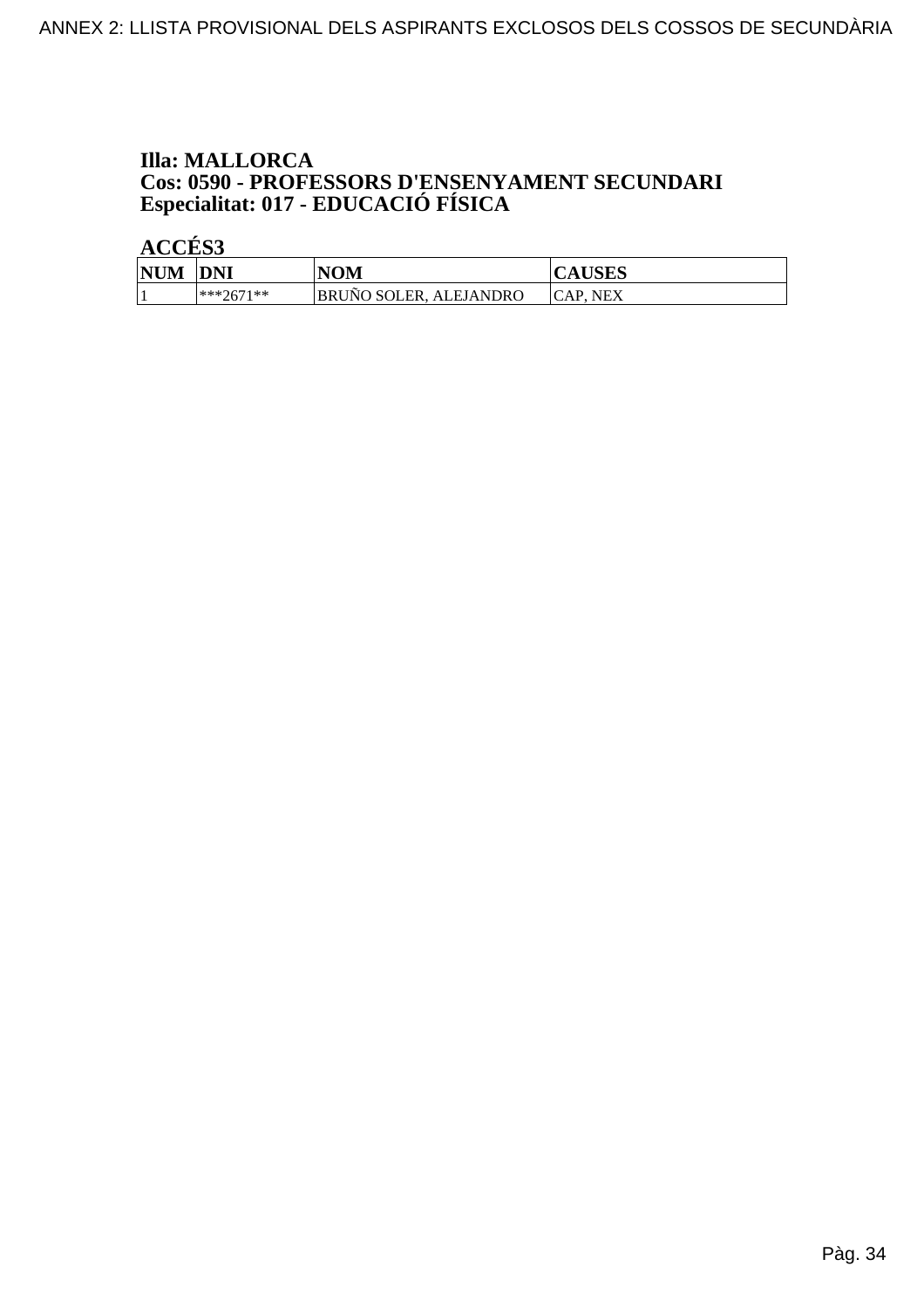**Illa: MALLORCA**
**Cos: 0590 - PROFESSORS D'ENSENYAMENT SECUNDARI**
**Especialitat: 017 - EDUCACIÓ FÍSICA**

**ACCÉS3**

| NUM | DNI | NOM | CAUSES |
|---|---|---|---|
| 1 | ***2671** | BRUÑO SOLER, ALEJANDRO | CAP, NEX |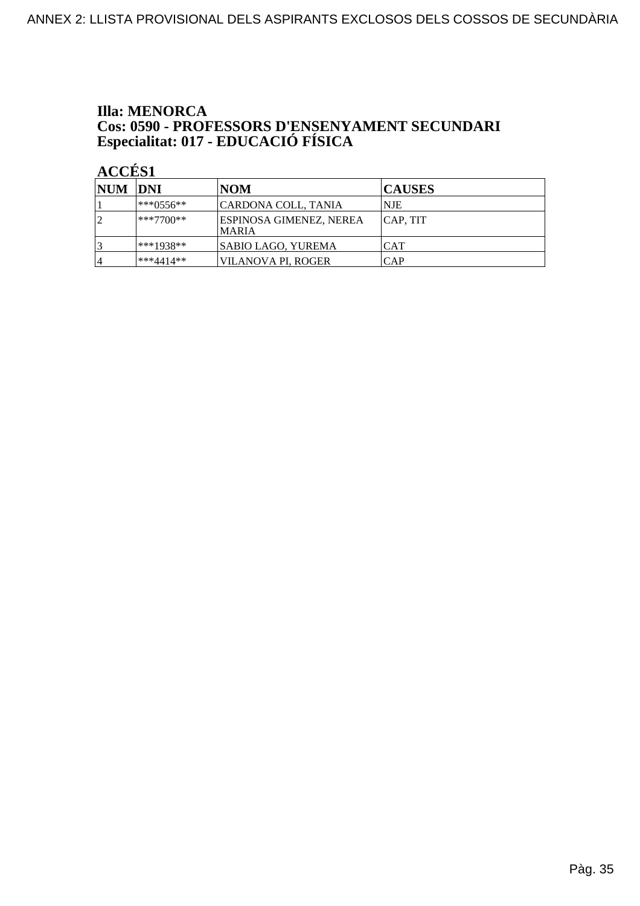**Illa: MENORCA**
**Cos: 0590 - PROFESSORS D'ENSENYAMENT SECUNDARI**
**Especialitat: 017 - EDUCACIÓ FÍSICA**

**ACCÉS1**

| NUM | DNI | NOM | CAUSES |
|---|---|---|---|
| 1 | ***0556** | CARDONA COLL, TANIA | NJE |
| 2 | ***7700** | ESPINOSA GIMENEZ, NEREA MARIA | CAP, TIT |
| 3 | ***1938** | SABIO LAGO, YUREMA | CAT |
| 4 | ***4414** | VILANOVA PI, ROGER | CAP |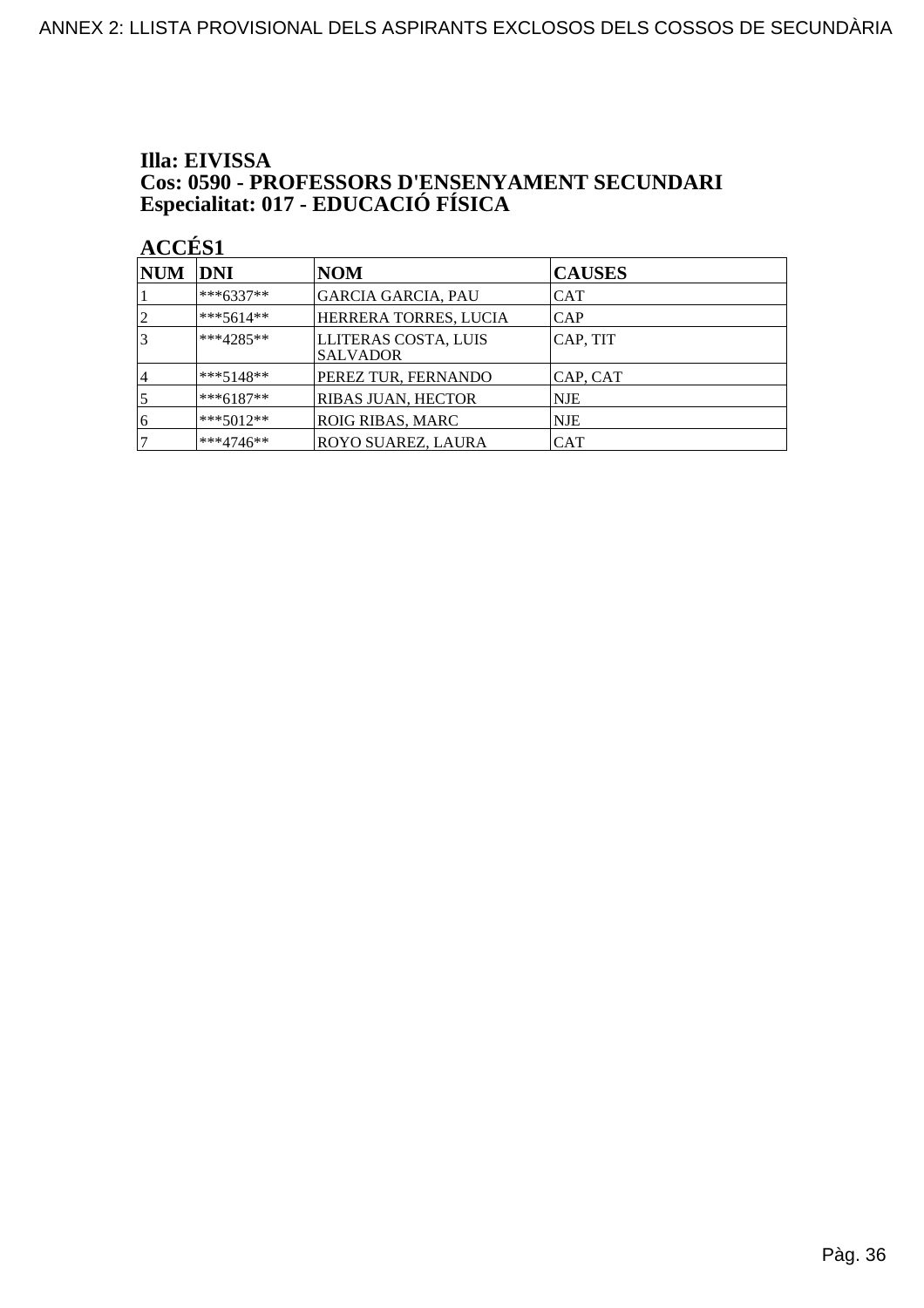**Illa: EIVISSA**
**Cos: 0590 - PROFESSORS D'ENSENYAMENT SECUNDARI**
**Especialitat: 017 - EDUCACIÓ FÍSICA**

**ACCÉS1**

| NUM | DNI | NOM | CAUSES |
|---|---|---|---|
| 1 | ***6337** | GARCIA GARCIA, PAU | CAT |
| 2 | ***5614** | HERRERA TORRES, LUCIA | CAP |
| 3 | ***4285** | LLITERAS COSTA, LUIS SALVADOR | CAP, TIT |
| 4 | ***5148** | PEREZ TUR, FERNANDO | CAP, CAT |
| 5 | ***6187** | RIBAS JUAN, HECTOR | NJE |
| 6 | ***5012** | ROIG RIBAS, MARC | NJE |
| 7 | ***4746** | ROYO SUAREZ, LAURA | CAT |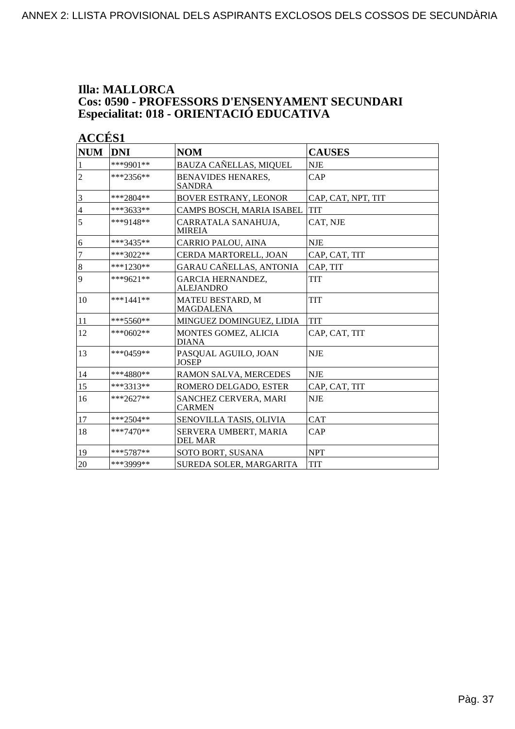# Illa: MALLORCA
# Cos: 0590 - PROFESSORS D'ENSENYAMENT SECUNDARI
# Especialitat: 018 - ORIENTACIÓ EDUCATIVA

## ACCÉS1

| NUM | DNI | NOM | CAUSES |
|---|---|---|---|
| 1 | ***9901** | BAUZA CAÑELLAS, MIQUEL | NJE |
| 2 | ***2356** | BENAVIDES HENARES, SANDRA | CAP |
| 3 | ***2804** | BOVER ESTRANY, LEONOR | CAP, CAT, NPT, TIT |
| 4 | ***3633** | CAMPS BOSCH, MARIA ISABEL | TIT |
| 5 | ***9148** | CARRATALA SANAHUJA, MIREIA | CAT, NJE |
| 6 | ***3435** | CARRIO PALOU, AINA | NJE |
| 7 | ***3022** | CERDA MARTORELL, JOAN | CAP, CAT, TIT |
| 8 | ***1230** | GARAU CAÑELLAS, ANTONIA | CAP, TIT |
| 9 | ***9621** | GARCIA HERNANDEZ, ALEJANDRO | TIT |
| 10 | ***1441** | MATEU BESTARD, M MAGDALENA | TIT |
| 11 | ***5560** | MINGUEZ DOMINGUEZ, LIDIA | TIT |
| 12 | ***0602** | MONTES GOMEZ, ALICIA DIANA | CAP, CAT, TIT |
| 13 | ***0459** | PASQUAL AGUILO, JOAN JOSEP | NJE |
| 14 | ***4880** | RAMON SALVA, MERCEDES | NJE |
| 15 | ***3313** | ROMERO DELGADO, ESTER | CAP, CAT, TIT |
| 16 | ***2627** | SANCHEZ CERVERA, MARI CARMEN | NJE |
| 17 | ***2504** | SENOVILLA TASIS, OLIVIA | CAT |
| 18 | ***7470** | SERVERA UMBERT, MARIA DEL MAR | CAP |
| 19 | ***5787** | SOTO BORT, SUSANA | NPT |
| 20 | ***3999** | SUREDA SOLER, MARGARITA | TIT |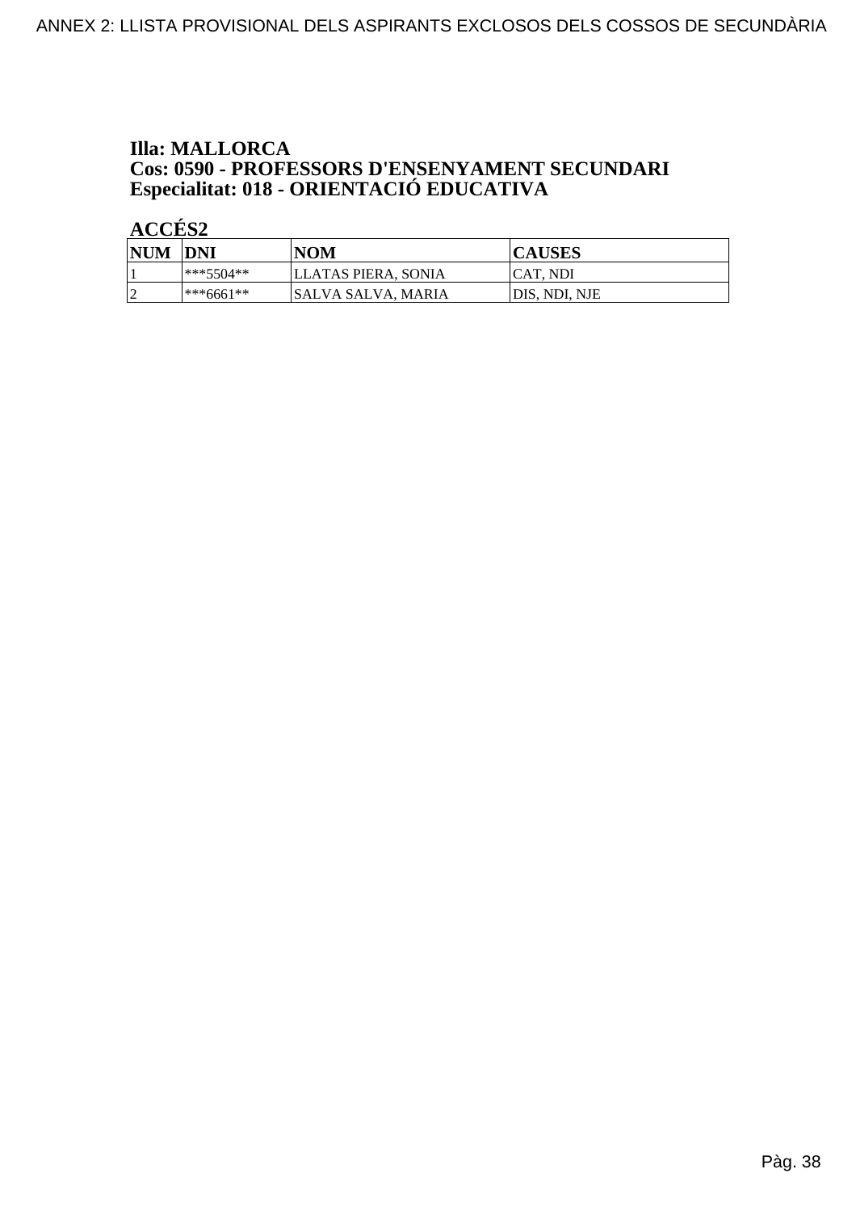**Illa: MALLORCA**
**Cos: 0590 - PROFESSORS D'ENSENYAMENT SECUNDARI**
**Especialitat: 018 - ORIENTACIÓ EDUCATIVA**

**ACCÉS2**

| NUM | DNI | NOM | CAUSES |
| --- | --- | --- | --- |
| 1 | ***5504** | LLATAS PIERA, SONIA | CAT, NDI |
| 2 | ***6661** | SALVA SALVA, MARIA | DIS, NDI, NJE |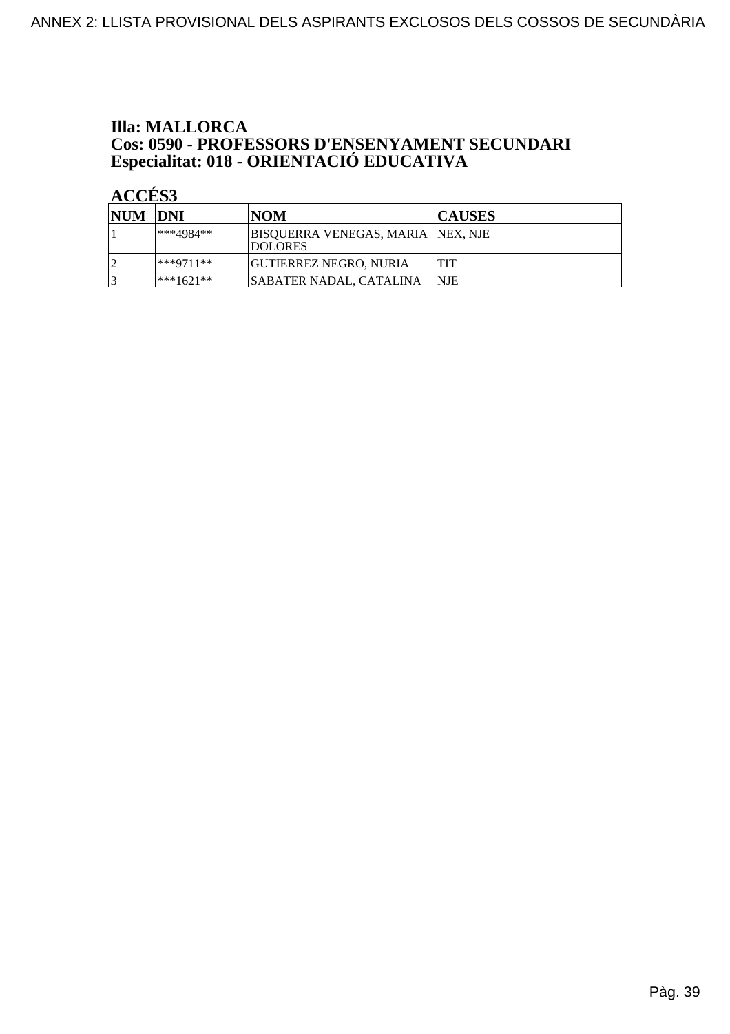**Illa: MALLORCA**
**Cos: 0590 - PROFESSORS D'ENSENYAMENT SECUNDARI**
**Especialitat: 018 - ORIENTACIÓ EDUCATIVA**

**ACCÉS3**

| NUM | DNI | NOM | CAUSES |
|---|---|---|---|
| 1 | ***4984** | BISQUERRA VENEGAS, MARIA DOLORES | NEX, NJE |
| 2 | ***9711** | GUTIERREZ NEGRO, NURIA | TIT |
| 3 | ***1621** | SABATER NADAL, CATALINA | NJE |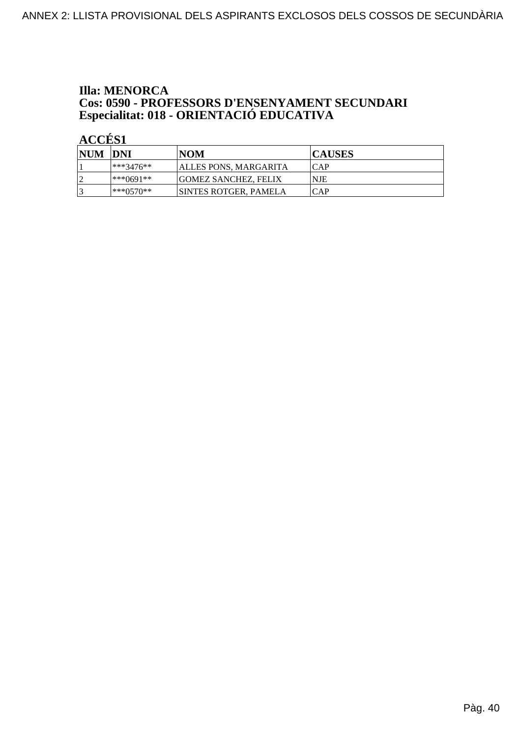**Illa: MENORCA**
**Cos: 0590 - PROFESSORS D'ENSENYAMENT SECUNDARI**
**Especialitat: 018 - ORIENTACIÓ EDUCATIVA**

**ACCÉS1**

| NUM | DNI | NOM | CAUSES |
|---|---|---|---|
| 1 | ***3476** | ALLES PONS, MARGARITA | CAP |
| 2 | ***0691** | GOMEZ SANCHEZ, FELIX | NJE |
| 3 | ***0570** | SINTES ROTGER, PAMELA | CAP |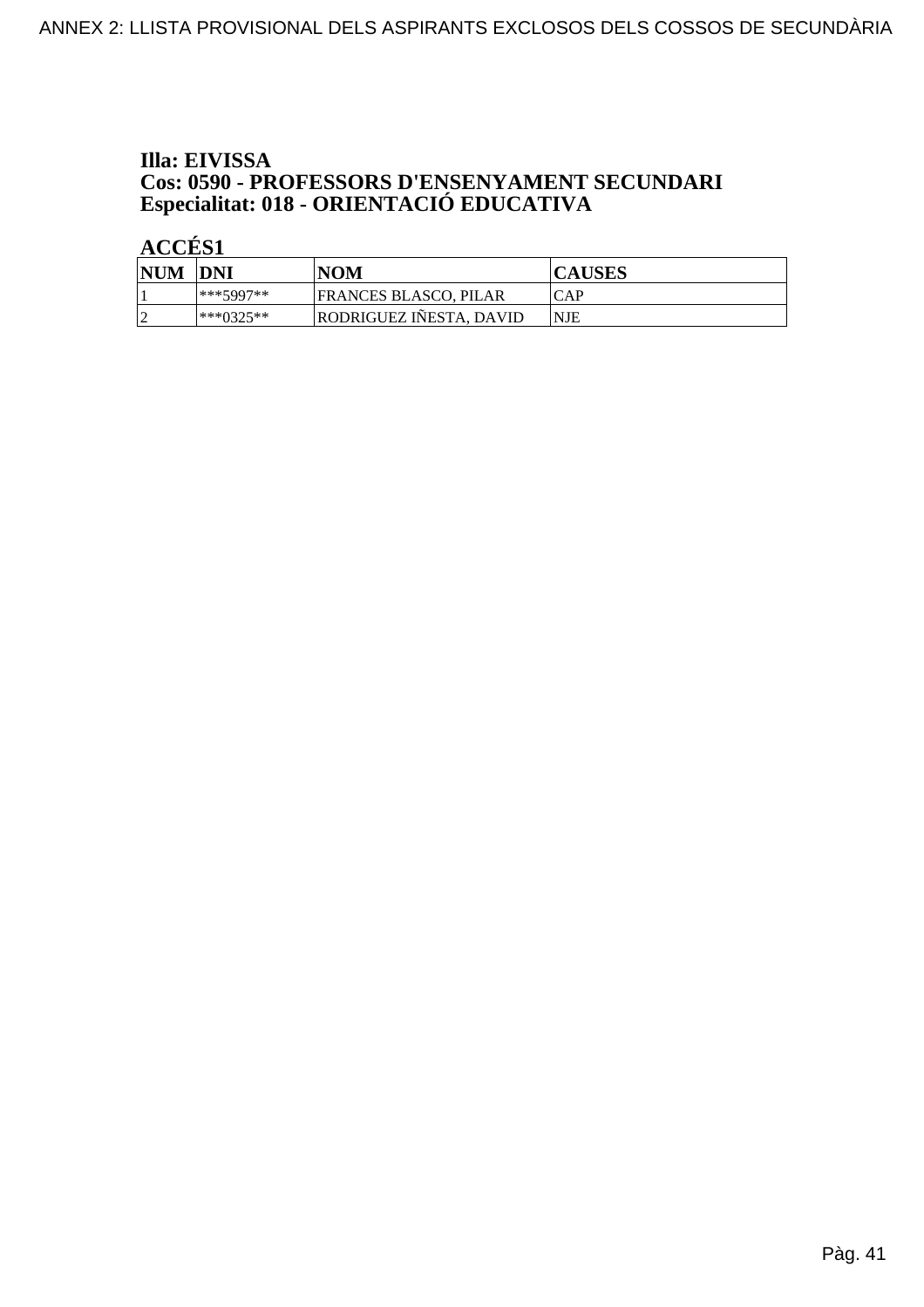**Illa: EIVISSA**
**Cos: 0590 - PROFESSORS D'ENSENYAMENT SECUNDARI**
**Especialitat: 018 - ORIENTACIÓ EDUCATIVA**

**ACCÉS1**

| NUM | DNI | NOM | CAUSES |
| --- | --- | --- | --- |
| 1 | ***5997** | FRANCES BLASCO, PILAR | CAP |
| 2 | ***0325** | RODRIGUEZ IÑESTA, DAVID | NJE |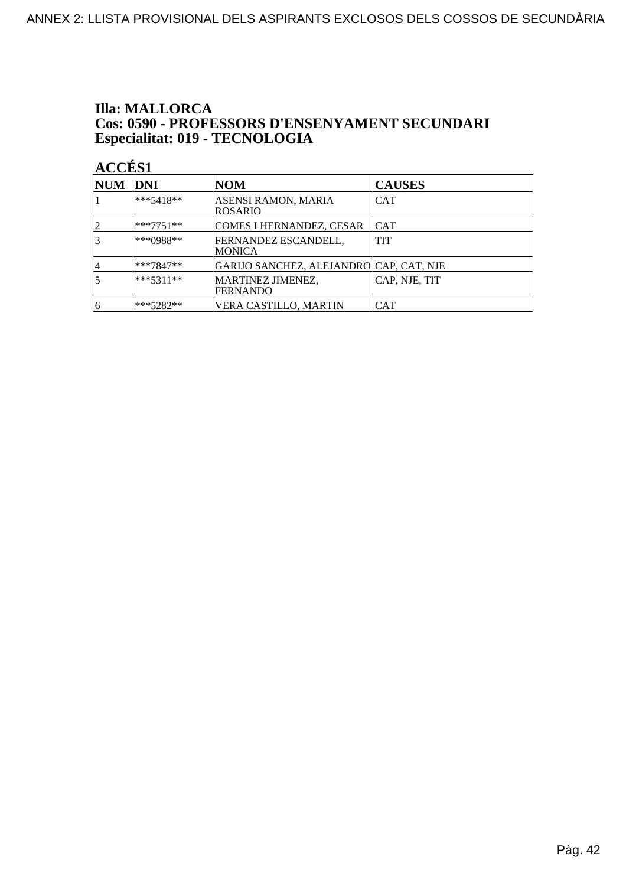**Illa: MALLORCA**
**Cos: 0590 - PROFESSORS D'ENSENYAMENT SECUNDARI**
**Especialitat: 019 - TECNOLOGIA**

**ACCÉS1**

| NUM | DNI | NOM | CAUSES |
|---|---|---|---|
| 1 | ***5418** | ASENSI RAMON, MARIA ROSARIO | CAT |
| 2 | ***7751** | COMES I HERNANDEZ, CESAR | CAT |
| 3 | ***0988** | FERNANDEZ ESCANDELL, MONICA | TIT |
| 4 | ***7847** | GARIJO SANCHEZ, ALEJANDRO | CAP, CAT, NJE |
| 5 | ***5311** | MARTINEZ JIMENEZ, FERNANDO | CAP, NJE, TIT |
| 6 | ***5282** | VERA CASTILLO, MARTIN | CAT |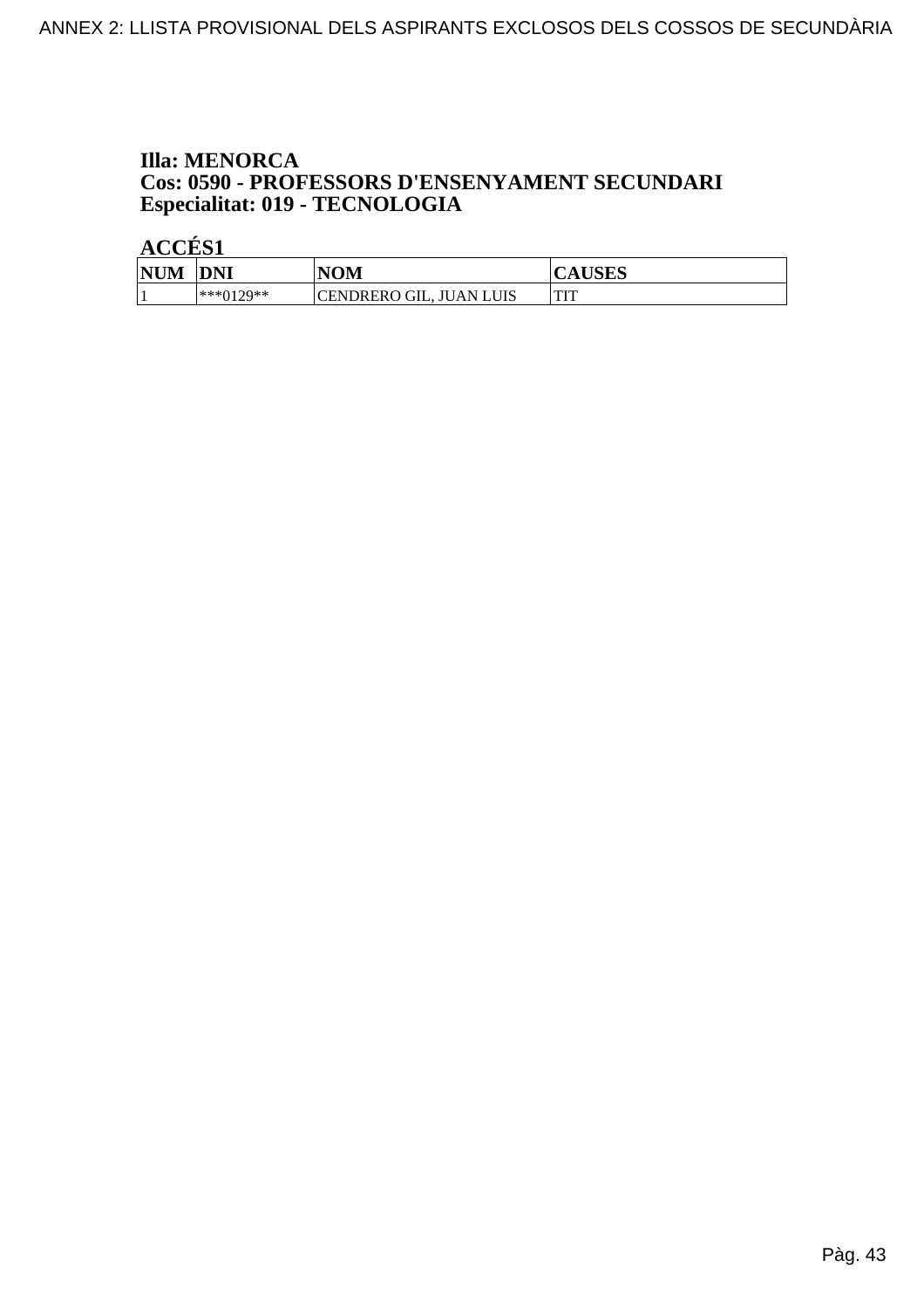**Illa: MENORCA**
**Cos: 0590 - PROFESSORS D'ENSENYAMENT SECUNDARI**
**Especialitat: 019 - TECNOLOGIA**

**ACCÉS1**

| NUM | DNI | NOM | CAUSES |
|---|---|---|---|
| 1 | ***0129** | CENDRERO GIL, JUAN LUIS | TIT |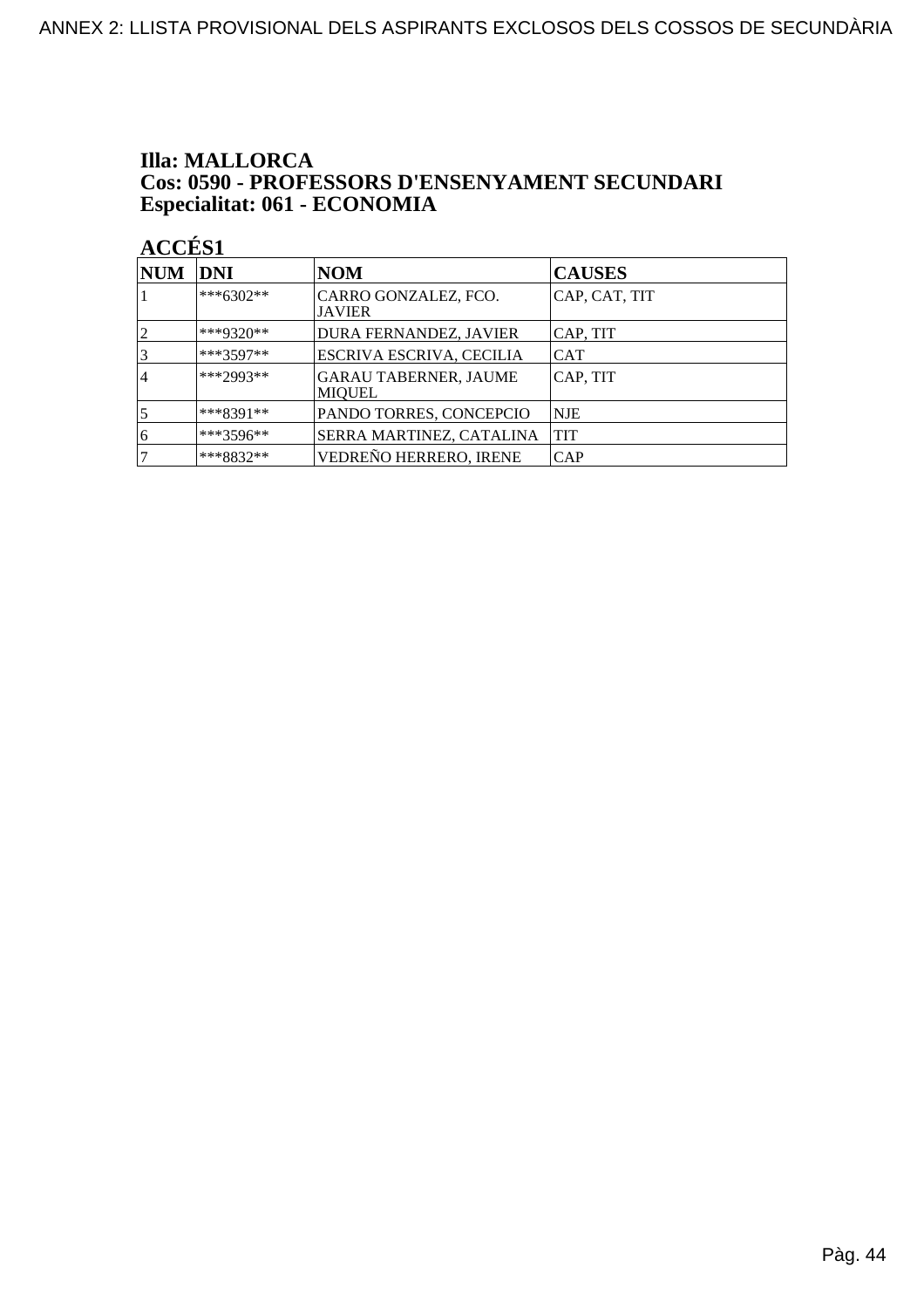**Illa: MALLORCA**
**Cos: 0590 - PROFESSORS D'ENSENYAMENT SECUNDARI**
**Especialitat: 061 - ECONOMIA**

**ACCÉS1**

| NUM | DNI | NOM | CAUSES |
|---|---|---|---|
| 1 | ***6302** | CARRO GONZALEZ, FCO. JAVIER | CAP, CAT, TIT |
| 2 | ***9320** | DURA FERNANDEZ, JAVIER | CAP, TIT |
| 3 | ***3597** | ESCRIVA ESCRIVA, CECILIA | CAT |
| 4 | ***2993** | GARAU TABERNER, JAUME MIQUEL | CAP, TIT |
| 5 | ***8391** | PANDO TORRES, CONCEPCIO | NJE |
| 6 | ***3596** | SERRA MARTINEZ, CATALINA | TIT |
| 7 | ***8832** | VEDREÑO HERRERO, IRENE | CAP |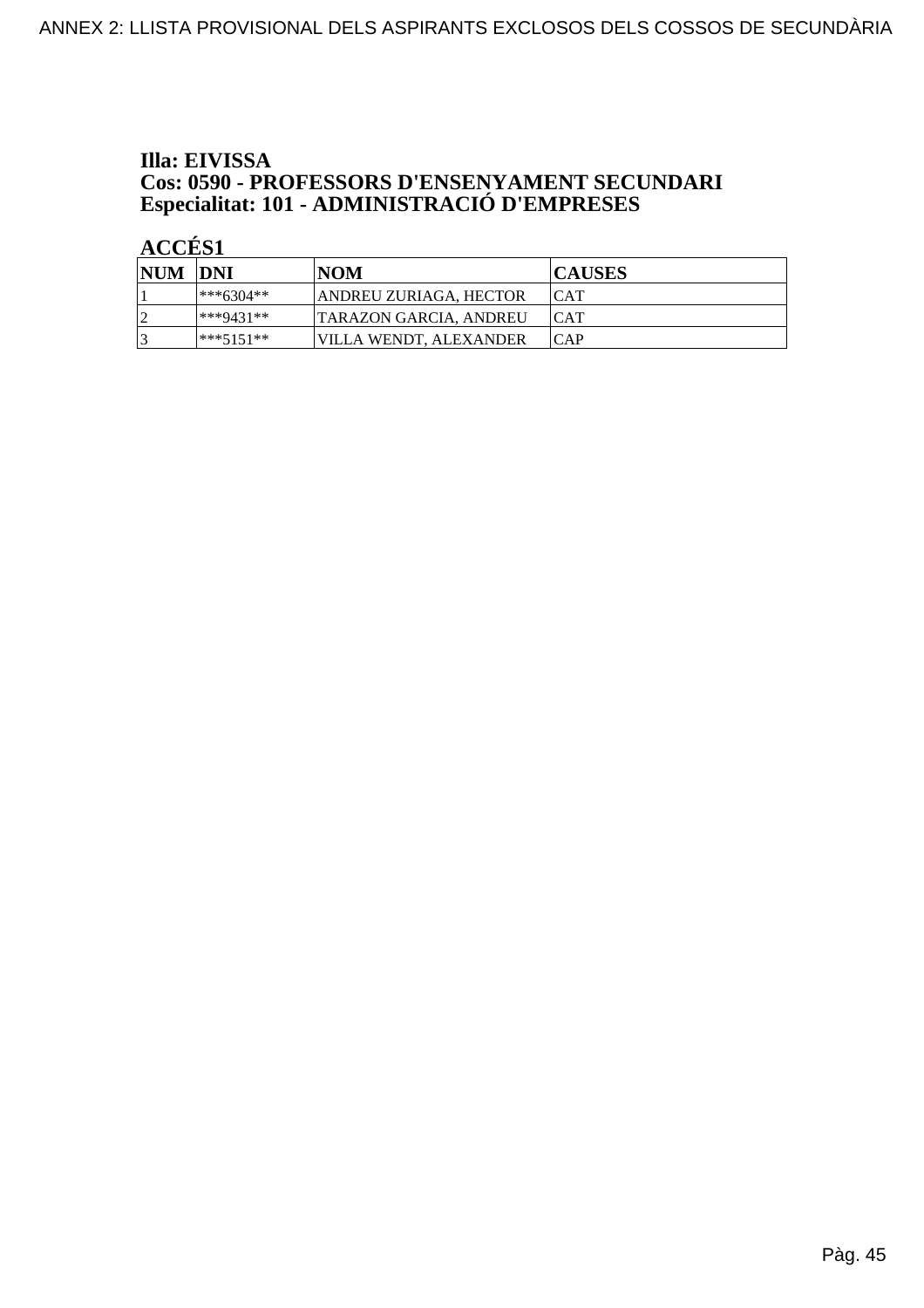**Illa: EIVISSA**
**Cos: 0590 - PROFESSORS D'ENSENYAMENT SECUNDARI**
**Especialitat: 101 - ADMINISTRACIÓ D'EMPRESES**

**ACCÉS1**

| NUM | DNI | NOM | CAUSES |
|---|---|---|---|
| 1 | ***6304** | ANDREU ZURIAGA, HECTOR | CAT |
| 2 | ***9431** | TARAZON GARCIA, ANDREU | CAT |
| 3 | ***5151** | VILLA WENDT, ALEXANDER | CAP |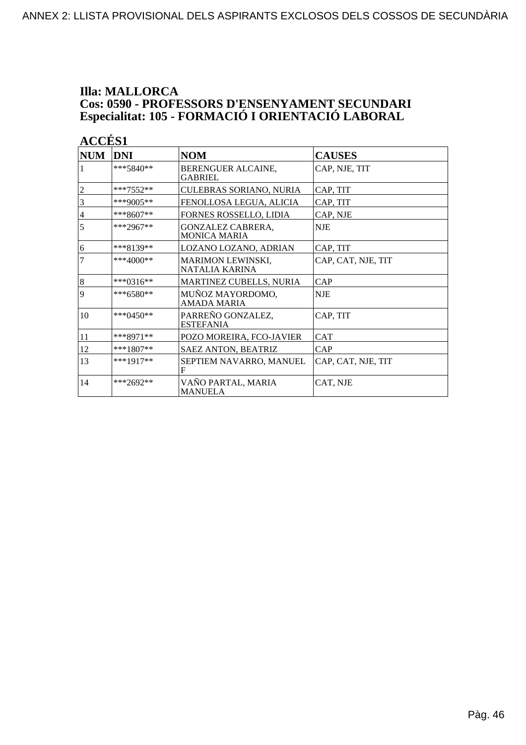**Illa: MALLORCA**
**Cos: 0590 - PROFESSORS D'ENSENYAMENT SECUNDARI**
**Especialitat: 105 - FORMACIÓ I ORIENTACIÓ LABORAL**

**ACCÉS1**

| NUM | DNI | NOM | CAUSES |
|---|---|---|---|
| 1 | ***5840** | BERENGUER ALCAINE, GABRIEL | CAP, NJE, TIT |
| 2 | ***7552** | CULEBRAS SORIANO, NURIA | CAP, TIT |
| 3 | ***9005** | FENOLLOSA LEGUA, ALICIA | CAP, TIT |
| 4 | ***8607** | FORNES ROSSELLO, LIDIA | CAP, NJE |
| 5 | ***2967** | GONZALEZ CABRERA, MONICA MARIA | NJE |
| 6 | ***8139** | LOZANO LOZANO, ADRIAN | CAP, TIT |
| 7 | ***4000** | MARIMON LEWINSKI, NATALIA KARINA | CAP, CAT, NJE, TIT |
| 8 | ***0316** | MARTINEZ CUBELLS, NURIA | CAP |
| 9 | ***6580** | MUÑOZ MAYORDOMO, AMADA MARIA | NJE |
| 10 | ***0450** | PARREÑO GONZALEZ, ESTEFANIA | CAP, TIT |
| 11 | ***8971** | POZO MOREIRA, FCO-JAVIER | CAT |
| 12 | ***1807** | SAEZ ANTON, BEATRIZ | CAP |
| 13 | ***1917** | SEPTIEM NAVARRO, MANUEL F | CAP, CAT, NJE, TIT |
| 14 | ***2692** | VAÑO PARTAL, MARIA MANUELA | CAT, NJE |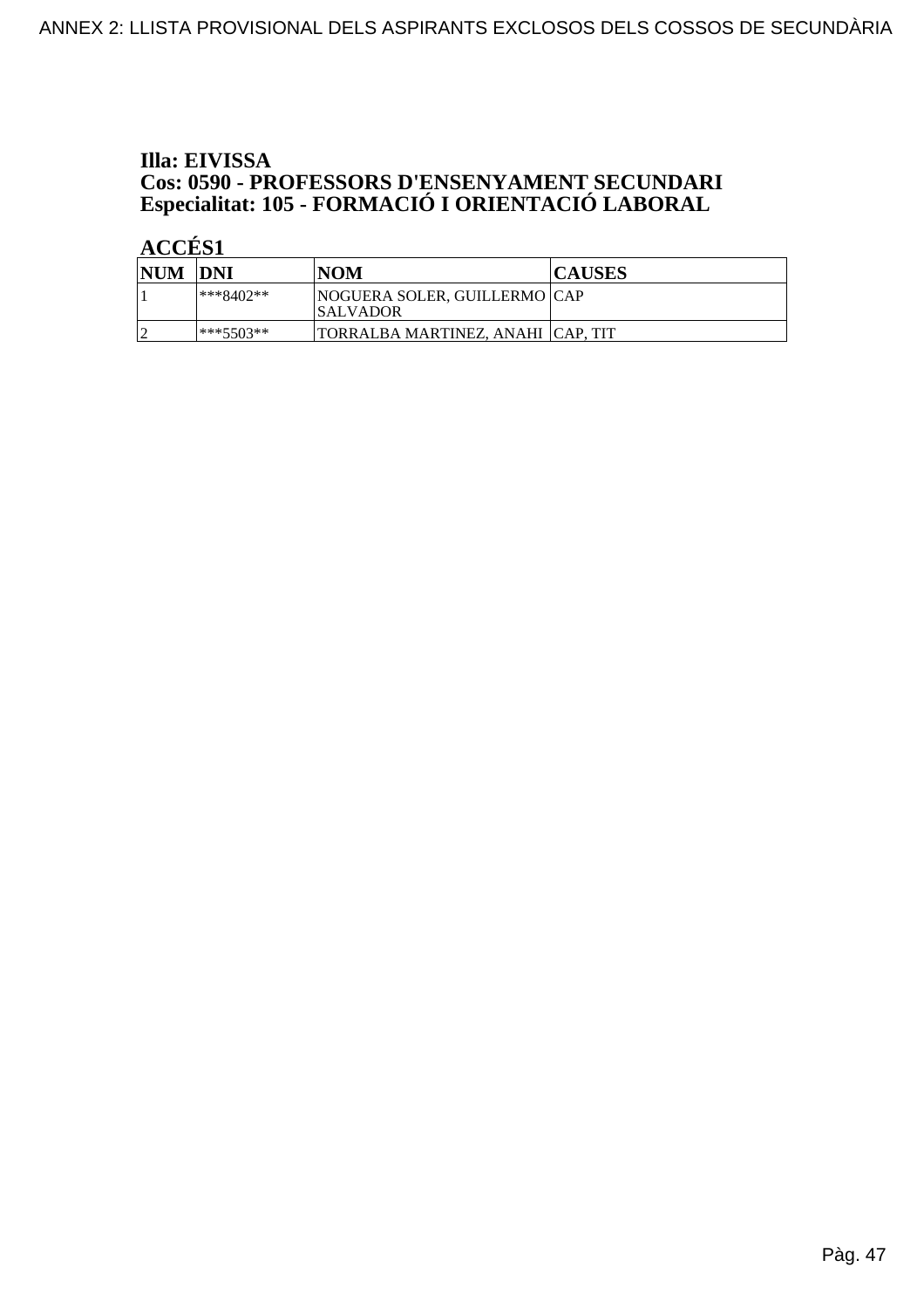**Illa: EIVISSA**
**Cos: 0590 - PROFESSORS D'ENSENYAMENT SECUNDARI**
**Especialitat: 105 - FORMACIÓ I ORIENTACIÓ LABORAL**

**ACCÉS1**

| NUM | DNI | NOM | CAUSES |
|---|---|---|---|
| 1 | ***8402** | NOGUERA SOLER, GUILLERMO SALVADOR | CAP |
| 2 | ***5503** | TORRALBA MARTINEZ, ANAHI | CAP, TIT |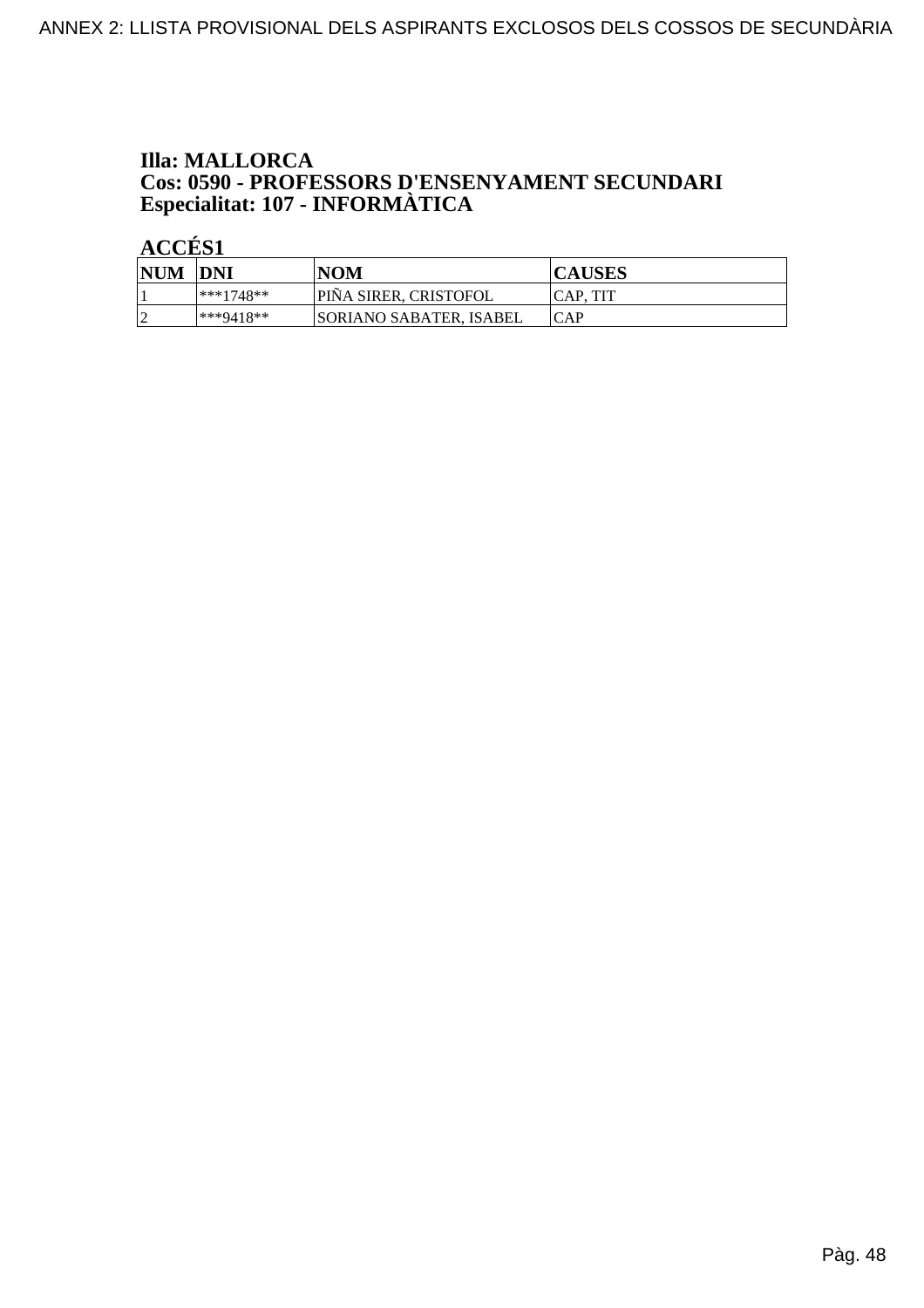**Illa: MALLORCA**
**Cos: 0590 - PROFESSORS D'ENSENYAMENT SECUNDARI**
**Especialitat: 107 - INFORMÀTICA**

**ACCÉS1**

| NUM | DNI | NOM | CAUSES |
|---|---|---|---|
| 1 | ***1748** | PIÑA SIRER, CRISTOFOL | CAP, TIT |
| 2 | ***9418** | SORIANO SABATER, ISABEL | CAP |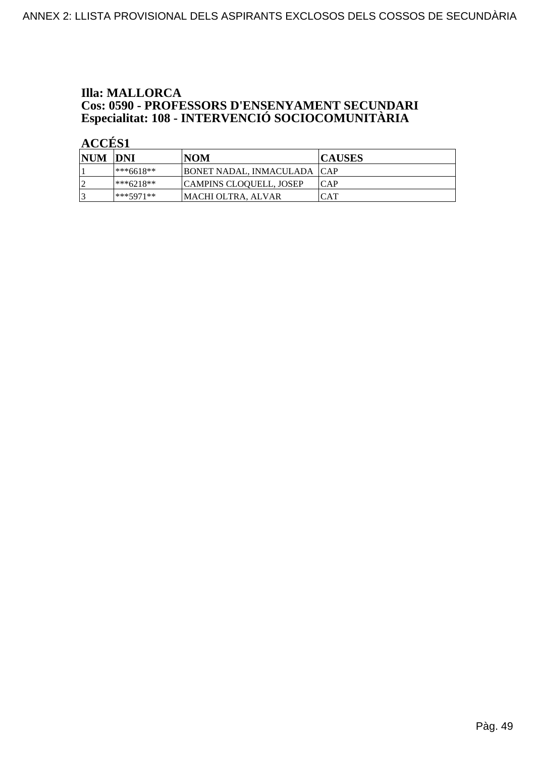**Illa: MALLORCA**
**Cos: 0590 - PROFESSORS D'ENSENYAMENT SECUNDARI**
**Especialitat: 108 - INTERVENCIÓ SOCIOCOMUNITÀRIA**

**ACCÉS1**

| NUM | DNI | NOM | CAUSES |
|---|---|---|---|
| 1 | ***6618** | BONET NADAL, INMACULADA | CAP |
| 2 | ***6218** | CAMPINS CLOQUELL, JOSEP | CAP |
| 3 | ***5971** | MACHI OLTRA, ALVAR | CAT |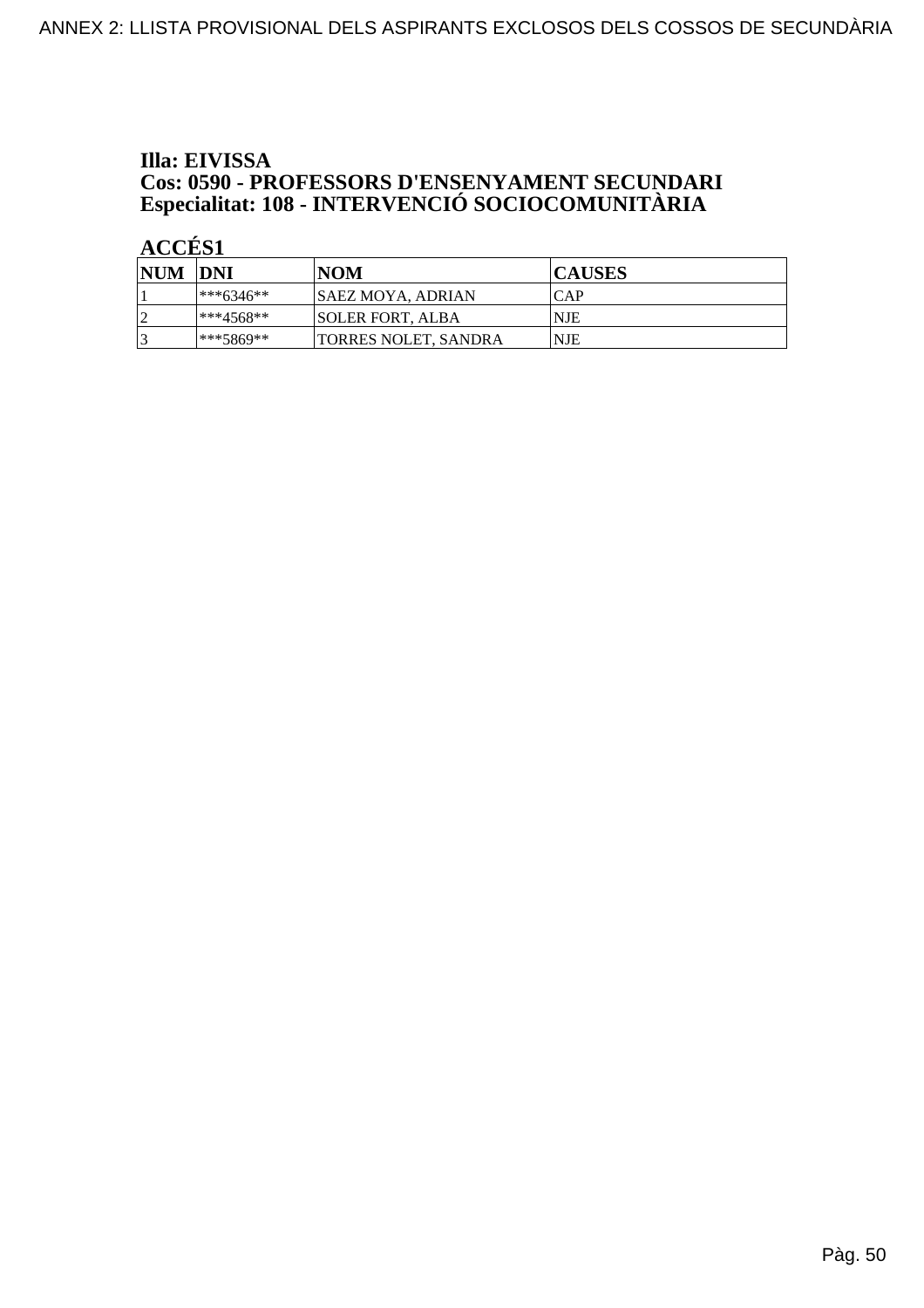**Illa: EIVISSA**
**Cos: 0590 - PROFESSORS D'ENSENYAMENT SECUNDARI**
**Especialitat: 108 - INTERVENCIÓ SOCIOCOMUNITÀRIA**

**ACCÉS1**

| NUM | DNI | NOM | CAUSES |
|---|---|---|---|
| 1 | ***6346** | SAEZ MOYA, ADRIAN | CAP |
| 2 | ***4568** | SOLER FORT, ALBA | NJE |
| 3 | ***5869** | TORRES NOLET, SANDRA | NJE |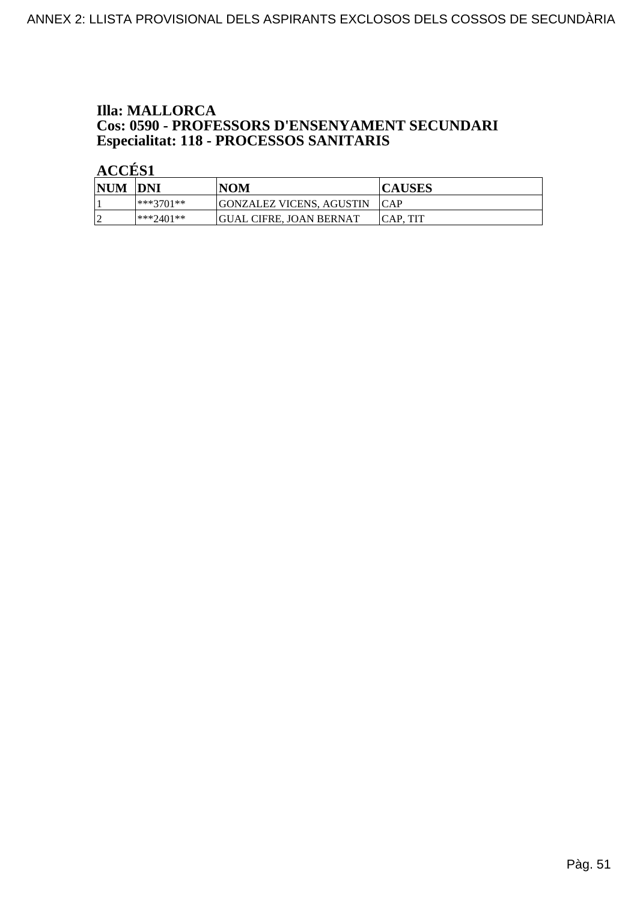**Illa: MALLORCA**
**Cos: 0590 - PROFESSORS D'ENSENYAMENT SECUNDARI**
**Especialitat: 118 - PROCESSOS SANITARIS**

**ACCÉS1**

| NUM | DNI | NOM | CAUSES |
|---|---|---|---|
| 1 | ***3701** | GONZALEZ VICENS, AGUSTIN | CAP |
| 2 | ***2401** | GUAL CIFRE, JOAN BERNAT | CAP, TIT |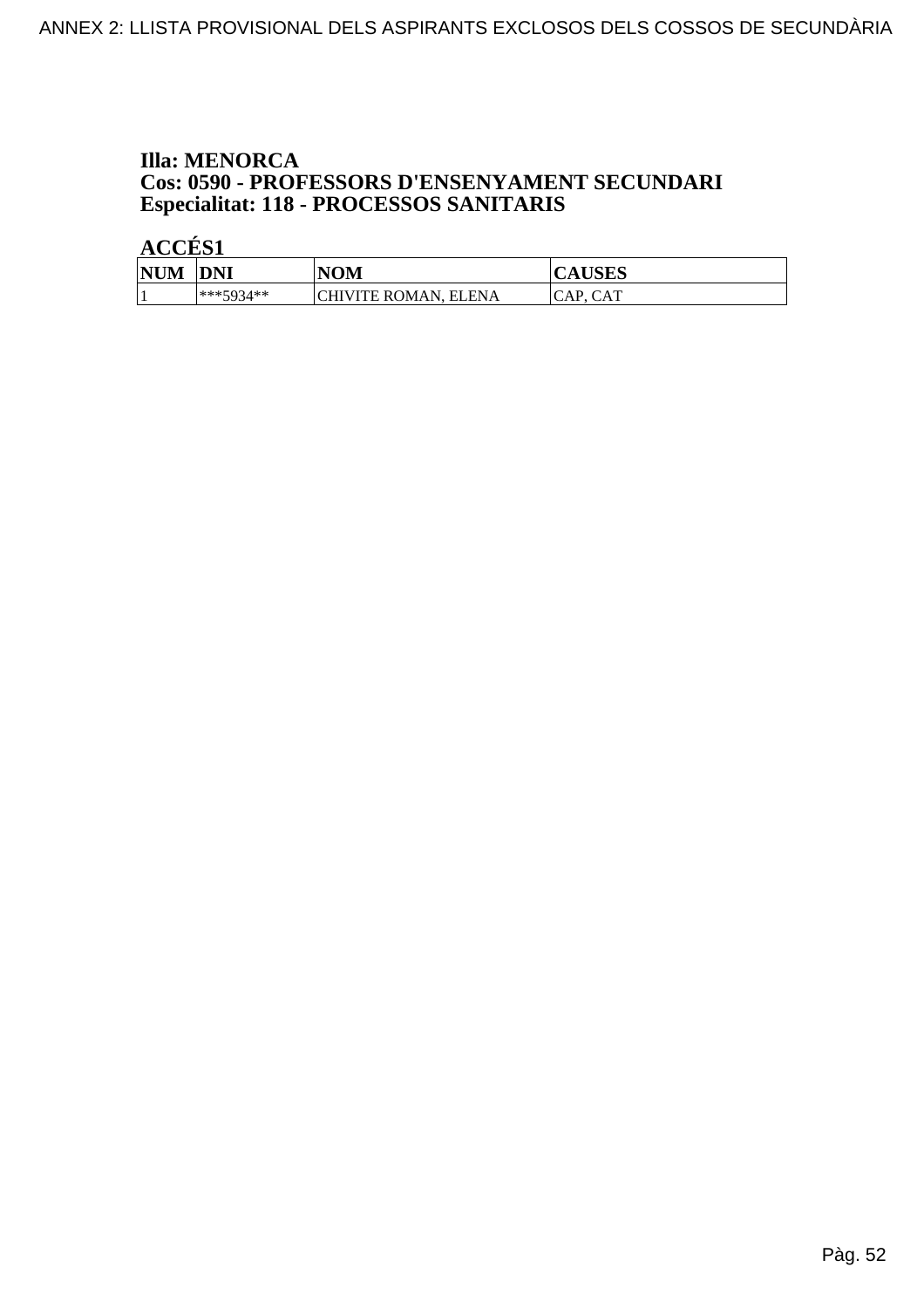**Illa: MENORCA**
**Cos: 0590 - PROFESSORS D'ENSENYAMENT SECUNDARI**
**Especialitat: 118 - PROCESSOS SANITARIS**

**ACCÉS1**

| NUM | DNI | NOM | CAUSES |
|---|---|---|---|
| 1 | ***5934** | CHIVITE ROMAN, ELENA | CAP, CAT |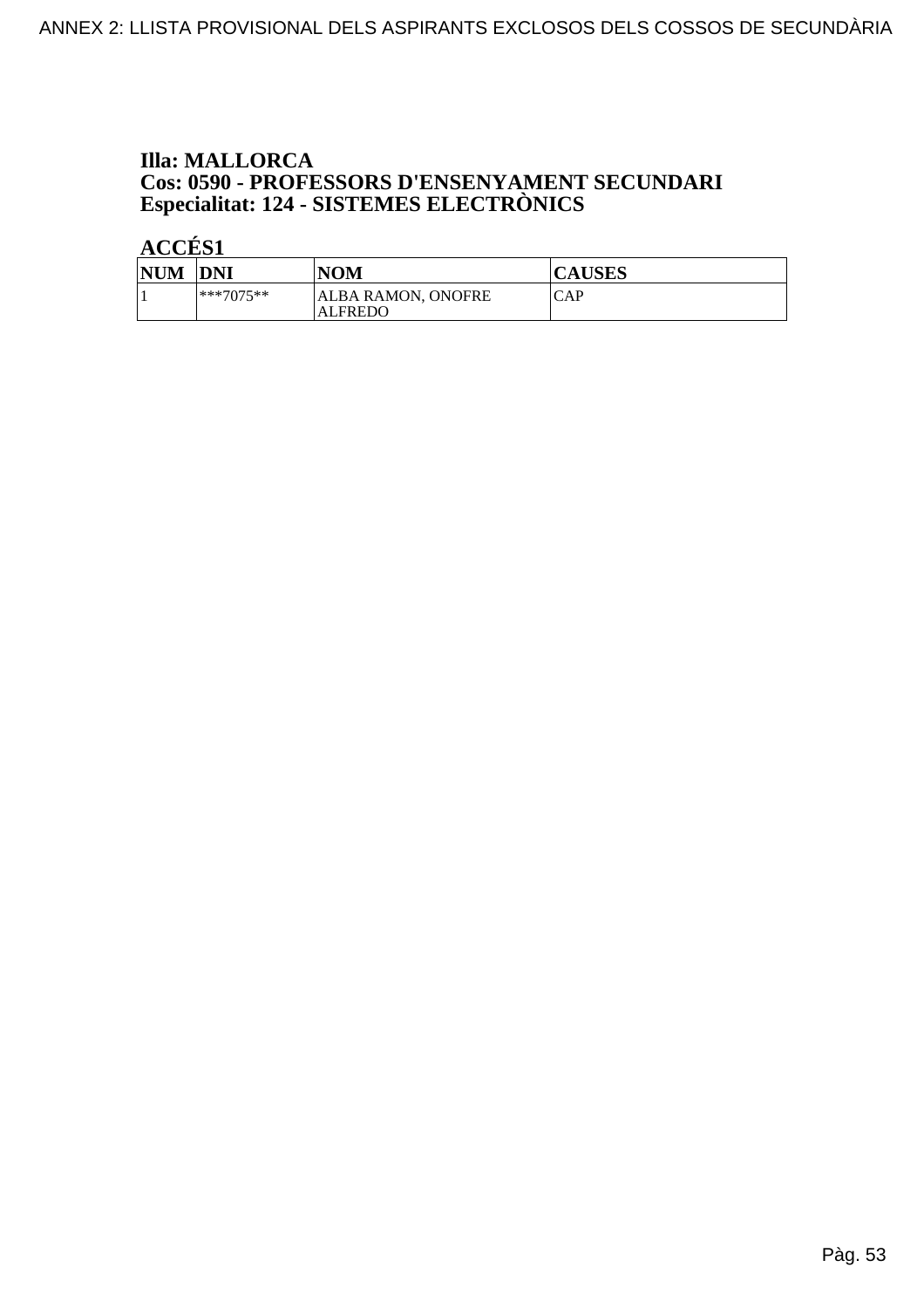**Illa: MALLORCA**
**Cos: 0590 - PROFESSORS D'ENSENYAMENT SECUNDARI**
**Especialitat: 124 - SISTEMES ELECTRÒNICS**

**ACCÉS1**

| NUM | DNI | NOM | CAUSES |
|---|---|---|---|
| 1 | ***7075** | ALBA RAMON, ONOFRE ALFREDO | CAP |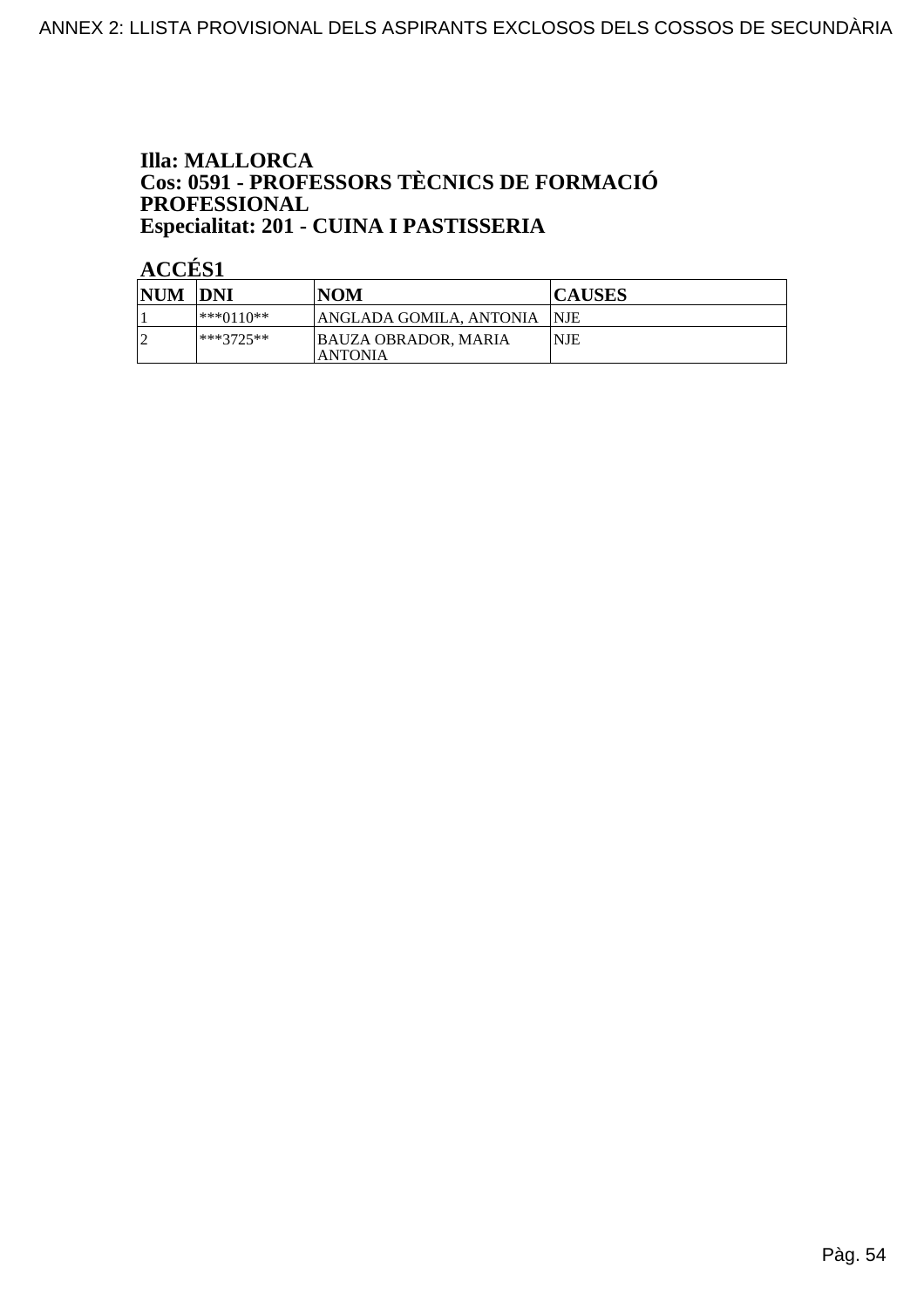**Illa: MALLORCA**
**Cos: 0591 - PROFESSORS TÈCNICS DE FORMACIÓ PROFESSIONAL**
**Especialitat: 201 - CUINA I PASTISSERIA**

**ACCÉS1**

| NUM | DNI | NOM | CAUSES |
|---|---|---|---|
| 1 | ***0110** | ANGLADA GOMILA, ANTONIA | NJE |
| 2 | ***3725** | BAUZA OBRADOR, MARIA ANTONIA | NJE |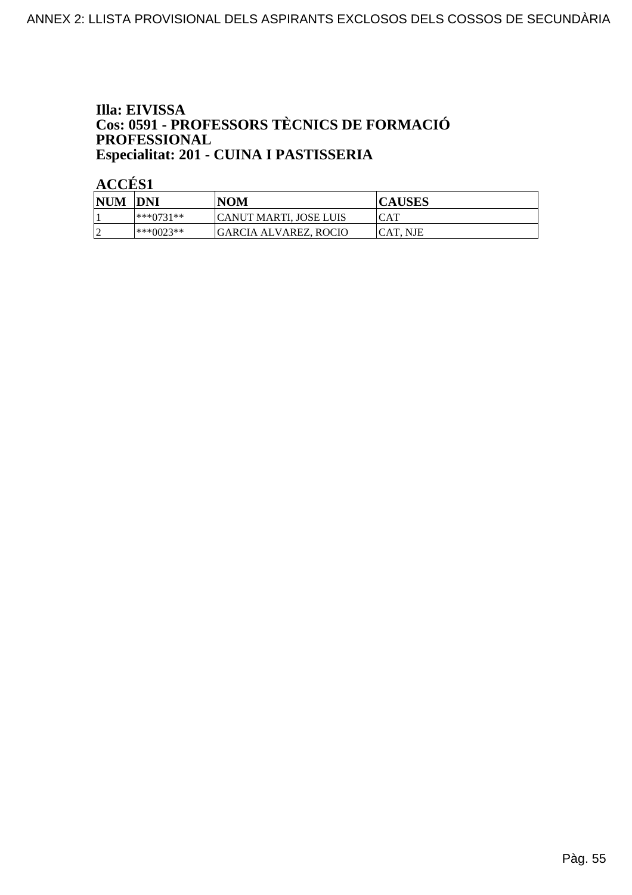**Illa: EIVISSA**
**Cos: 0591 - PROFESSORS TÈCNICS DE FORMACIÓ PROFESSIONAL**
**Especialitat: 201 - CUINA I PASTISSERIA**

**ACCÉS1**

| NUM | DNI | NOM | CAUSES |
|---|---|---|---|
| 1 | ***0731** | CANUT MARTI, JOSE LUIS | CAT |
| 2 | ***0023** | GARCIA ALVAREZ, ROCIO | CAT, NJE |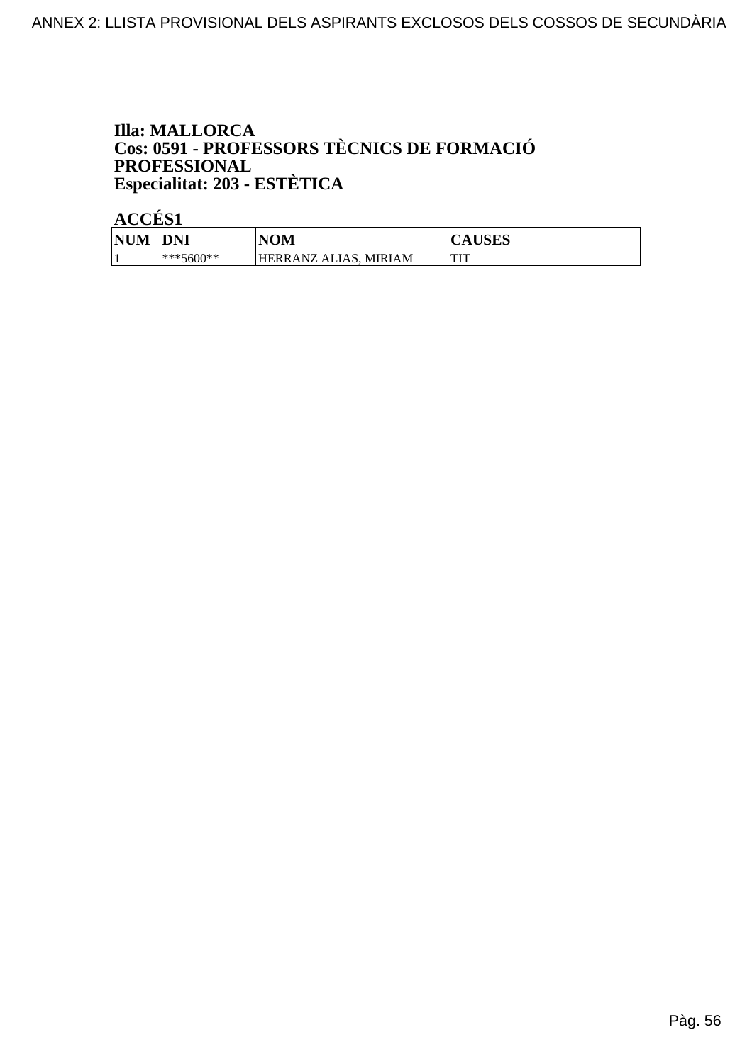**Illa: MALLORCA**
**Cos: 0591 - PROFESSORS TÈCNICS DE FORMACIÓ PROFESSIONAL**
**Especialitat: 203 - ESTÈTICA**

**ACCÉS1**

| NUM | DNI | NOM | CAUSES |
|---|---|---|---|
| 1 | ***5600** | HERRANZ ALIAS, MIRIAM | TIT |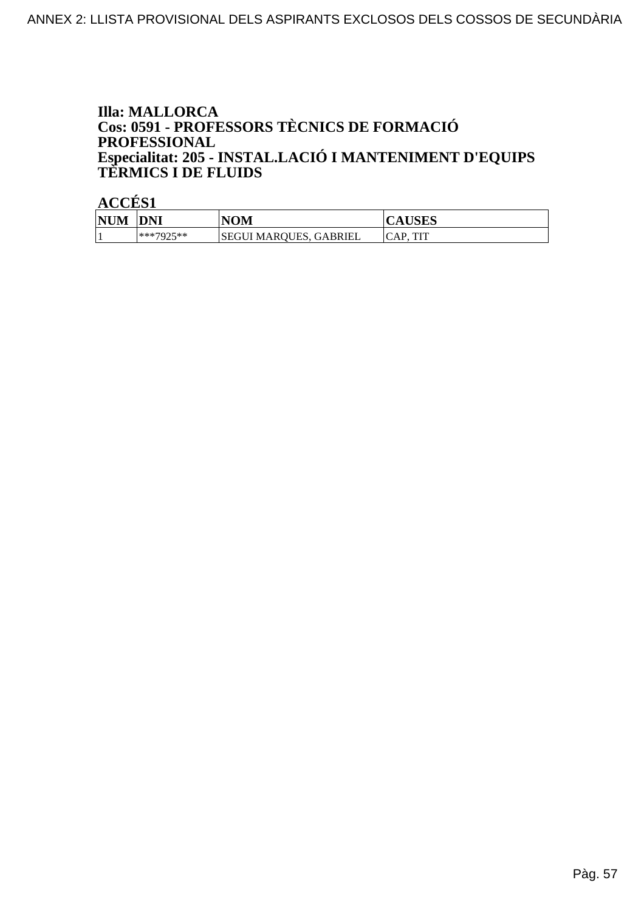**Illa: MALLORCA**
**Cos: 0591 - PROFESSORS TÈCNICS DE FORMACIÓ PROFESSIONAL**
**Especialitat: 205 - INSTAL.LACIÓ I MANTENIMENT D'EQUIPS TÈRMICS I DE FLUIDS**

**ACCÉS1**

| NUM | DNI | NOM | CAUSES |
|---|---|---|---|
| 1 | ***7925** | SEGUI MARQUES, GABRIEL | CAP, TIT |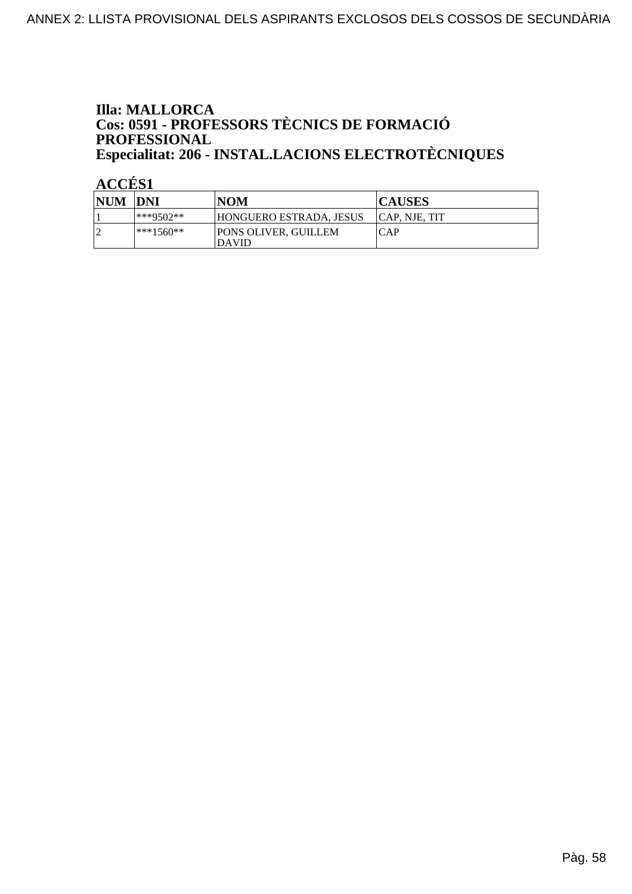**Illa: MALLORCA**
**Cos: 0591 - PROFESSORS TÈCNICS DE FORMACIÓ PROFESSIONAL**
**Especialitat: 206 - INSTAL.LACIONS ELECTROTÈCNIQUES**

**ACCÉS1**

| NUM | DNI | NOM | CAUSES |
|---|---|---|---|
| 1 | ***9502** | HONGUERO ESTRADA, JESUS | CAP, NJE, TIT |
| 2 | ***1560** | PONS OLIVER, GUILLEM DAVID | CAP |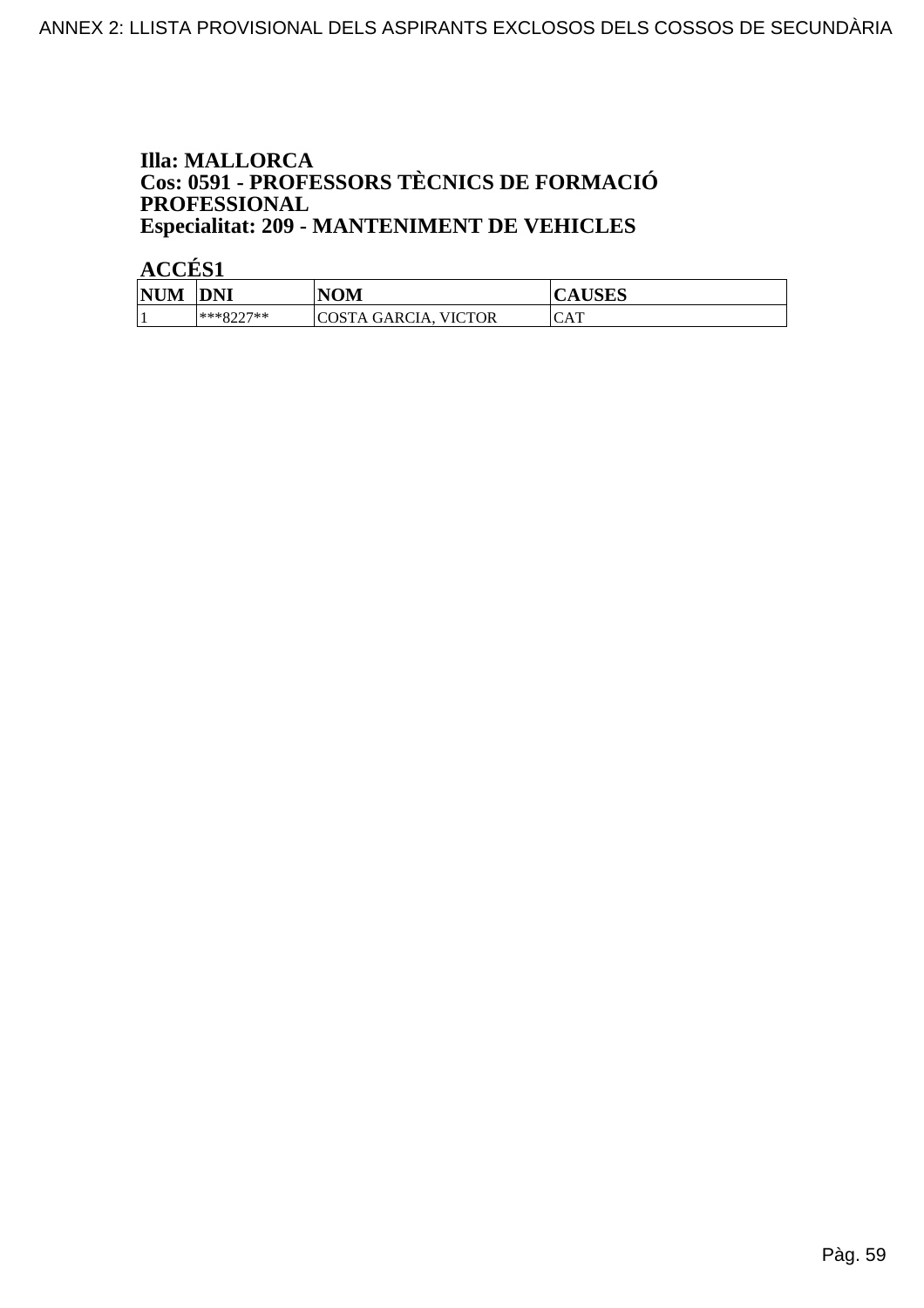**Illa: MALLORCA**
**Cos: 0591 - PROFESSORS TÈCNICS DE FORMACIÓ PROFESSIONAL**
**Especialitat: 209 - MANTENIMENT DE VEHICLES**

**ACCÉS1**

| NUM | DNI | NOM | CAUSES |
|---|---|---|---|
| 1 | ***8227** | COSTA GARCIA, VICTOR | CAT |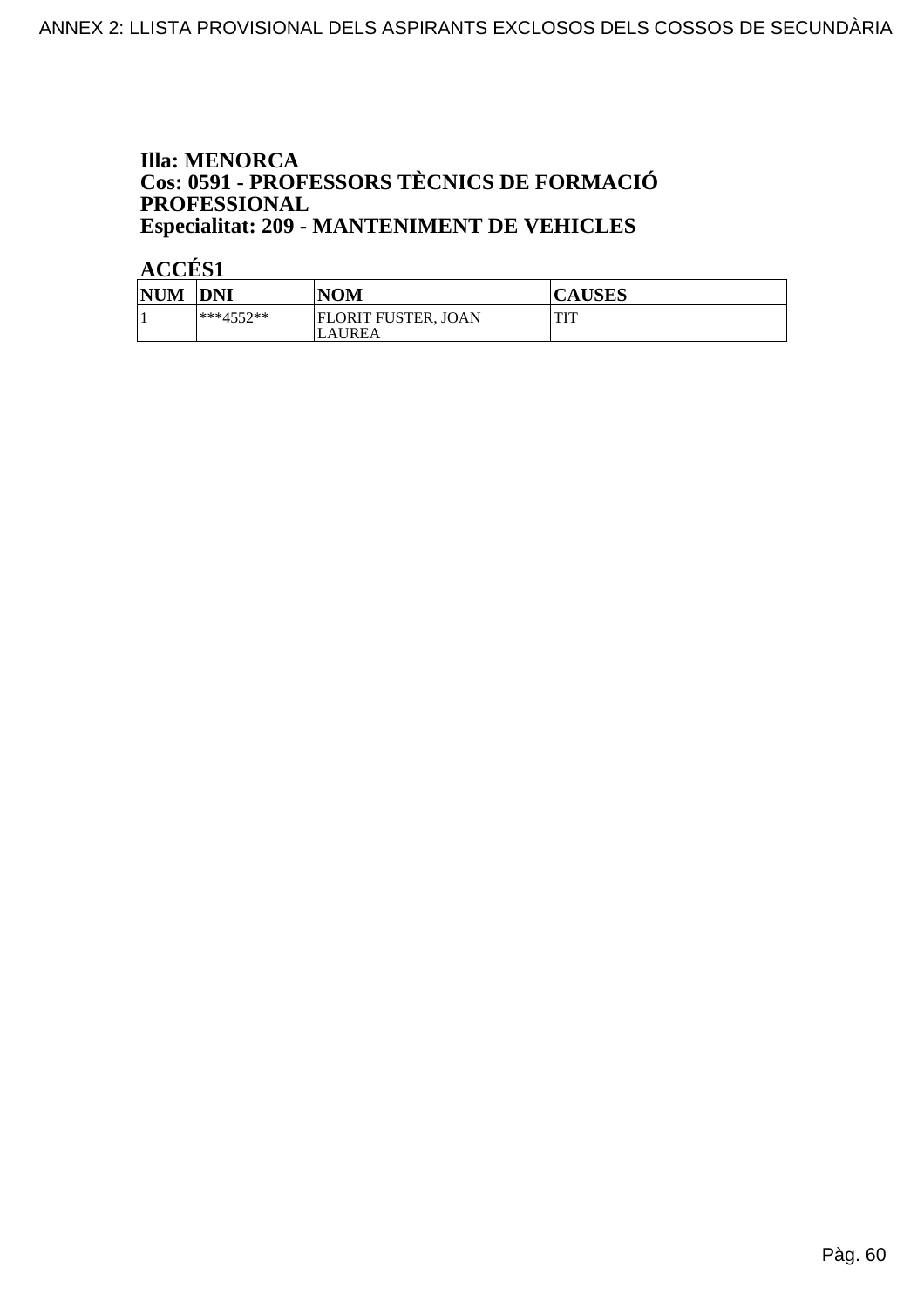**Illa: MENORCA**
**Cos: 0591 - PROFESSORS TÈCNICS DE FORMACIÓ PROFESSIONAL**
**Especialitat: 209 - MANTENIMENT DE VEHICLES**

**ACCÉS1**

| NUM | DNI | NOM | CAUSES |
|---|---|---|---|
| 1 | ***4552** | FLORIT FUSTER, JOAN LAUREA | TIT |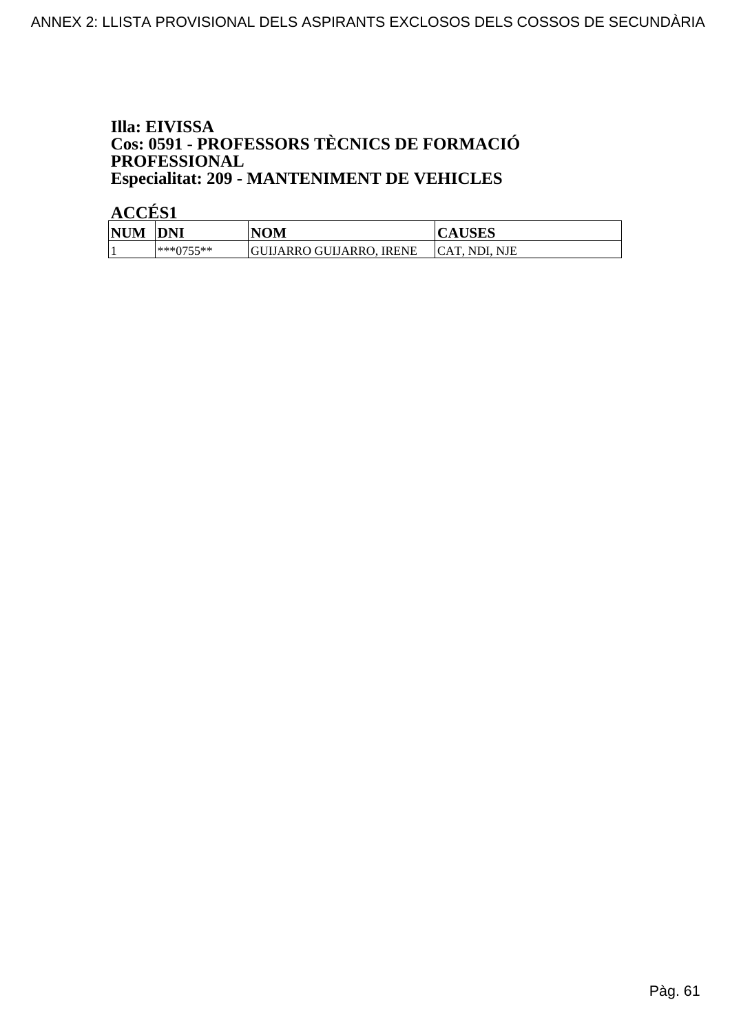**Illa: EIVISSA**
**Cos: 0591 - PROFESSORS TÈCNICS DE FORMACIÓ PROFESSIONAL**
**Especialitat: 209 - MANTENIMENT DE VEHICLES**

**ACCÉS1**

| NUM | DNI | NOM | CAUSES |
|---|---|---|---|
| 1 | ***0755** | GUIJARRO GUIJARRO, IRENE | CAT, NDI, NJE |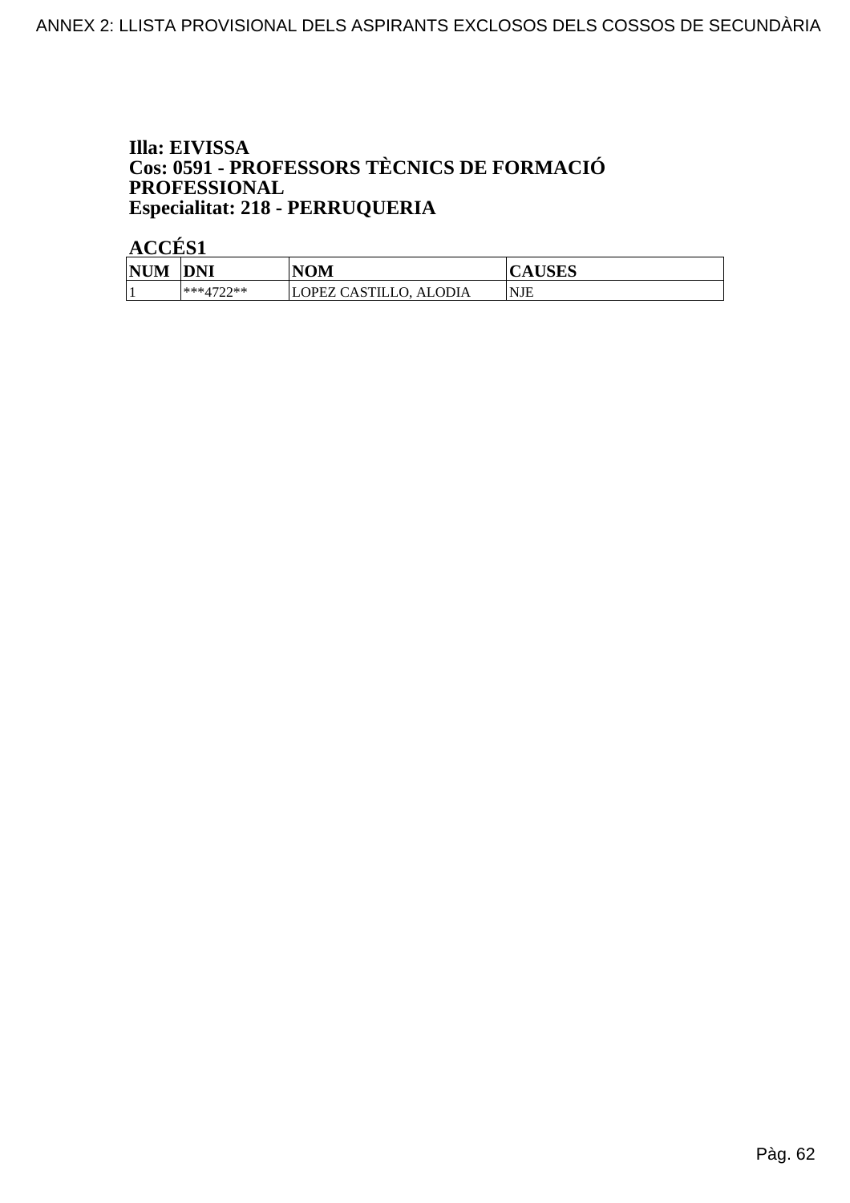**Illa: EIVISSA**
**Cos: 0591 - PROFESSORS TÈCNICS DE FORMACIÓ PROFESSIONAL**
**Especialitat: 218 - PERRUQUERIA**

**ACCÉS1**

| NUM | DNI | NOM | CAUSES |
|---|---|---|---|
| 1 | ***4722** | LOPEZ CASTILLO, ALODIA | NJE |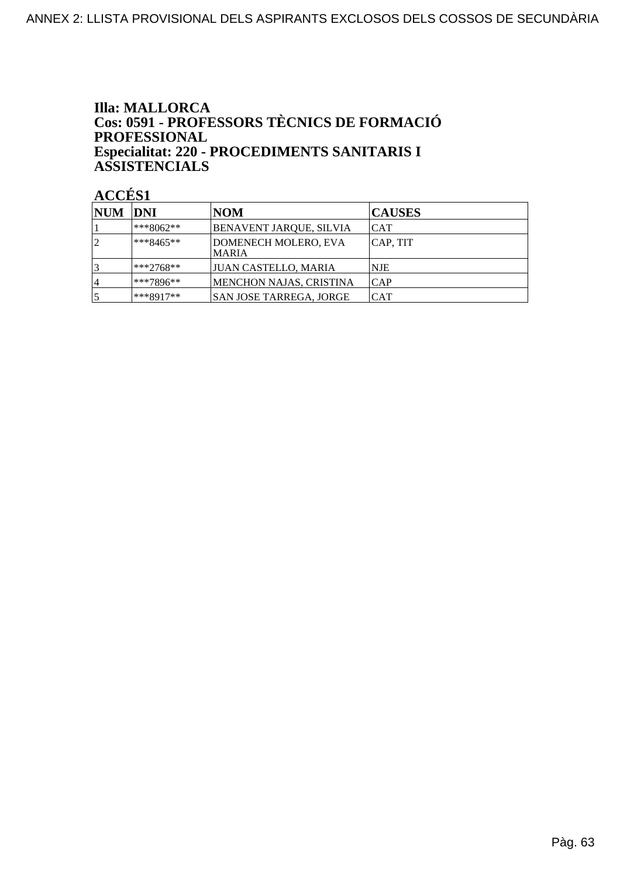**Illa: MALLORCA**
**Cos: 0591 - PROFESSORS TÈCNICS DE FORMACIÓ PROFESSIONAL**
**Especialitat: 220 - PROCEDIMENTS SANITARIS I ASSISTENCIALS**

**ACCÉS1**

| NUM | DNI | NOM | CAUSES |
|---|---|---|---|
| 1 | ***8062** | BENAVENT JARQUE, SILVIA | CAT |
| 2 | ***8465** | DOMENECH MOLERO, EVA MARIA | CAP, TIT |
| 3 | ***2768** | JUAN CASTELLO, MARIA | NJE |
| 4 | ***7896** | MENCHON NAJAS, CRISTINA | CAP |
| 5 | ***8917** | SAN JOSE TARREGA, JORGE | CAT |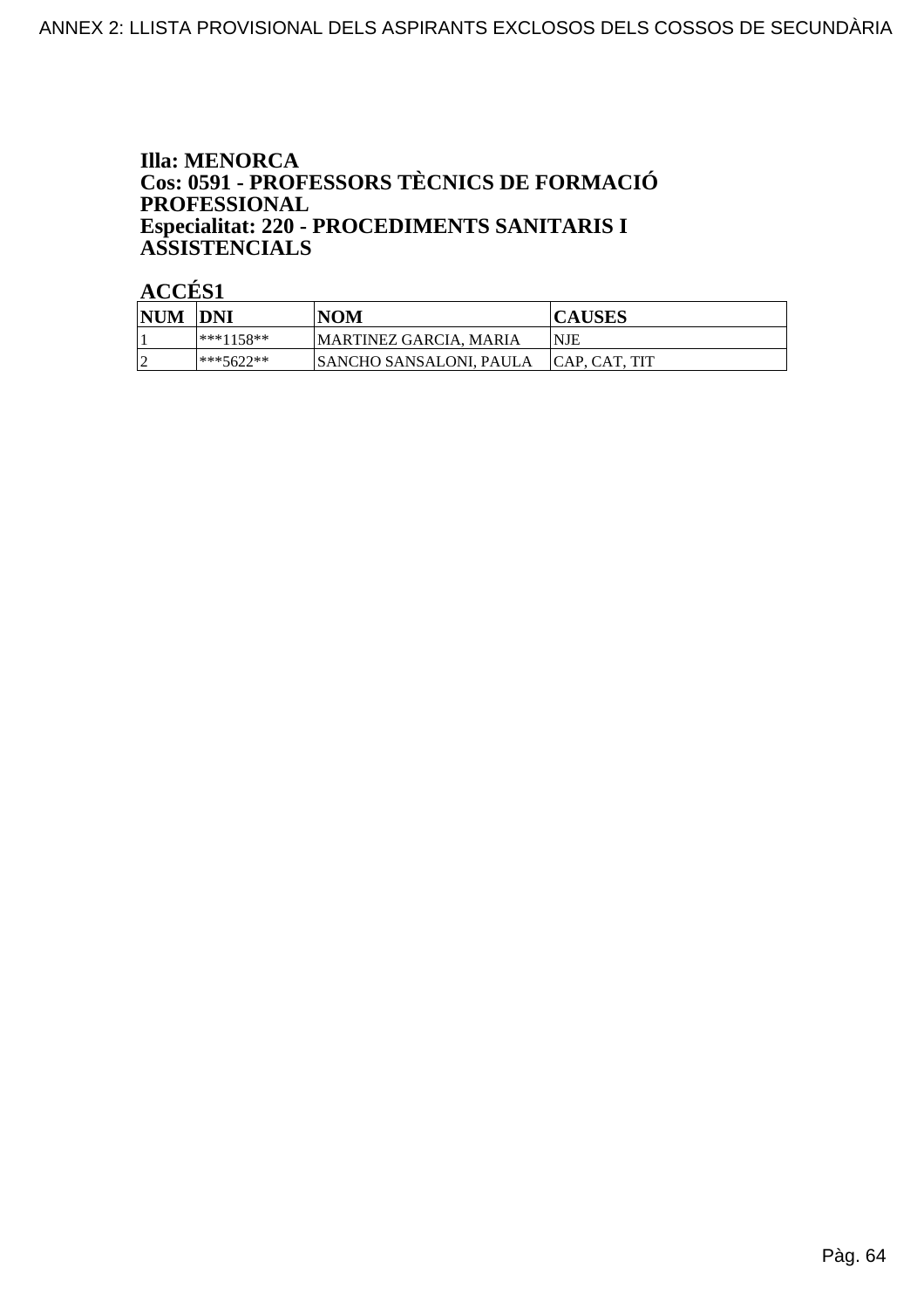**Illa: MENORCA**
**Cos: 0591 - PROFESSORS TÈCNICS DE FORMACIÓ PROFESSIONAL**
**Especialitat: 220 - PROCEDIMENTS SANITARIS I ASSISTENCIALS**

**ACCÉS1**

| NUM | DNI | NOM | CAUSES |
|---|---|---|---|
| 1 | ***1158** | MARTINEZ GARCIA, MARIA | NJE |
| 2 | ***5622** | SANCHO SANSALONI, PAULA | CAP, CAT, TIT |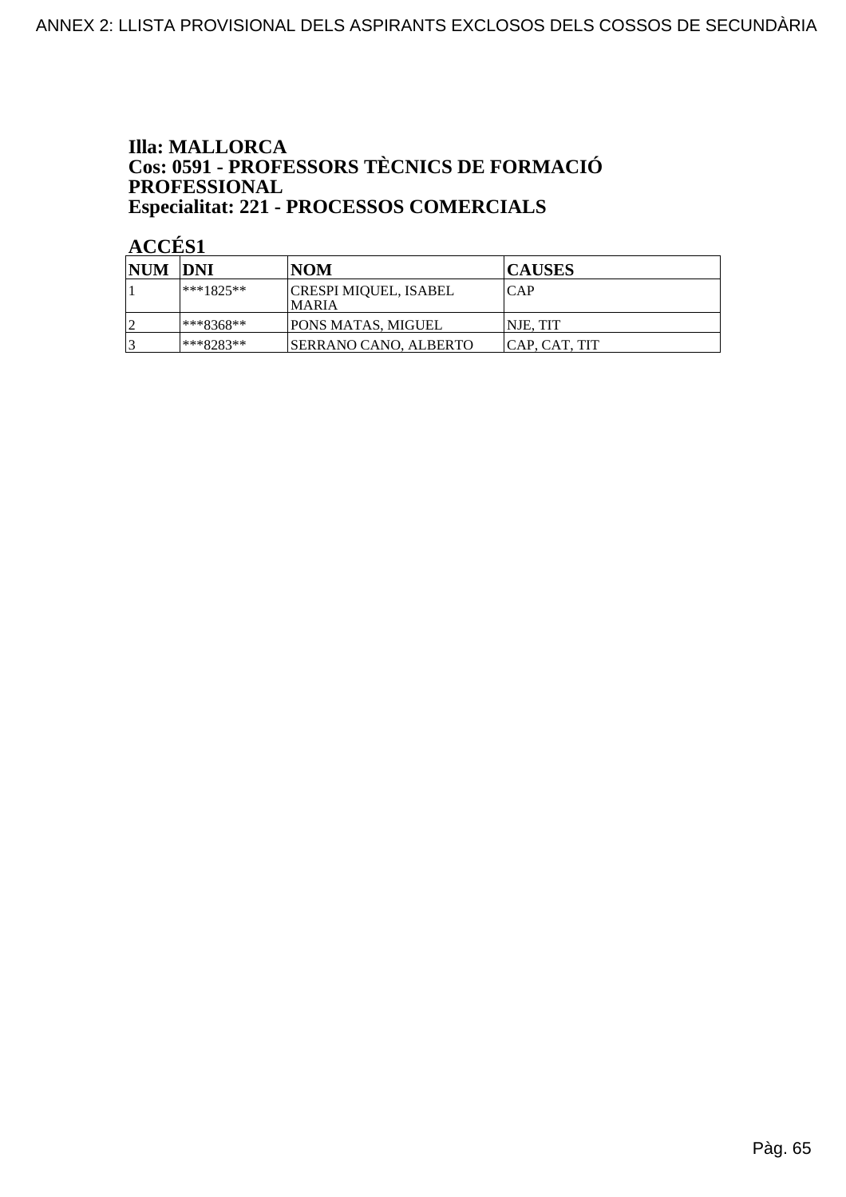**Illa: MALLORCA**
**Cos: 0591 - PROFESSORS TÈCNICS DE FORMACIÓ PROFESSIONAL**
**Especialitat: 221 - PROCESSOS COMERCIALS**

**ACCÉS1**

| NUM | DNI | NOM | CAUSES |
|---|---|---|---|
| 1 | ***1825** | CRESPI MIQUEL, ISABEL MARIA | CAP |
| 2 | ***8368** | PONS MATAS, MIGUEL | NJE, TIT |
| 3 | ***8283** | SERRANO CANO, ALBERTO | CAP, CAT, TIT |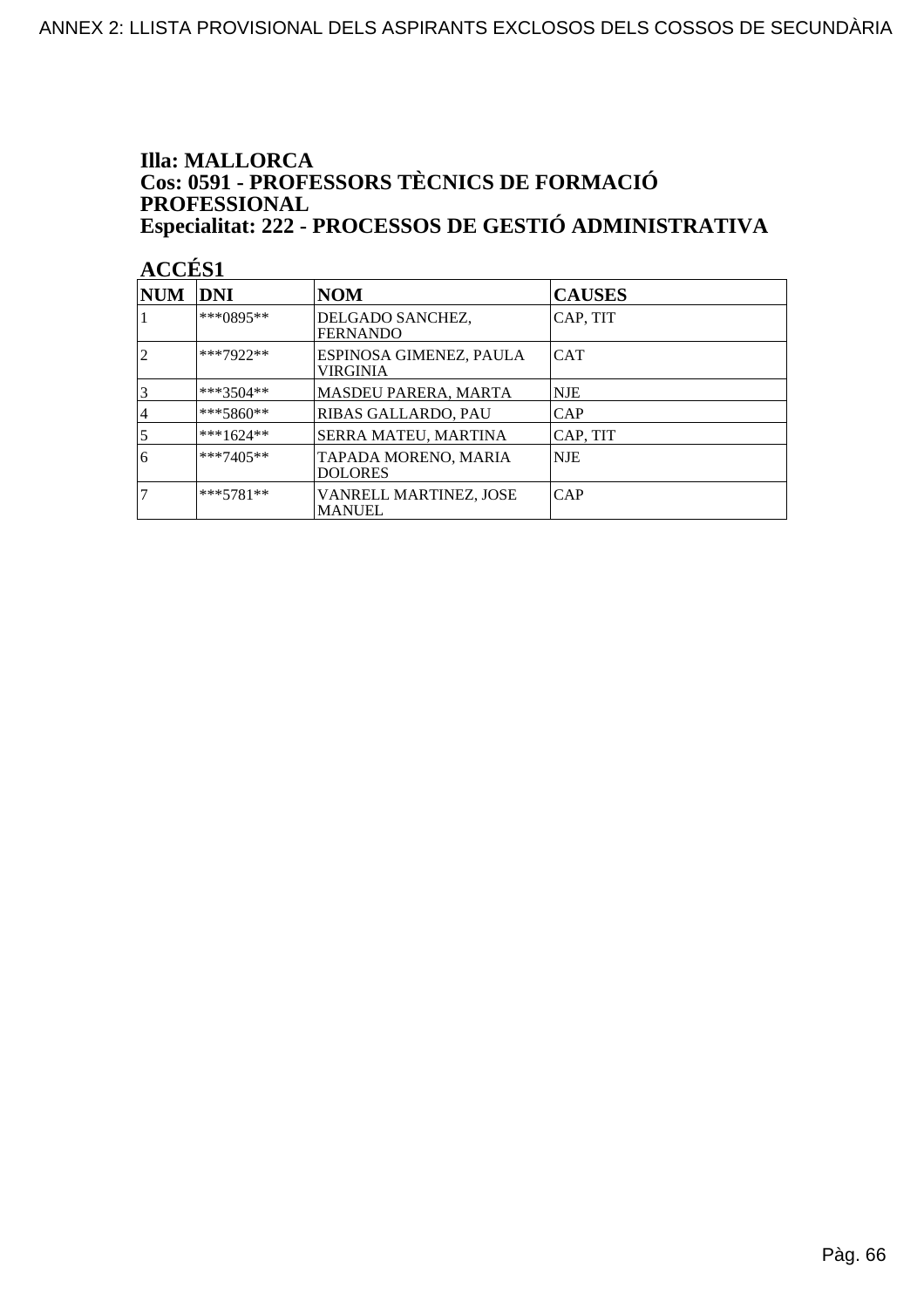**Illa: MALLORCA**
**Cos: 0591 - PROFESSORS TÈCNICS DE FORMACIÓ PROFESSIONAL**
**Especialitat: 222 - PROCESSOS DE GESTIÓ ADMINISTRATIVA**

**ACCÉS1**

| NUM | DNI | NOM | CAUSES |
|---|---|---|---|
| 1 | ***0895** | DELGADO SANCHEZ, FERNANDO | CAP, TIT |
| 2 | ***7922** | ESPINOSA GIMENEZ, PAULA VIRGINIA | CAT |
| 3 | ***3504** | MASDEU PARERA, MARTA | NJE |
| 4 | ***5860** | RIBAS GALLARDO, PAU | CAP |
| 5 | ***1624** | SERRA MATEU, MARTINA | CAP, TIT |
| 6 | ***7405** | TAPADA MORENO, MARIA DOLORES | NJE |
| 7 | ***5781** | VANRELL MARTINEZ, JOSE MANUEL | CAP |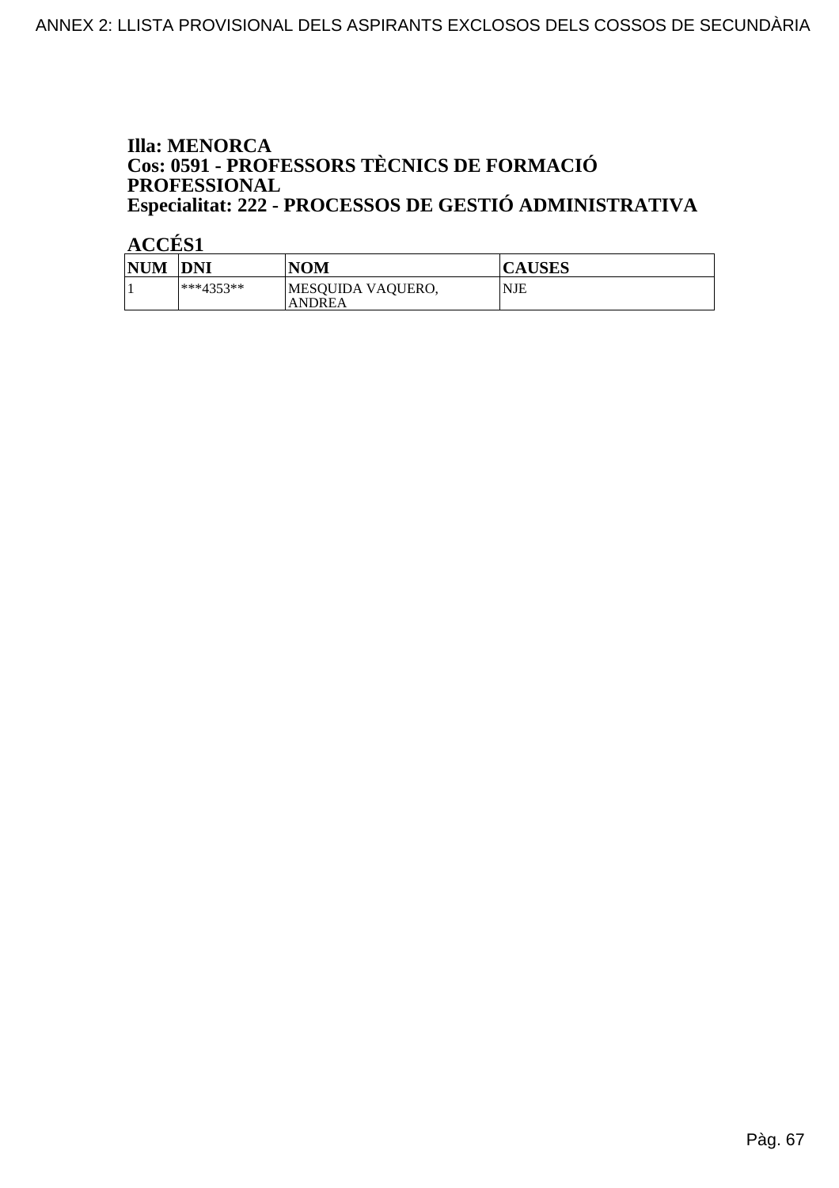**Illa: MENORCA**
**Cos: 0591 - PROFESSORS TÈCNICS DE FORMACIÓ PROFESSIONAL**
**Especialitat: 222 - PROCESSOS DE GESTIÓ ADMINISTRATIVA**

**ACCÉS1**

| NUM | DNI | NOM | CAUSES |
|---|---|---|---|
| 1 | ***4353** | MESQUIDA VAQUERO, ANDREA | NJE |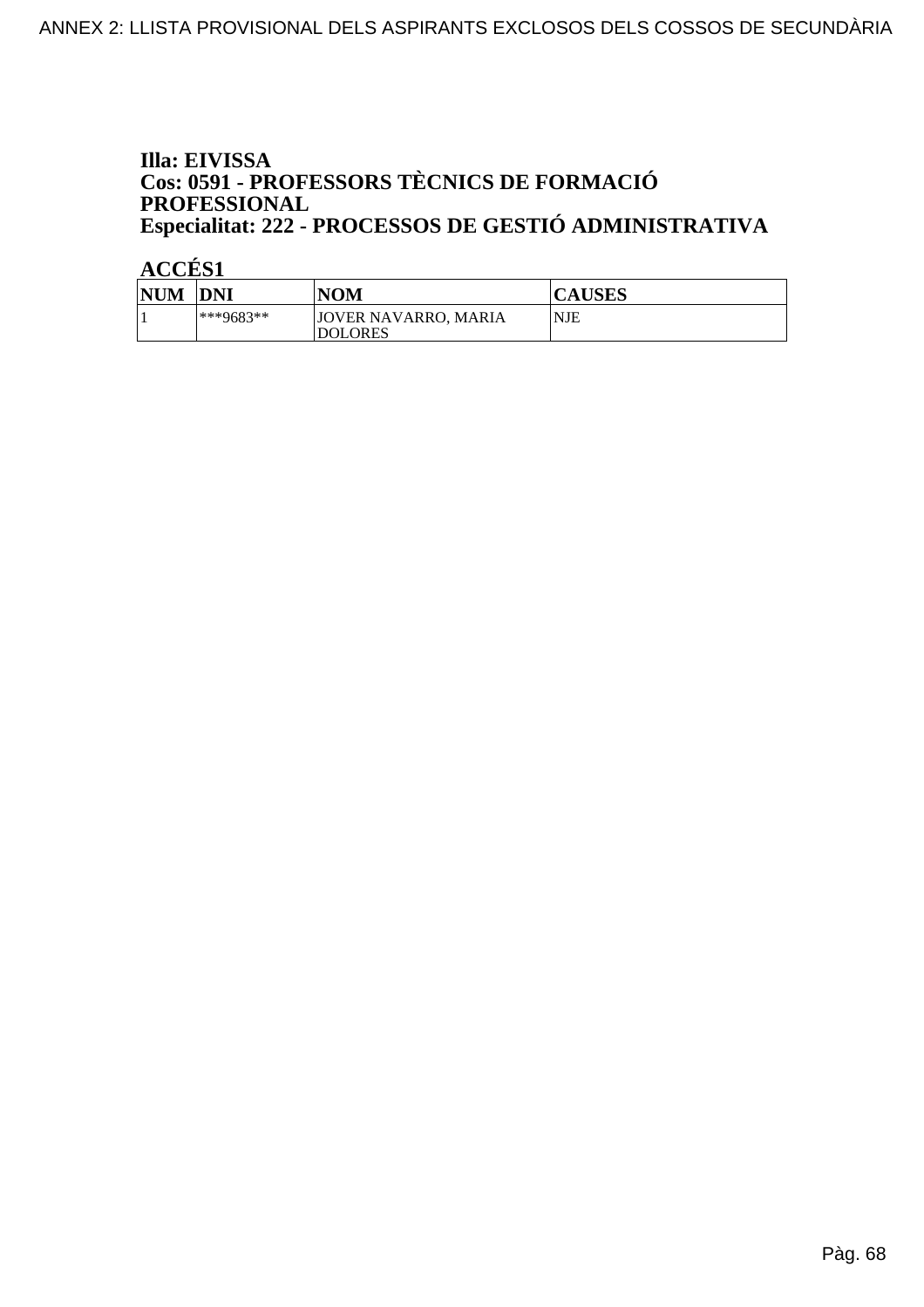**Illa: EIVISSA**
**Cos: 0591 - PROFESSORS TÈCNICS DE FORMACIÓ PROFESSIONAL**
**Especialitat: 222 - PROCESSOS DE GESTIÓ ADMINISTRATIVA**

**ACCÉS1**

| NUM | DNI | NOM | CAUSES |
|---|---|---|---|
| 1 | ***9683** | JOVER NAVARRO, MARIA DOLORES | NJE |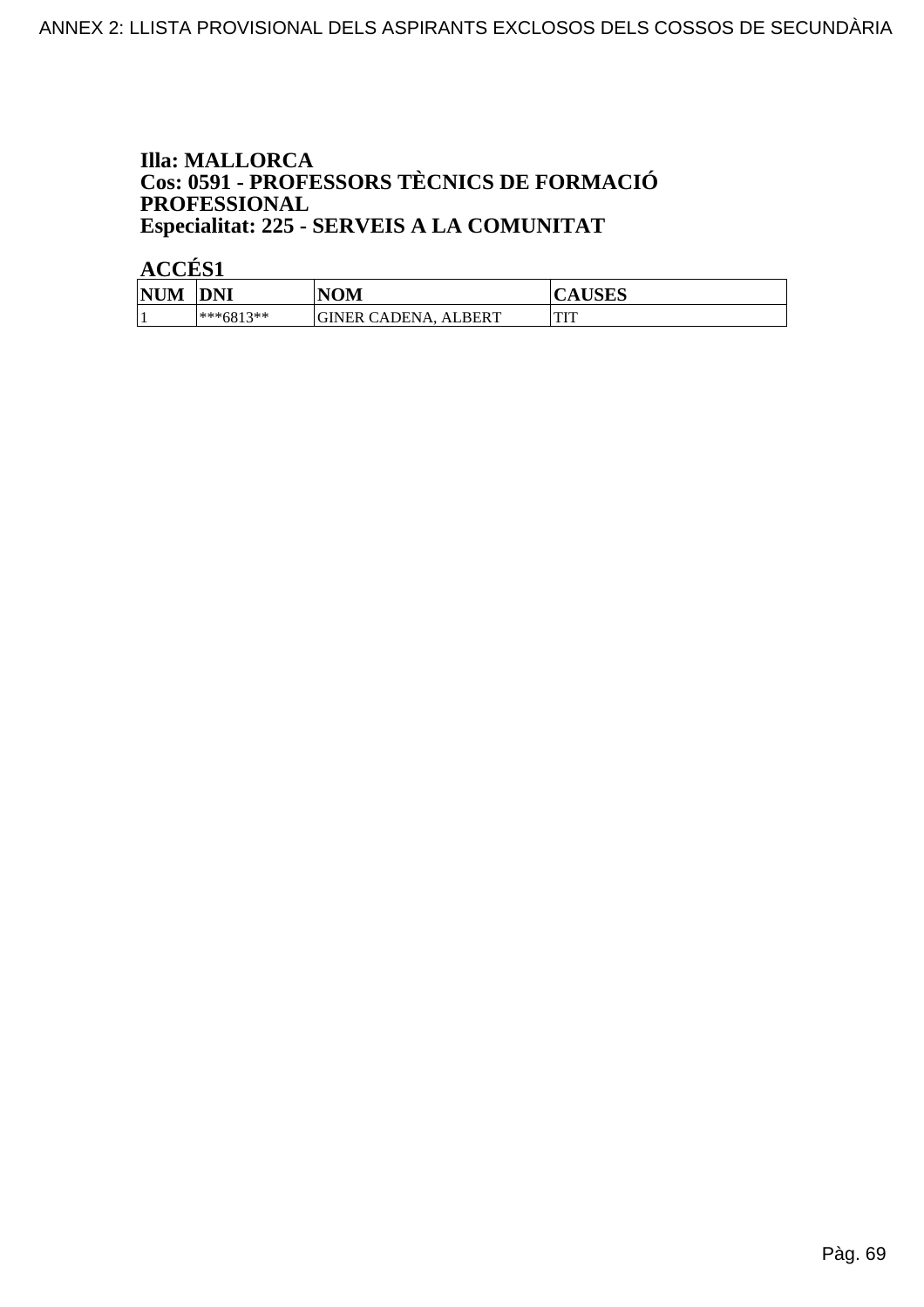**Illa: MALLORCA**
**Cos: 0591 - PROFESSORS TÈCNICS DE FORMACIÓ PROFESSIONAL**
**Especialitat: 225 - SERVEIS A LA COMUNITAT**

**ACCÉS1**

| NUM | DNI | NOM | CAUSES |
|---|---|---|---|
| 1 | ***6813** | GINER CADENA, ALBERT | TIT |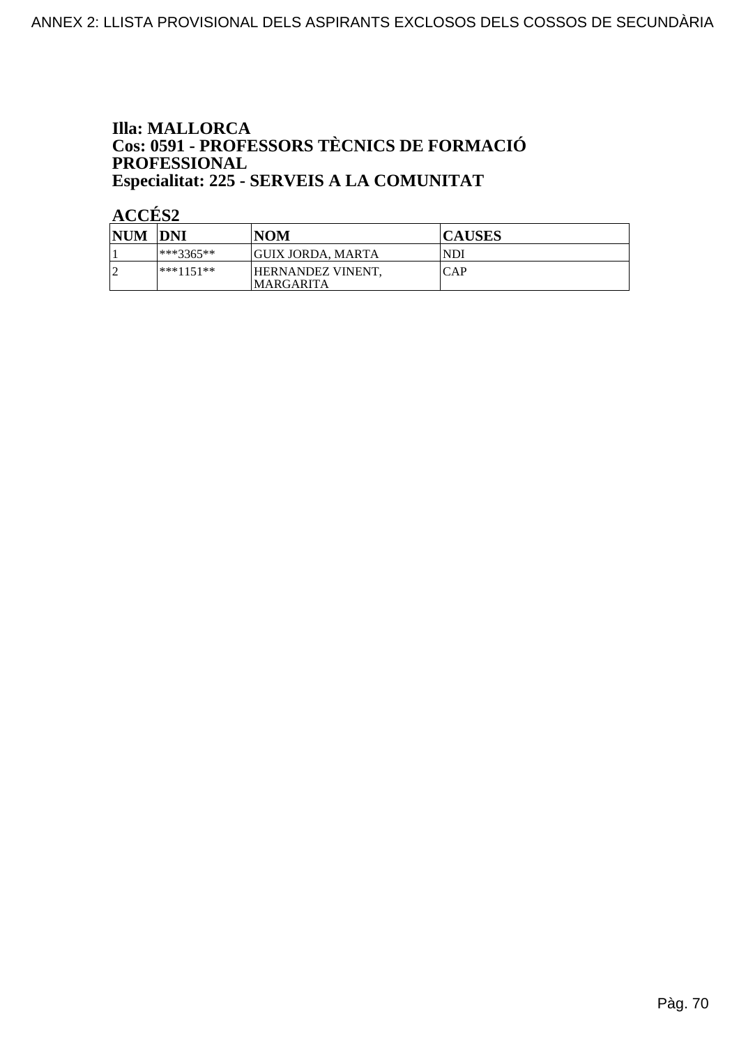**Illa: MALLORCA**
**Cos: 0591 - PROFESSORS TÈCNICS DE FORMACIÓ PROFESSIONAL**
**Especialitat: 225 - SERVEIS A LA COMUNITAT**

**ACCÉS2**

| NUM | DNI | NOM | CAUSES |
|---|---|---|---|
| 1 | ***3365** | GUIX JORDA, MARTA | NDI |
| 2 | ***1151** | HERNANDEZ VINENT, MARGARITA | CAP |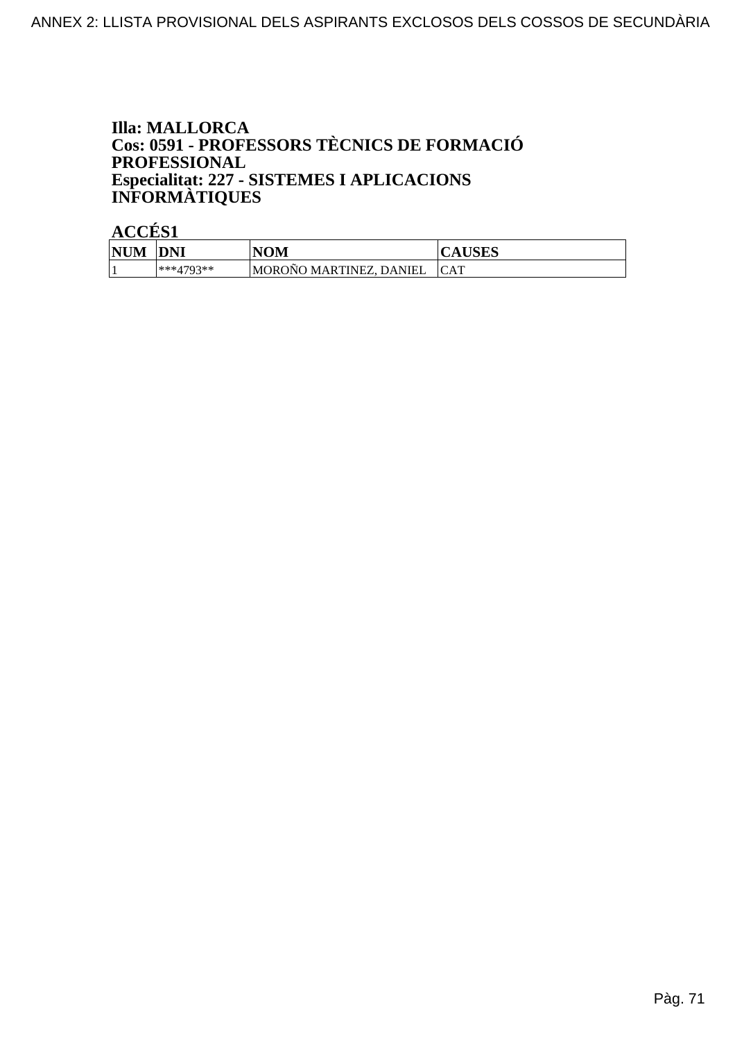**Illa: MALLORCA**
**Cos: 0591 - PROFESSORS TÈCNICS DE FORMACIÓ PROFESSIONAL**
**Especialitat: 227 - SISTEMES I APLICACIONS INFORMÀTIQUES**

**ACCÉS1**

| NUM | DNI | NOM | CAUSES |
|---|---|---|---|
| 1 | ***4793** | MOROÑO MARTINEZ, DANIEL | CAT |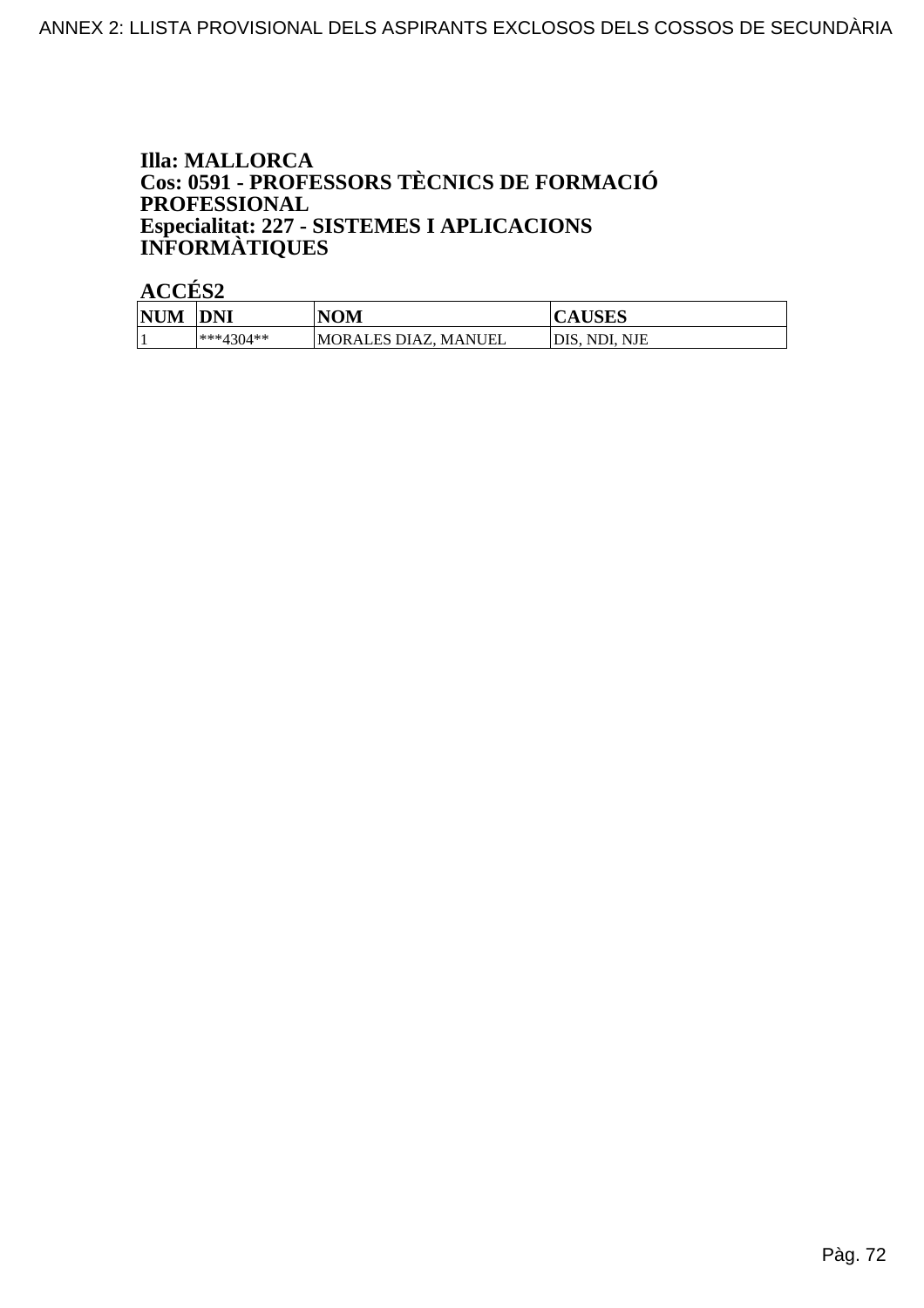**Illa: MALLORCA**
**Cos: 0591 - PROFESSORS TÈCNICS DE FORMACIÓ PROFESSIONAL**
**Especialitat: 227 - SISTEMES I APLICACIONS INFORMÀTIQUES**

**ACCÉS2**

| NUM | DNI | NOM | CAUSES |
|---|---|---|---|
| 1 | ***4304** | MORALES DIAZ, MANUEL | DIS, NDI, NJE |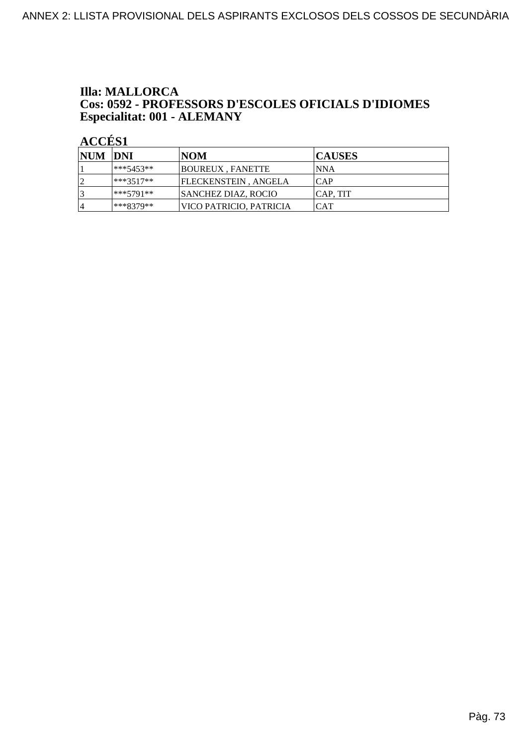**Illa: MALLORCA**
**Cos: 0592 - PROFESSORS D'ESCOLES OFICIALS D'IDIOMES**
**Especialitat: 001 - ALEMANY**

**ACCÉS1**

| NUM | DNI | NOM | CAUSES |
|---|---|---|---|
| 1 | ***5453** | BOUREUX , FANETTE | NNA |
| 2 | ***3517** | FLECKENSTEIN , ANGELA | CAP |
| 3 | ***5791** | SANCHEZ DIAZ, ROCIO | CAP, TIT |
| 4 | ***8379** | VICO PATRICIO, PATRICIA | CAT |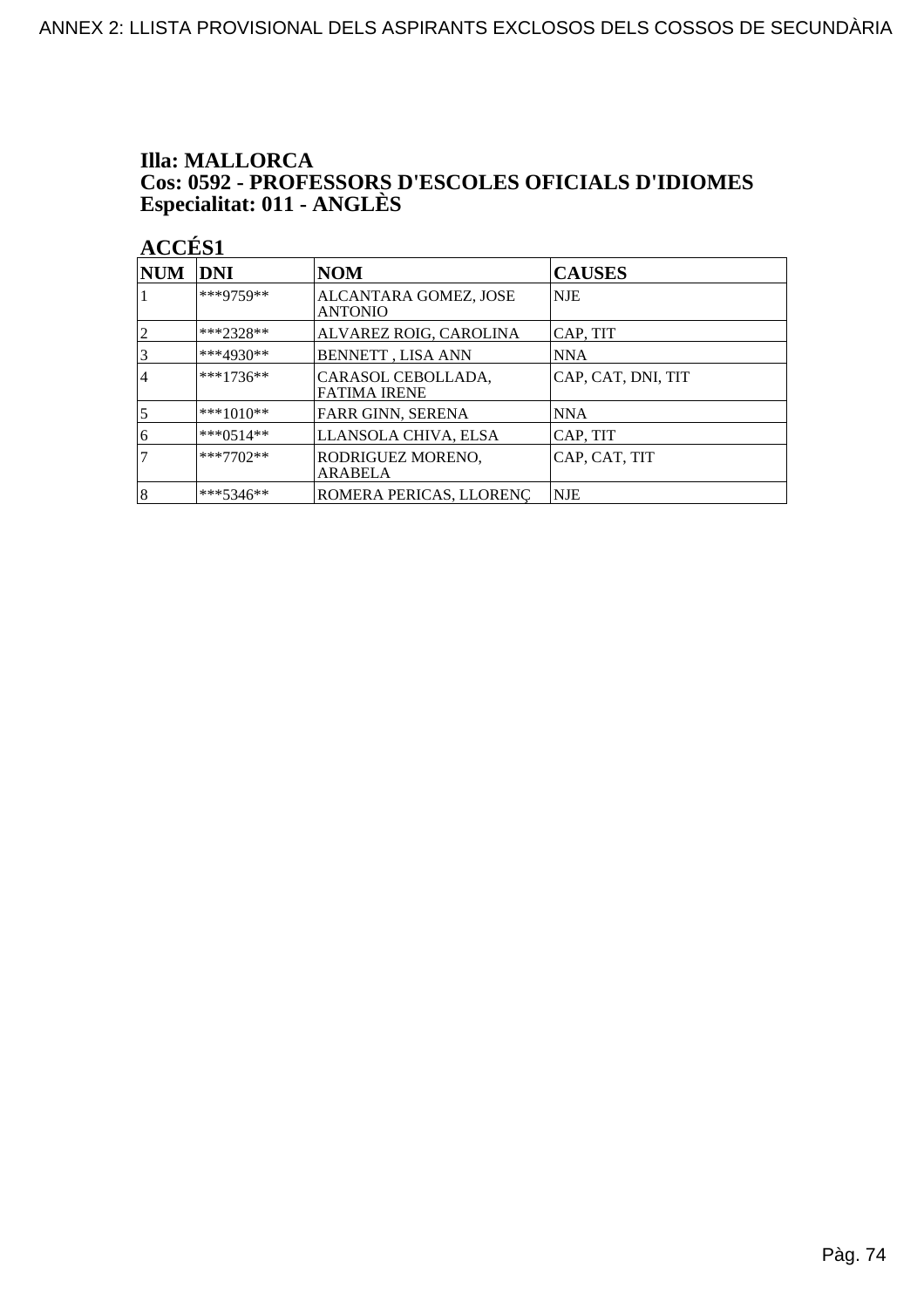**Illa: MALLORCA**
**Cos: 0592 - PROFESSORS D'ESCOLES OFICIALS D'IDIOMES**
**Especialitat: 011 - ANGLÈS**

**ACCÉS1**

| NUM | DNI | NOM | CAUSES |
|---|---|---|---|
| 1 | ***9759** | ALCANTARA GOMEZ, JOSE ANTONIO | NJE |
| 2 | ***2328** | ALVAREZ ROIG, CAROLINA | CAP, TIT |
| 3 | ***4930** | BENNETT , LISA ANN | NNA |
| 4 | ***1736** | CARASOL CEBOLLADA, FATIMA IRENE | CAP, CAT, DNI, TIT |
| 5 | ***1010** | FARR GINN, SERENA | NNA |
| 6 | ***0514** | LLANSOLA CHIVA, ELSA | CAP, TIT |
| 7 | ***7702** | RODRIGUEZ MORENO, ARABELA | CAP, CAT, TIT |
| 8 | ***5346** | ROMERA PERICAS, LLORENÇ | NJE |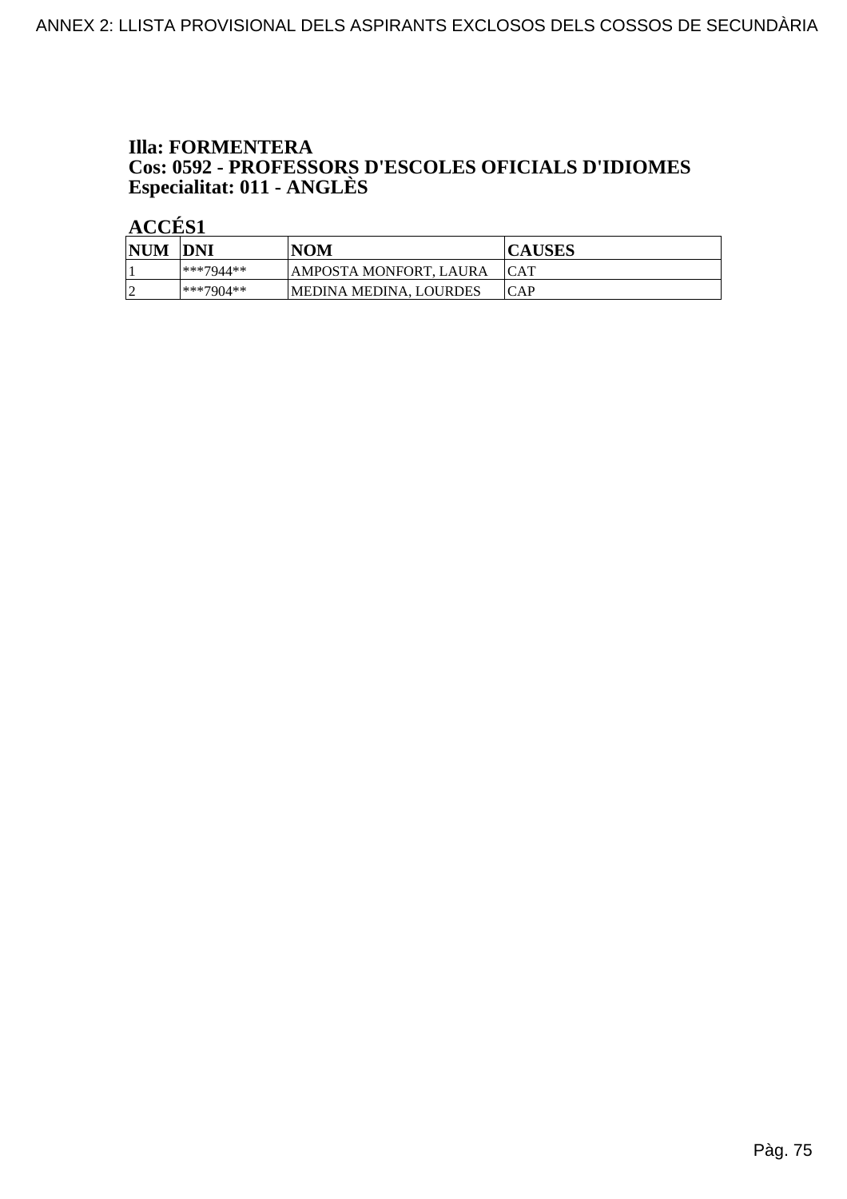**Illa: FORMENTERA**
**Cos: 0592 - PROFESSORS D'ESCOLES OFICIALS D'IDIOMES**
**Especialitat: 011 - ANGLÈS**

**ACCÉS1**

| NUM | DNI | NOM | CAUSES |
|---|---|---|---|
| 1 | ***7944** | AMPOSTA MONFORT, LAURA | CAT |
| 2 | ***7904** | MEDINA MEDINA, LOURDES | CAP |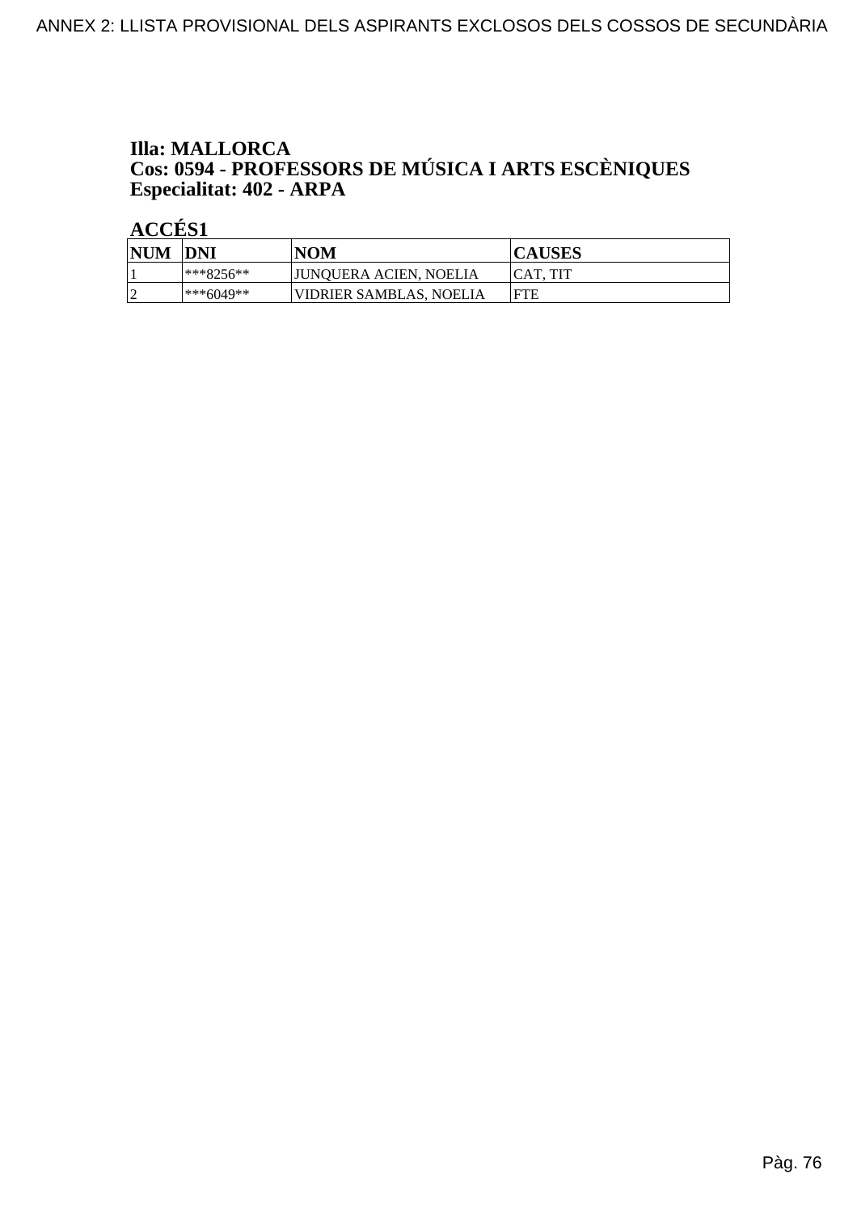**Illa: MALLORCA**
**Cos: 0594 - PROFESSORS DE MÚSICA I ARTS ESCÈNIQUES**
**Especialitat: 402 - ARPA**

**ACCÉS1**

| NUM | DNI | NOM | CAUSES |
|---|---|---|---|
| 1 | ***8256** | JUNQUERA ACIEN, NOELIA | CAT, TIT |
| 2 | ***6049** | VIDRIER SAMBLAS, NOELIA | FTE |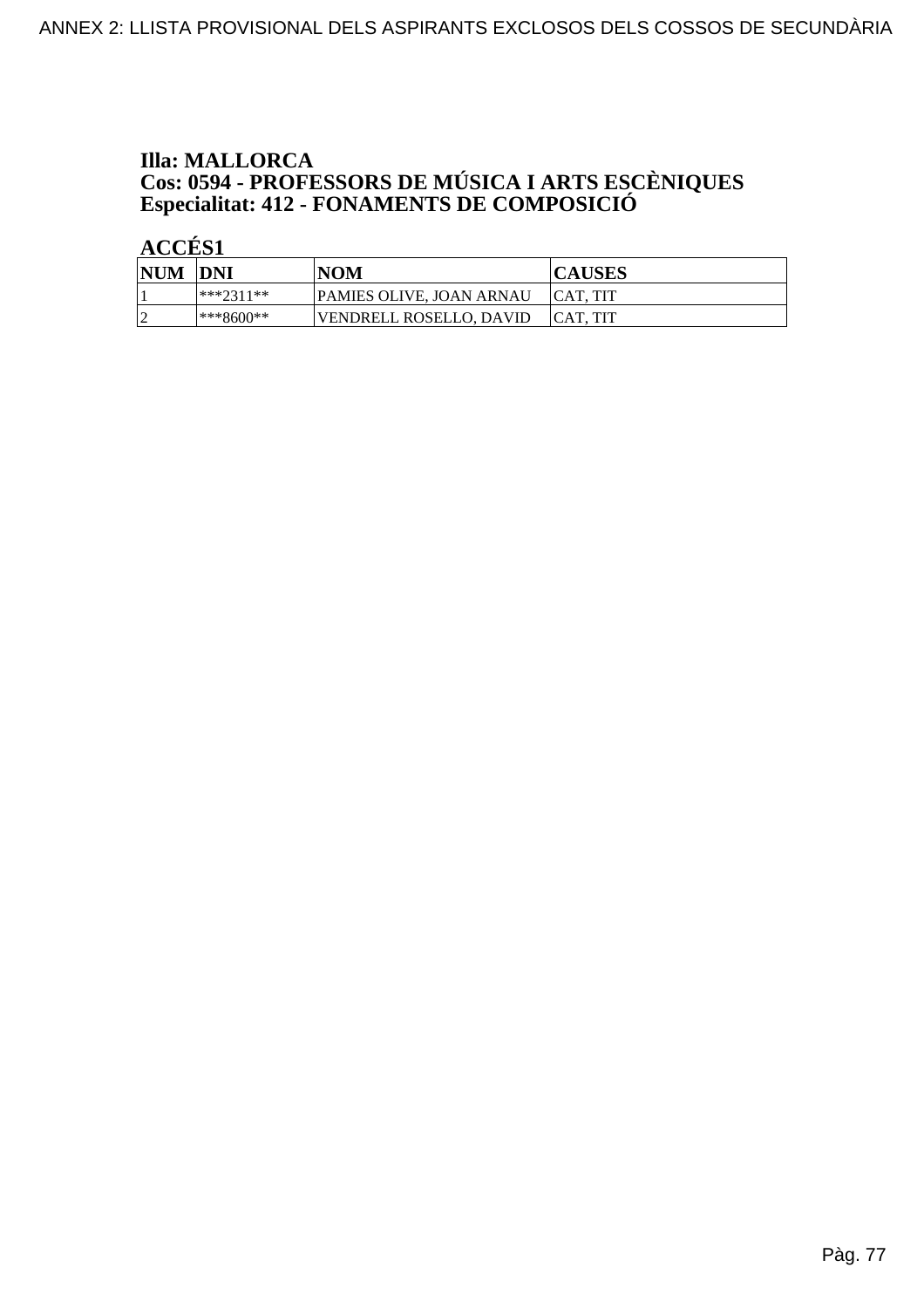**Illa: MALLORCA**
**Cos: 0594 - PROFESSORS DE MÚSICA I ARTS ESCÈNIQUES**
**Especialitat: 412 - FONAMENTS DE COMPOSICIÓ**

**ACCÉS1**

| NUM | DNI | NOM | CAUSES |
|---|---|---|---|
| 1 | ***2311** | PAMIES OLIVE, JOAN ARNAU | CAT, TIT |
| 2 | ***8600** | VENDRELL ROSELLO, DAVID | CAT, TIT |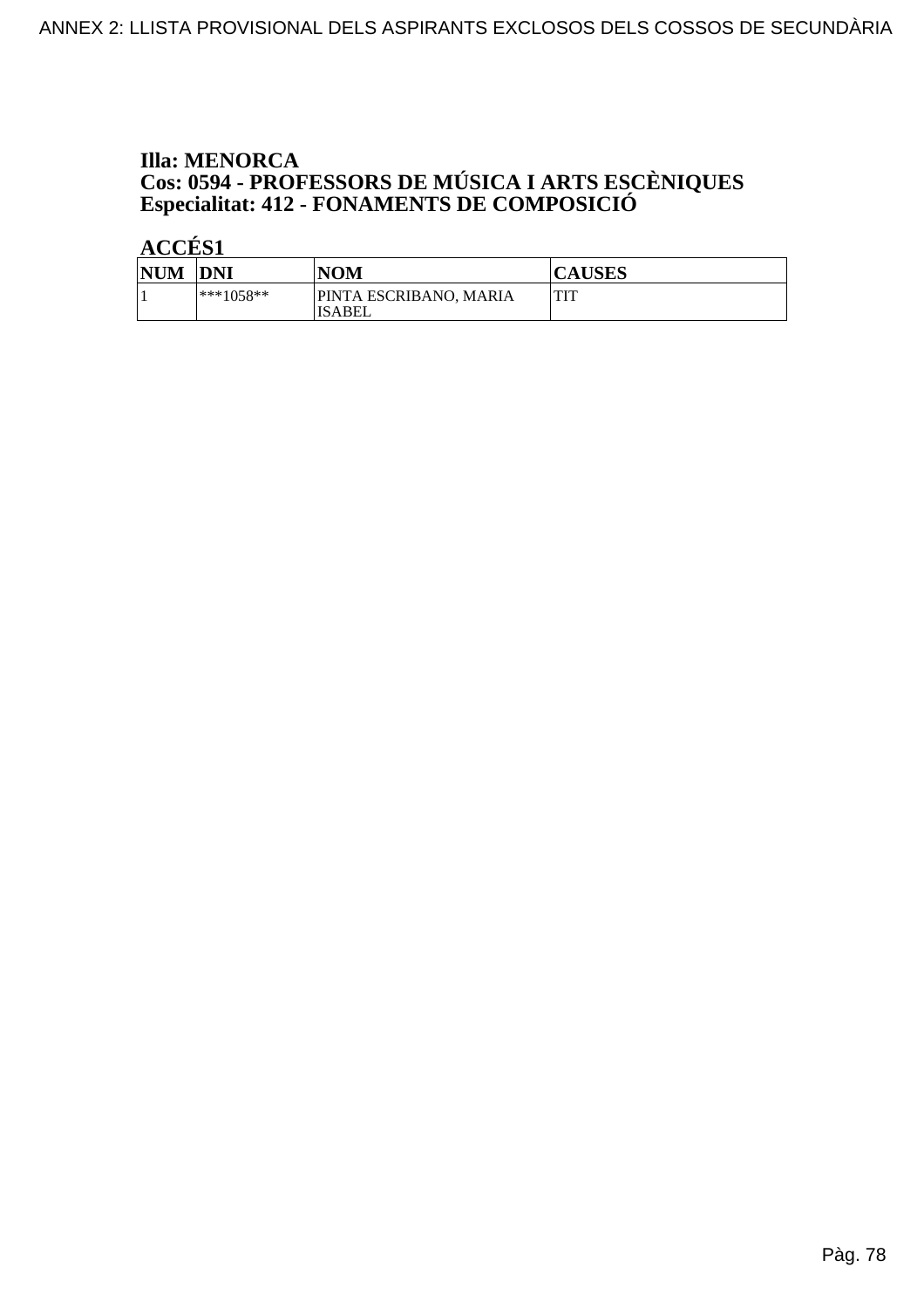**Illa: MENORCA**
**Cos: 0594 - PROFESSORS DE MÚSICA I ARTS ESCÈNIQUES**
**Especialitat: 412 - FONAMENTS DE COMPOSICIÓ**

**ACCÉS1**

| NUM | DNI | NOM | CAUSES |
|---|---|---|---|
| 1 | ***1058** | PINTA ESCRIBANO, MARIA ISABEL | TIT |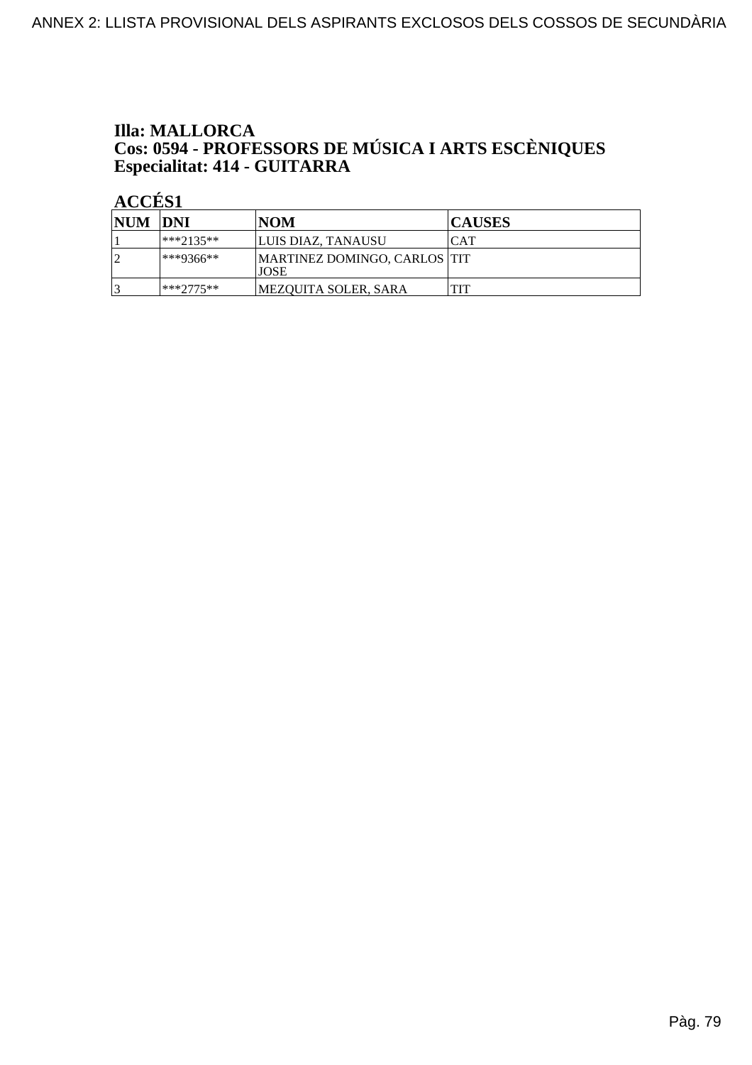**Illa: MALLORCA**
**Cos: 0594 - PROFESSORS DE MÚSICA I ARTS ESCÈNIQUES**
**Especialitat: 414 - GUITARRA**

**ACCÉS1**

| NUM | DNI | NOM | CAUSES |
|---|---|---|---|
| 1 | ***2135** | LUIS DIAZ, TANAUSU | CAT |
| 2 | ***9366** | MARTINEZ DOMINGO, CARLOS JOSE | TIT |
| 3 | ***2775** | MEZQUITA SOLER, SARA | TIT |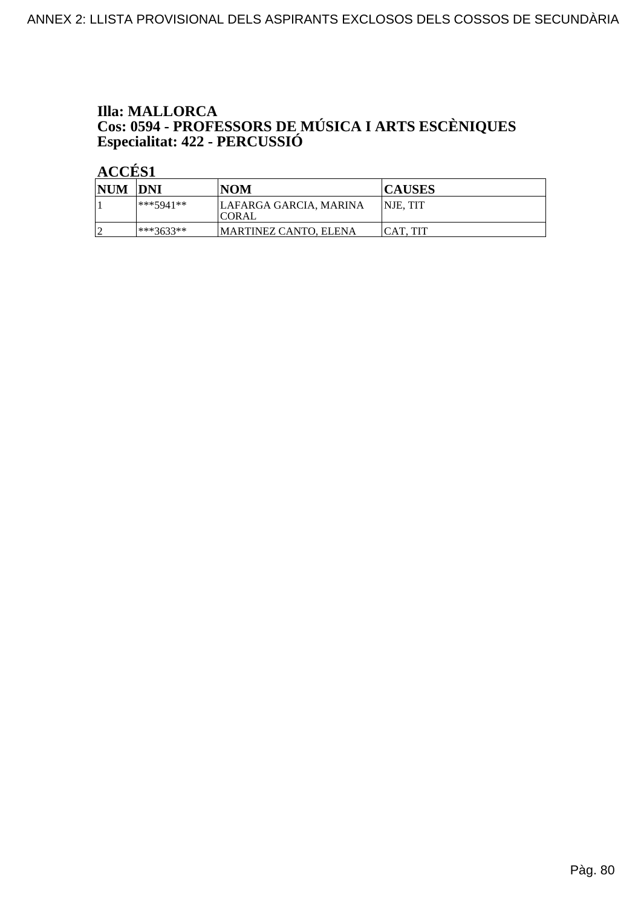**Illa: MALLORCA**
**Cos: 0594 - PROFESSORS DE MÚSICA I ARTS ESCÈNIQUES**
**Especialitat: 422 - PERCUSSIÓ**

**ACCÉS1**

| NUM | DNI | NOM | CAUSES |
|---|---|---|---|
| 1 | ***5941** | LAFARGA GARCIA, MARINA CORAL | NJE, TIT |
| 2 | ***3633** | MARTINEZ CANTO, ELENA | CAT, TIT |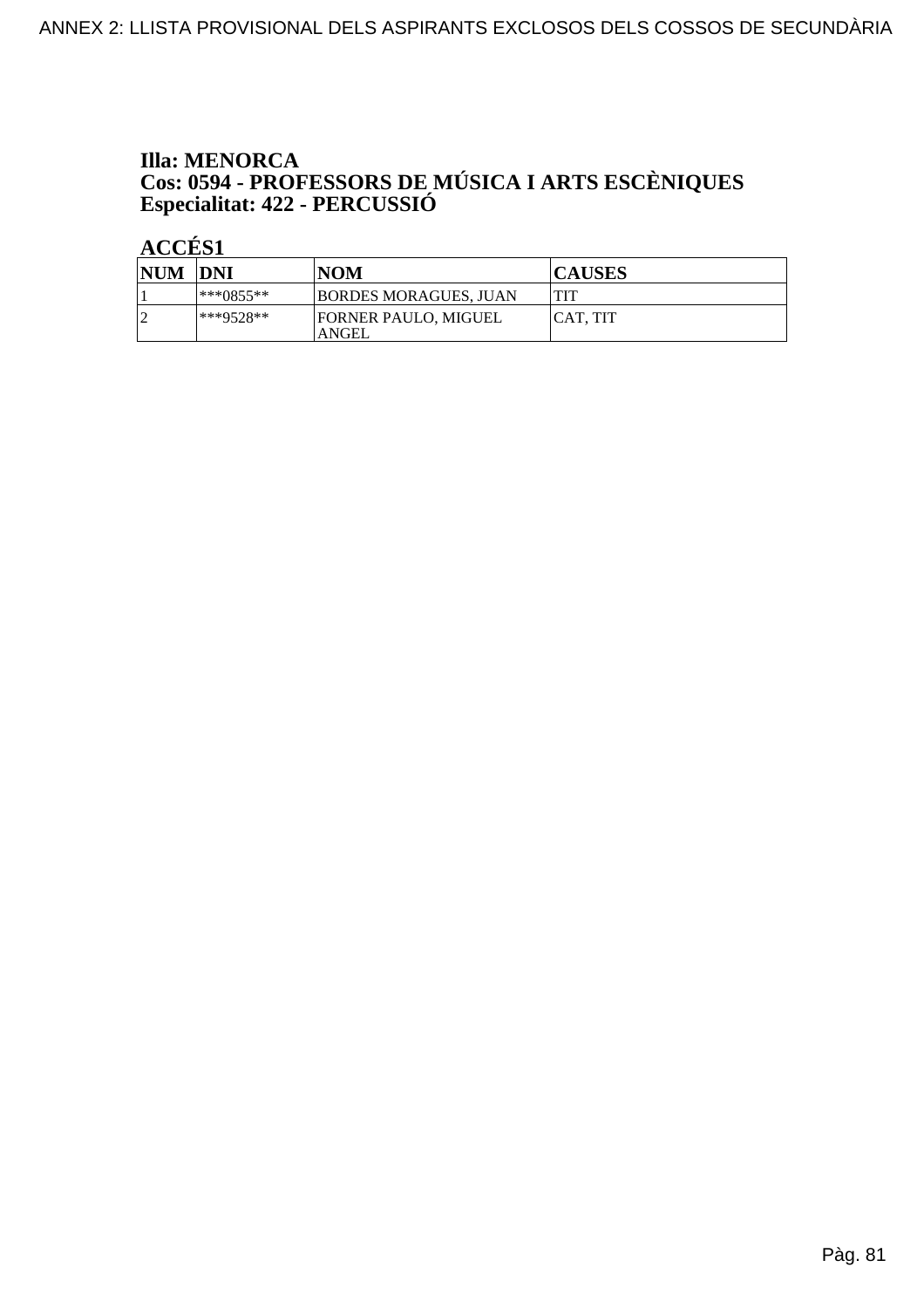**Illa: MENORCA**
**Cos: 0594 - PROFESSORS DE MÚSICA I ARTS ESCÈNIQUES**
**Especialitat: 422 - PERCUSSIÓ**

**ACCÉS1**

| NUM | DNI | NOM | CAUSES |
|---|---|---|---|
| 1 | ***0855** | BORDES MORAGUES, JUAN | TIT |
| 2 | ***9528** | FORNER PAULO, MIGUEL ANGEL | CAT, TIT |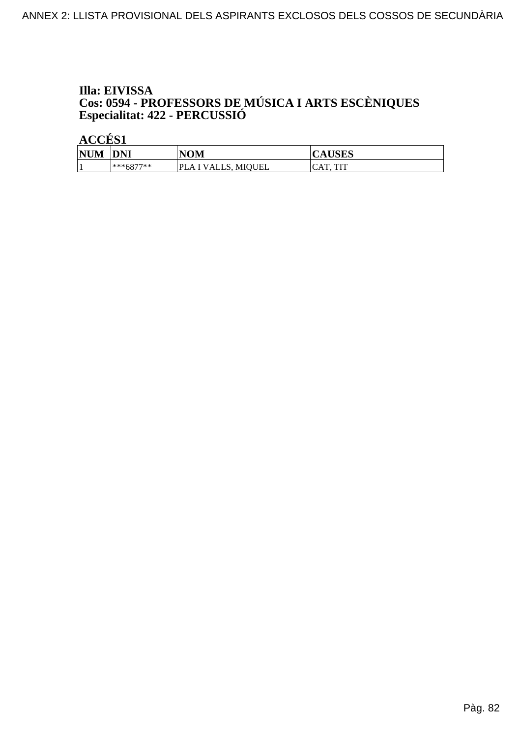**Illa: EIVISSA**
**Cos: 0594 - PROFESSORS DE MÚSICA I ARTS ESCÈNIQUES**
**Especialitat: 422 - PERCUSSIÓ**

**ACCÉS1**

| NUM | DNI | NOM | CAUSES |
|---|---|---|---|
| 1 | ***6877** | PLA I VALLS, MIQUEL | CAT, TIT |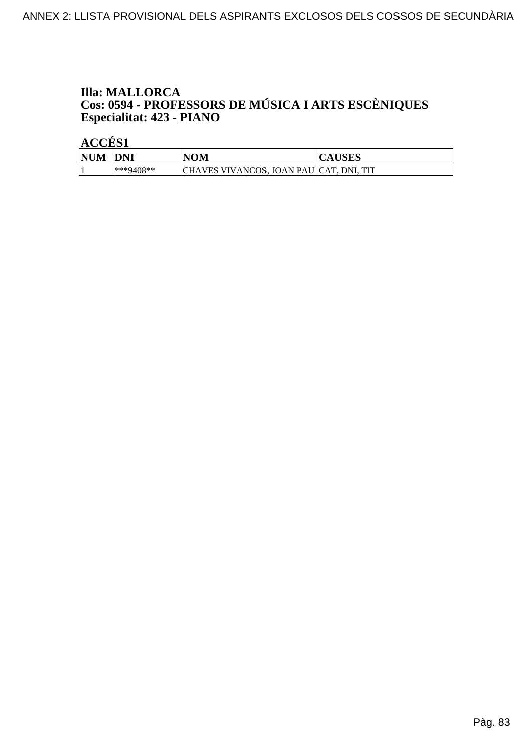**Illa: MALLORCA**
**Cos: 0594 - PROFESSORS DE MÚSICA I ARTS ESCÈNIQUES**
**Especialitat: 423 - PIANO**

**ACCÉS1**

| NUM | DNI | NOM | CAUSES |
|---|---|---|---|
| 1 | ***9408** | CHAVES VIVANCOS, JOAN PAU | CAT, DNI, TIT |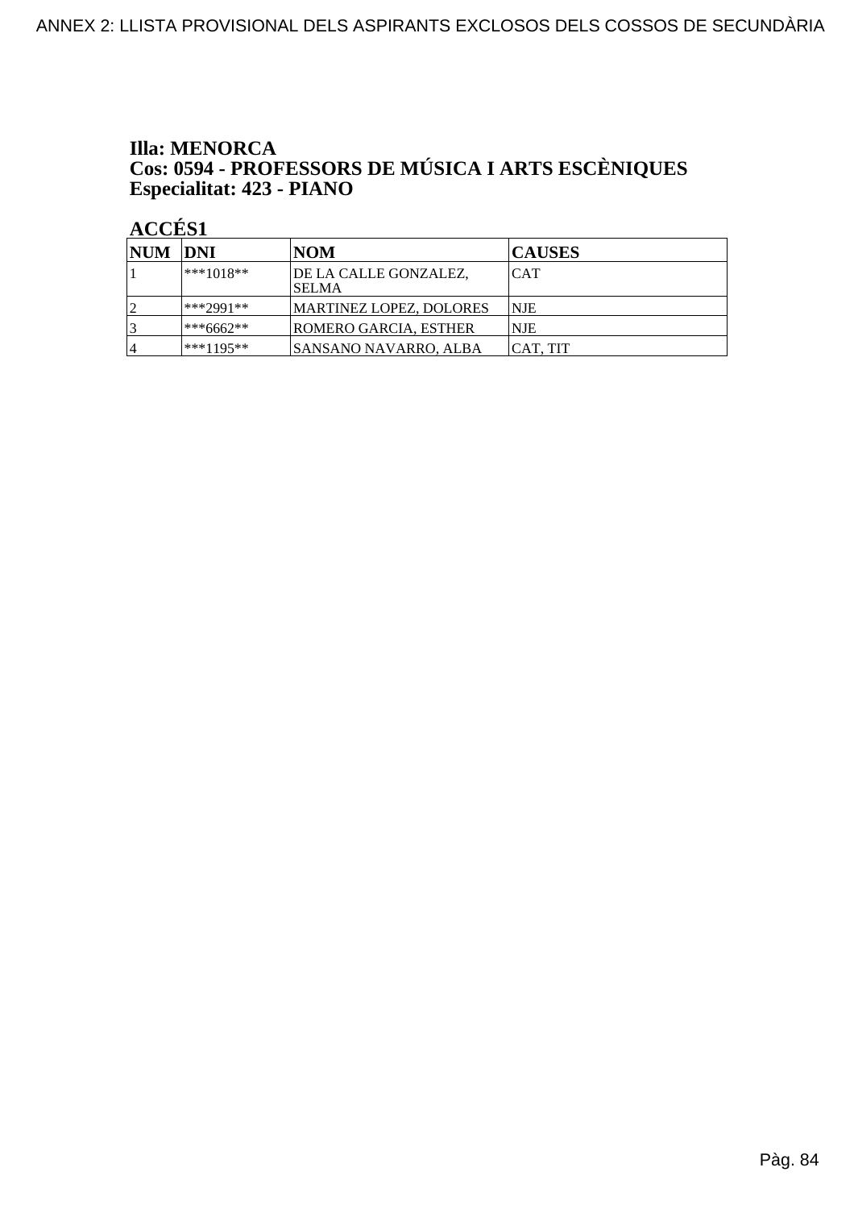**Illa: MENORCA**
**Cos: 0594 - PROFESSORS DE MÚSICA I ARTS ESCÈNIQUES**
**Especialitat: 423 - PIANO**

**ACCÉS1**

| NUM | DNI | NOM | CAUSES |
|---|---|---|---|
| 1 | ***1018** | DE LA CALLE GONZALEZ, SELMA | CAT |
| 2 | ***2991** | MARTINEZ LOPEZ, DOLORES | NJE |
| 3 | ***6662** | ROMERO GARCIA, ESTHER | NJE |
| 4 | ***1195** | SANSANO NAVARRO, ALBA | CAT, TIT |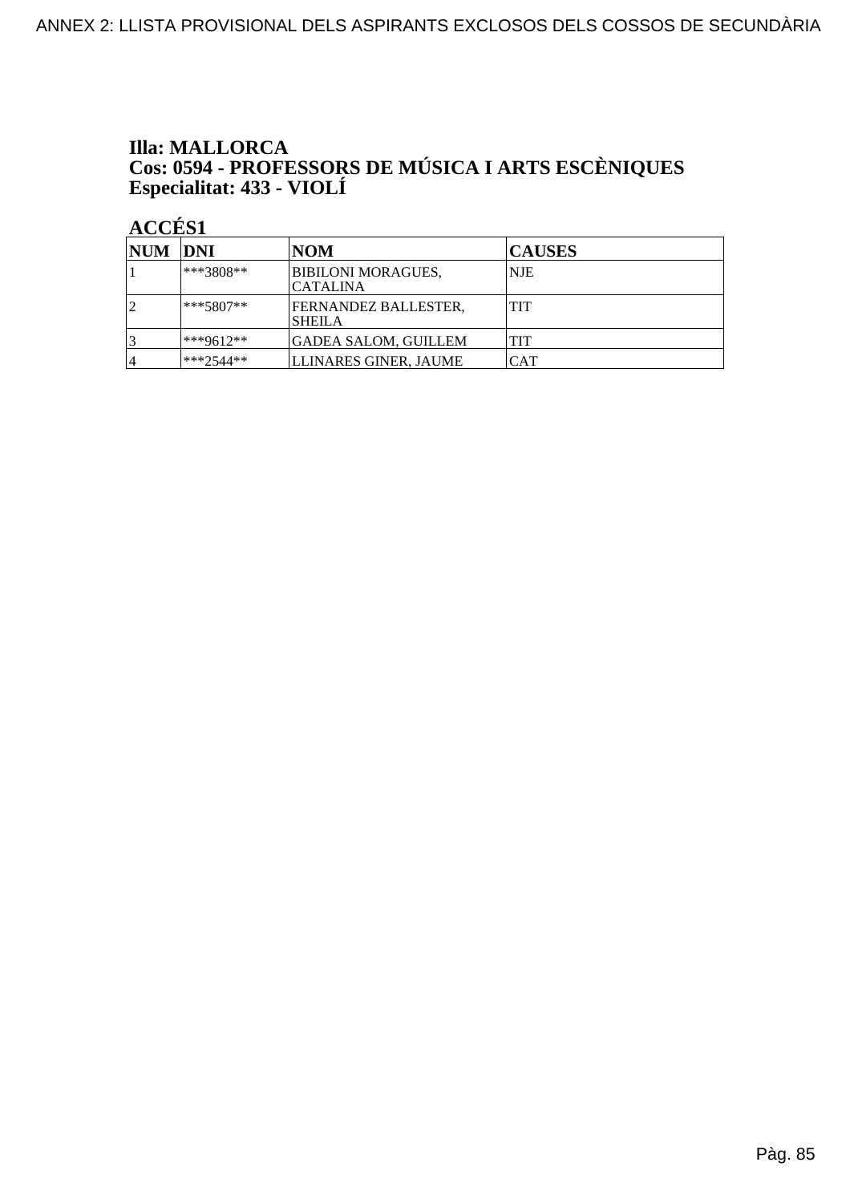**Illa: MALLORCA**
**Cos: 0594 - PROFESSORS DE MÚSICA I ARTS ESCÈNIQUES**
**Especialitat: 433 - VIOLÍ**

**ACCÉS1**

| NUM | DNI | NOM | CAUSES |
|---|---|---|---|
| 1 | ***3808** | BIBILONI MORAGUES, CATALINA | NJE |
| 2 | ***5807** | FERNANDEZ BALLESTER, SHEILA | TIT |
| 3 | ***9612** | GADEA SALOM, GUILLEM | TIT |
| 4 | ***2544** | LLINARES GINER, JAUME | CAT |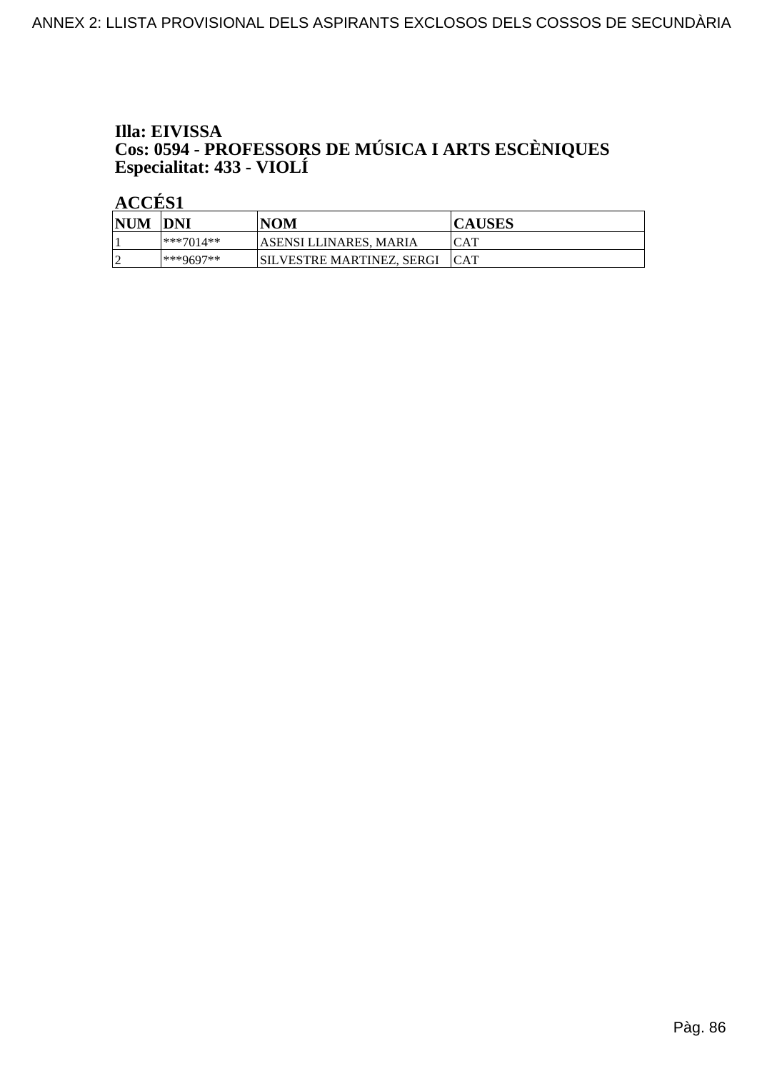**Illa: EIVISSA**
**Cos: 0594 - PROFESSORS DE MÚSICA I ARTS ESCÈNIQUES**
**Especialitat: 433 - VIOLÍ**

**ACCÉS1**

| NUM | DNI | NOM | CAUSES |
|---|---|---|---|
| 1 | ***7014** | ASENSI LLINARES, MARIA | CAT |
| 2 | ***9697** | SILVESTRE MARTINEZ, SERGI | CAT |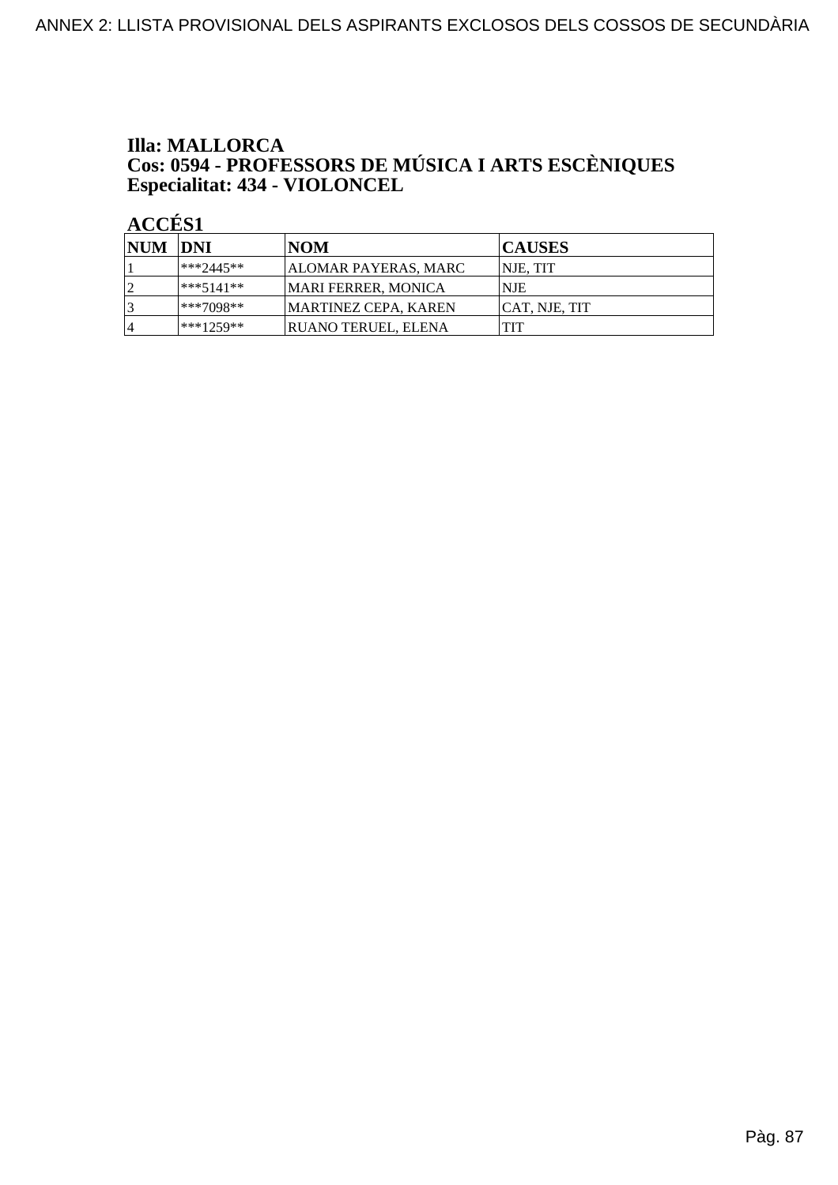**Illa: MALLORCA**
**Cos: 0594 - PROFESSORS DE MÚSICA I ARTS ESCÈNIQUES**
**Especialitat: 434 - VIOLONCEL**

**ACCÉS1**

| NUM | DNI | NOM | CAUSES |
|---|---|---|---|
| 1 | ***2445** | ALOMAR PAYERAS, MARC | NJE, TIT |
| 2 | ***5141** | MARI FERRER, MONICA | NJE |
| 3 | ***7098** | MARTINEZ CEPA, KAREN | CAT, NJE, TIT |
| 4 | ***1259** | RUANO TERUEL, ELENA | TIT |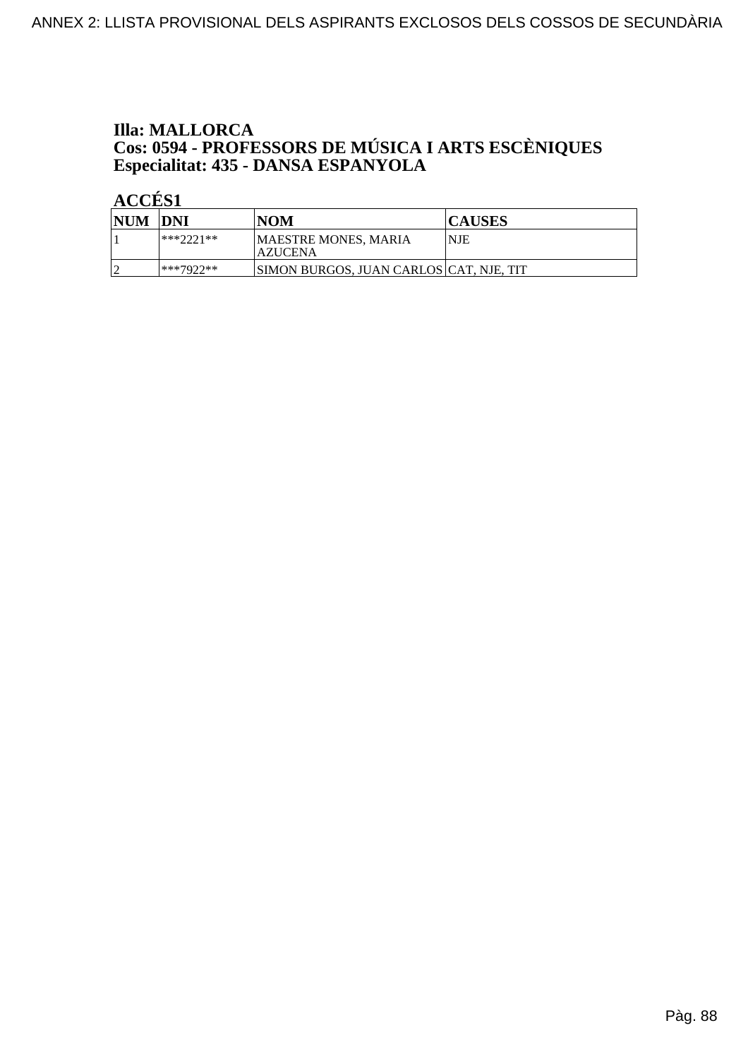**Illa: MALLORCA**
**Cos: 0594 - PROFESSORS DE MÚSICA I ARTS ESCÈNIQUES**
**Especialitat: 435 - DANSA ESPANYOLA**

**ACCÉS1**

| NUM | DNI | NOM | CAUSES |
|---|---|---|---|
| 1 | ***2221** | MAESTRE MONES, MARIA AZUCENA | NJE |
| 2 | ***7922** | SIMON BURGOS, JUAN CARLOS | CAT, NJE, TIT |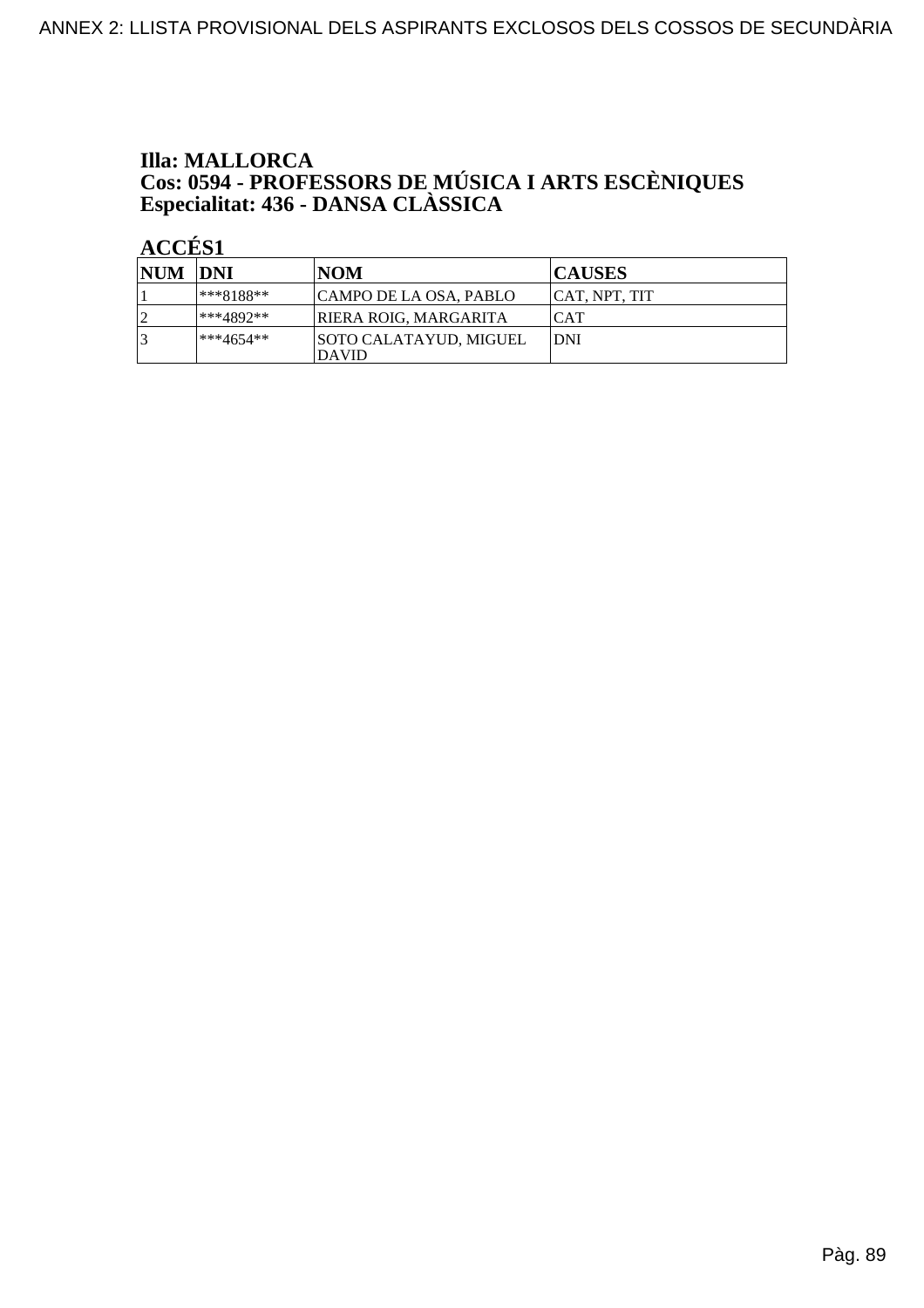**Illa: MALLORCA**
**Cos: 0594 - PROFESSORS DE MÚSICA I ARTS ESCÈNIQUES**
**Especialitat: 436 - DANSA CLÀSSICA**

**ACCÉS1**

| NUM | DNI | NOM | CAUSES |
|---|---|---|---|
| 1 | ***8188** | CAMPO DE LA OSA, PABLO | CAT, NPT, TIT |
| 2 | ***4892** | RIERA ROIG, MARGARITA | CAT |
| 3 | ***4654** | SOTO CALATAYUD, MIGUEL DAVID | DNI |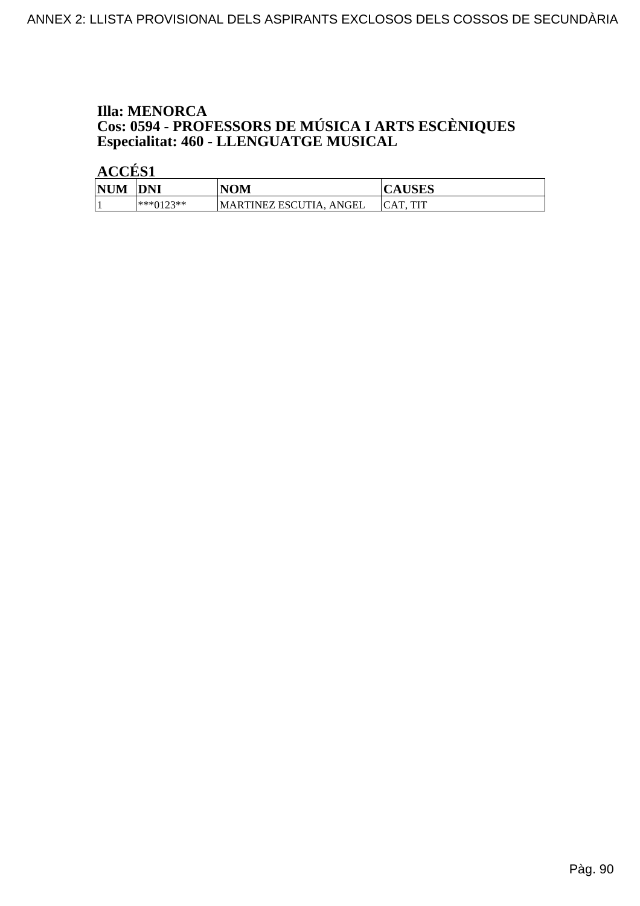**Illa: MENORCA**
**Cos: 0594 - PROFESSORS DE MÚSICA I ARTS ESCÈNIQUES**
**Especialitat: 460 - LLENGUATGE MUSICAL**

**ACCÉS1**

| NUM | DNI | NOM | CAUSES |
|---|---|---|---|
| 1 | ***0123** | MARTINEZ ESCUTIA, ANGEL | CAT, TIT |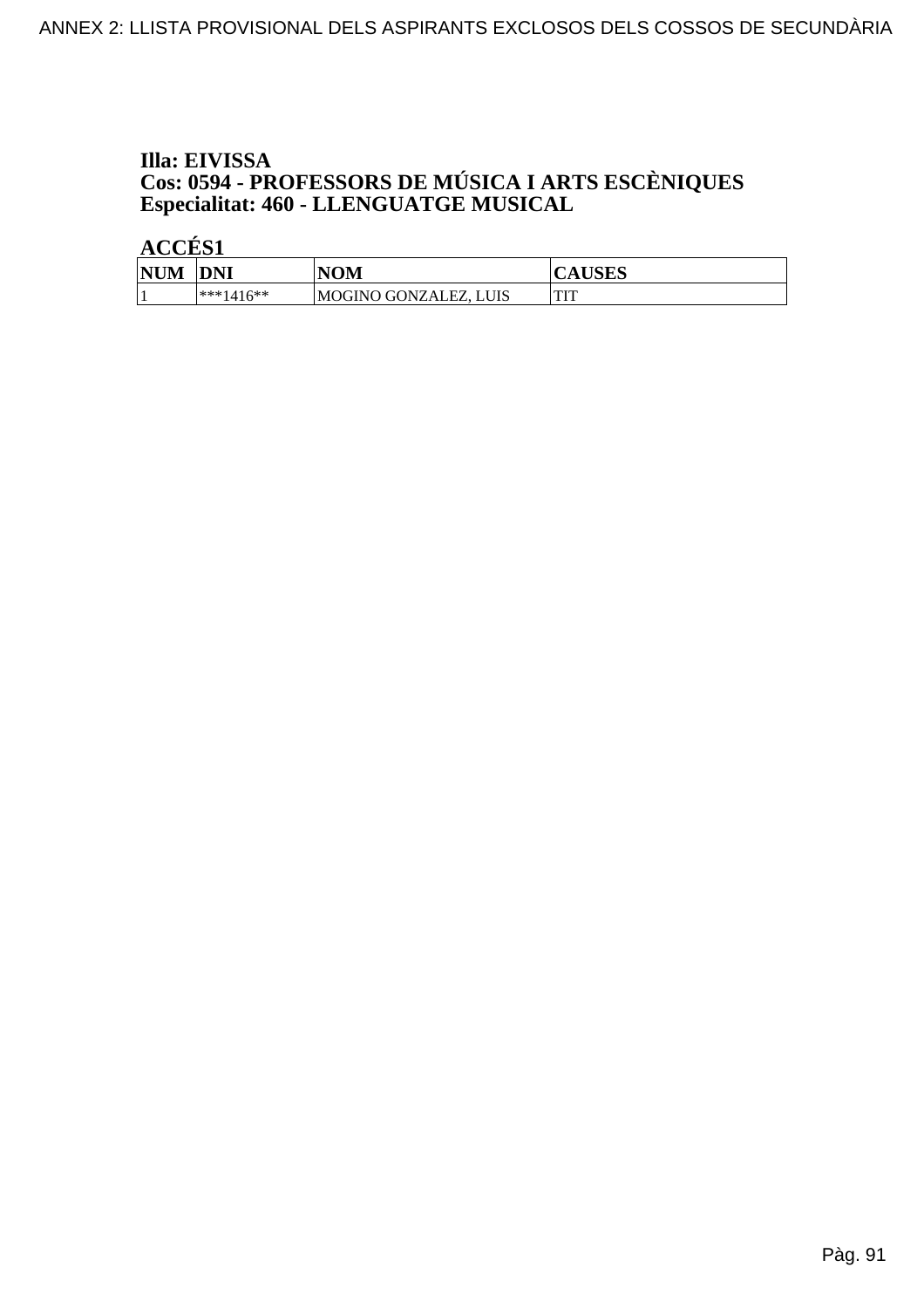**Illa: EIVISSA**
**Cos: 0594 - PROFESSORS DE MÚSICA I ARTS ESCÈNIQUES**
**Especialitat: 460 - LLENGUATGE MUSICAL**

**ACCÉS1**

| NUM | DNI | NOM | CAUSES |
|---|---|---|---|
| 1 | ***1416** | MOGINO GONZALEZ, LUIS | TIT |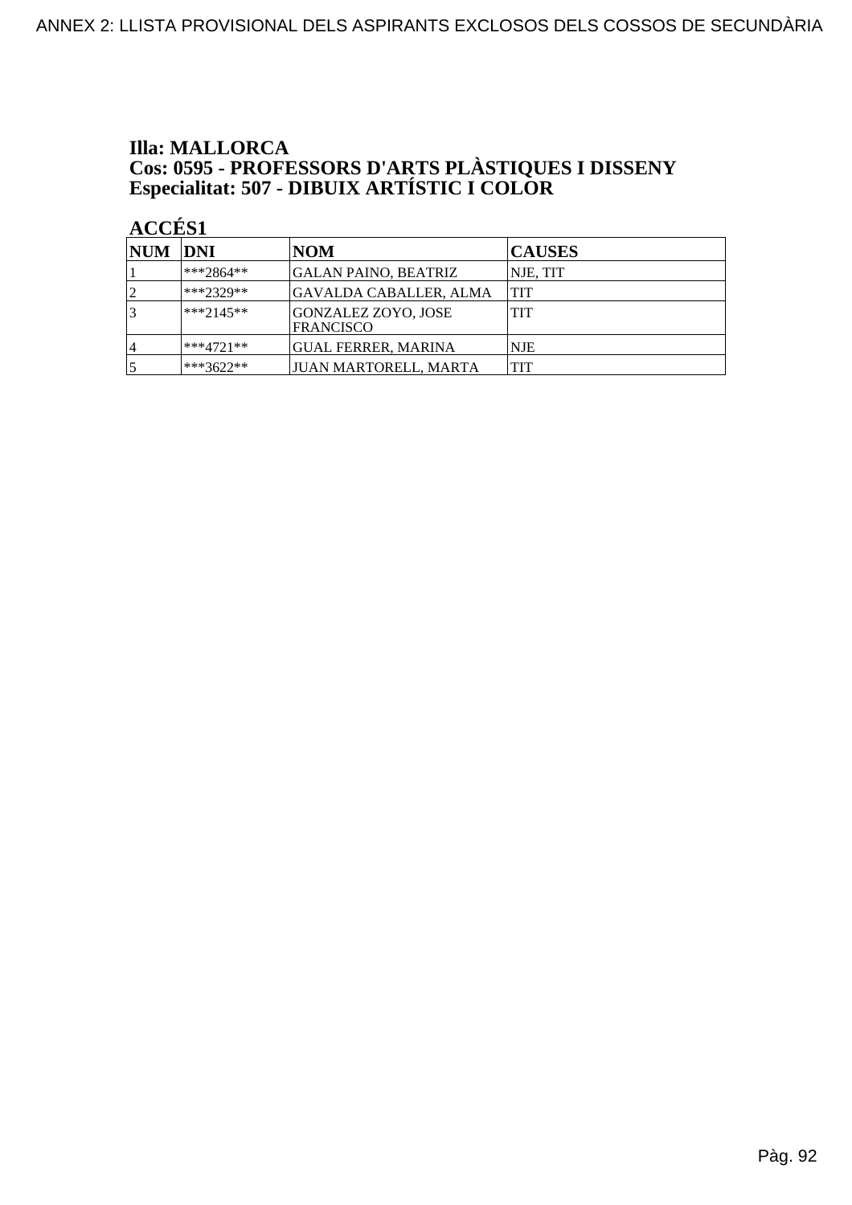**Illa: MALLORCA**
**Cos: 0595 - PROFESSORS D'ARTS PLÀSTIQUES I DISSENY**
**Especialitat: 507 - DIBUIX ARTÍSTIC I COLOR**

**ACCÉS1**

| NUM | DNI | NOM | CAUSES |
|---|---|---|---|
| 1 | ***2864** | GALAN PAINO, BEATRIZ | NJE, TIT |
| 2 | ***2329** | GAVALDA CABALLER, ALMA | TIT |
| 3 | ***2145** | GONZALEZ ZOYO, JOSE FRANCISCO | TIT |
| 4 | ***4721** | GUAL FERRER, MARINA | NJE |
| 5 | ***3622** | JUAN MARTORELL, MARTA | TIT |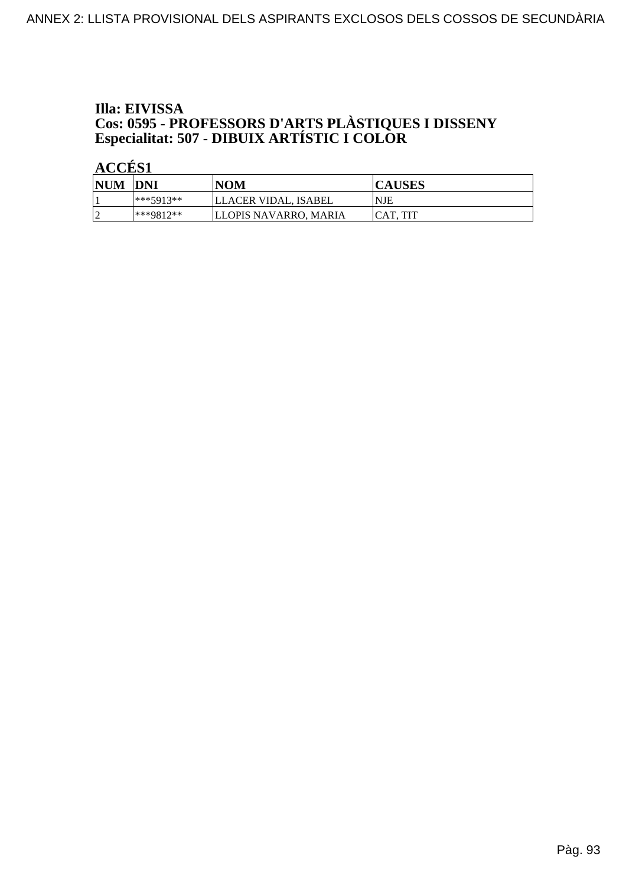**Illa: EIVISSA**
**Cos: 0595 - PROFESSORS D'ARTS PLÀSTIQUES I DISSENY**
**Especialitat: 507 - DIBUIX ARTÍSTIC I COLOR**

**ACCÉS1**

| NUM | DNI | NOM | CAUSES |
|---|---|---|---|
| 1 | ***5913** | LLACER VIDAL, ISABEL | NJE |
| 2 | ***9812** | LLOPIS NAVARRO, MARIA | CAT, TIT |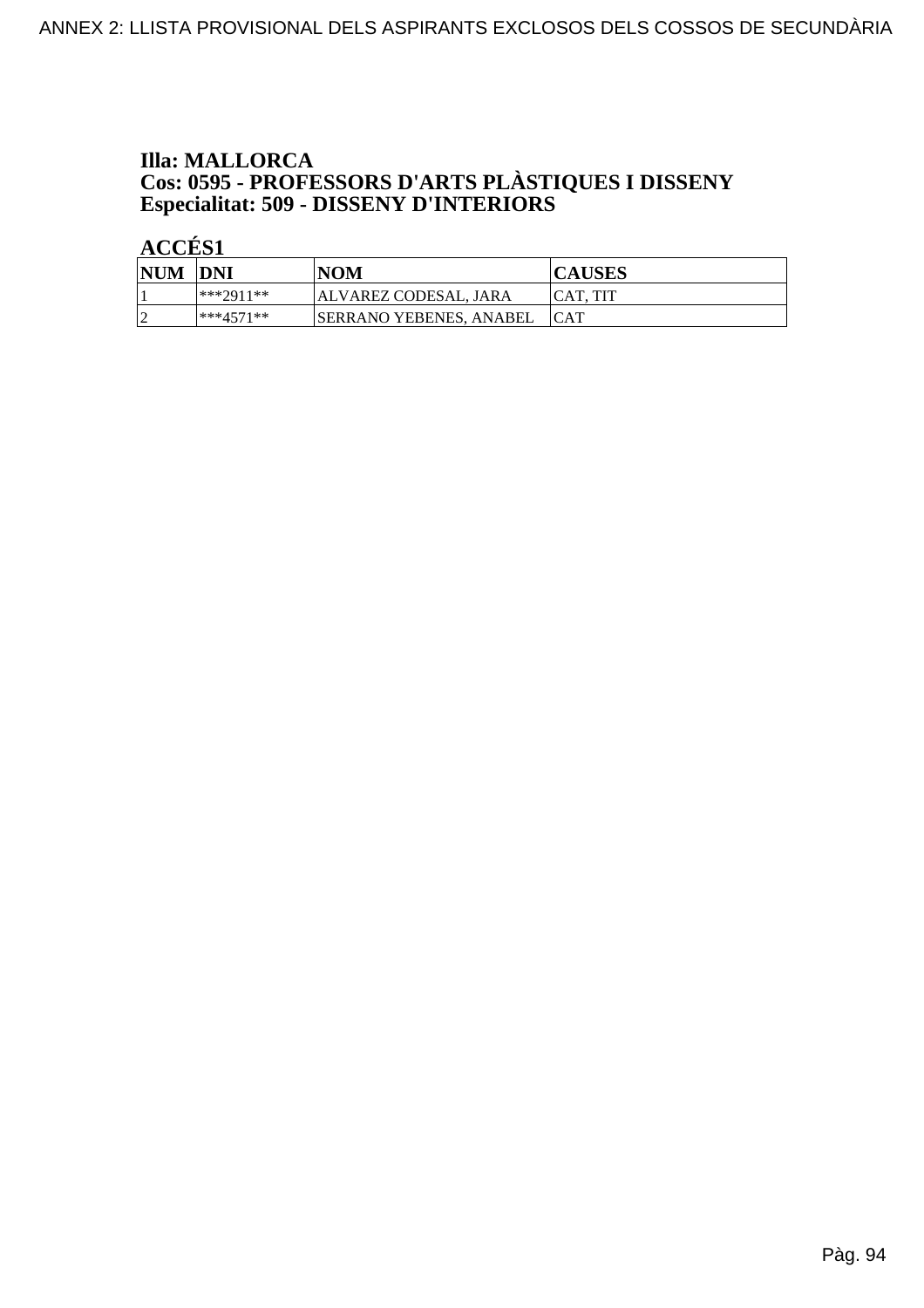### Illa: MALLORCA
### Cos: 0595 - PROFESSORS D'ARTS PLÀSTIQUES I DISSENY
### Especialitat: 509 - DISSENY D'INTERIORS

**ACCÉS1**

| NUM | DNI | NOM | CAUSES |
|---|---|---|---|
| 1 | ***2911** | ALVAREZ CODESAL, JARA | CAT, TIT |
| 2 | ***4571** | SERRANO YEBENES, ANABEL | CAT |